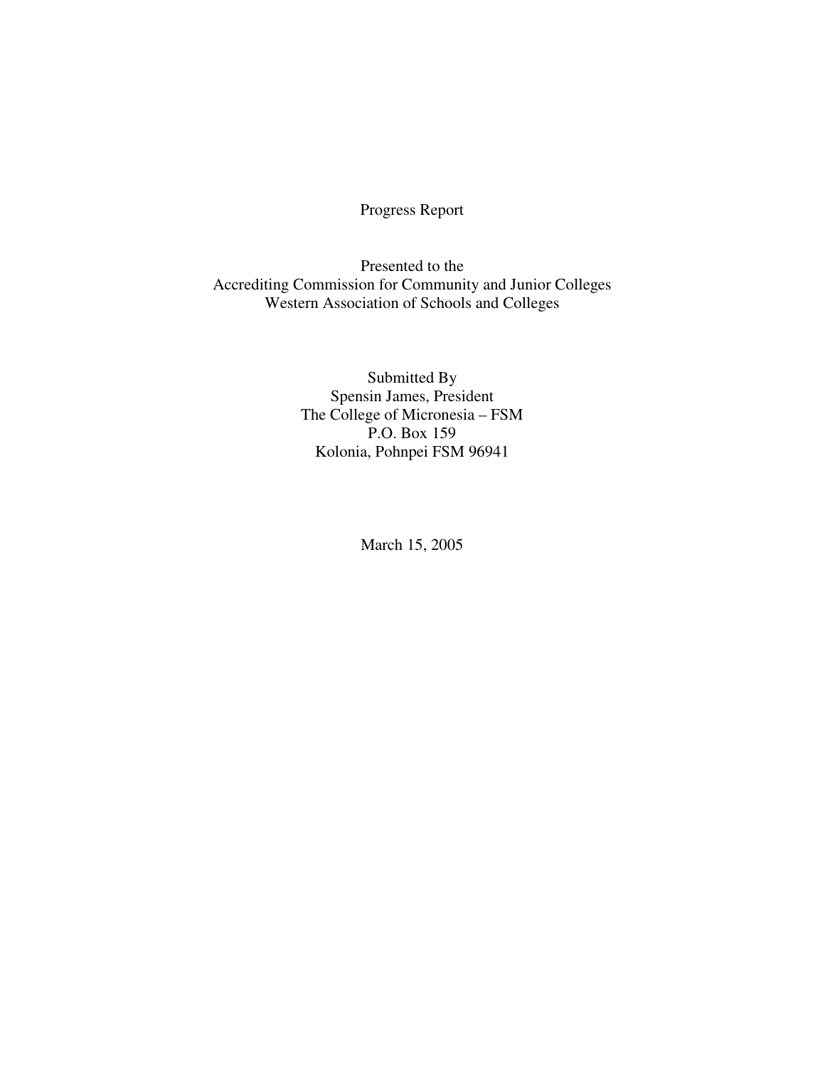Progress Report

Presented to the
Accrediting Commission for Community and Junior Colleges
Western Association of Schools and Colleges

Submitted By
Spensin James, President
The College of Micronesia – FSM
P.O. Box 159
Kolonia, Pohnpei FSM 96941

March 15, 2005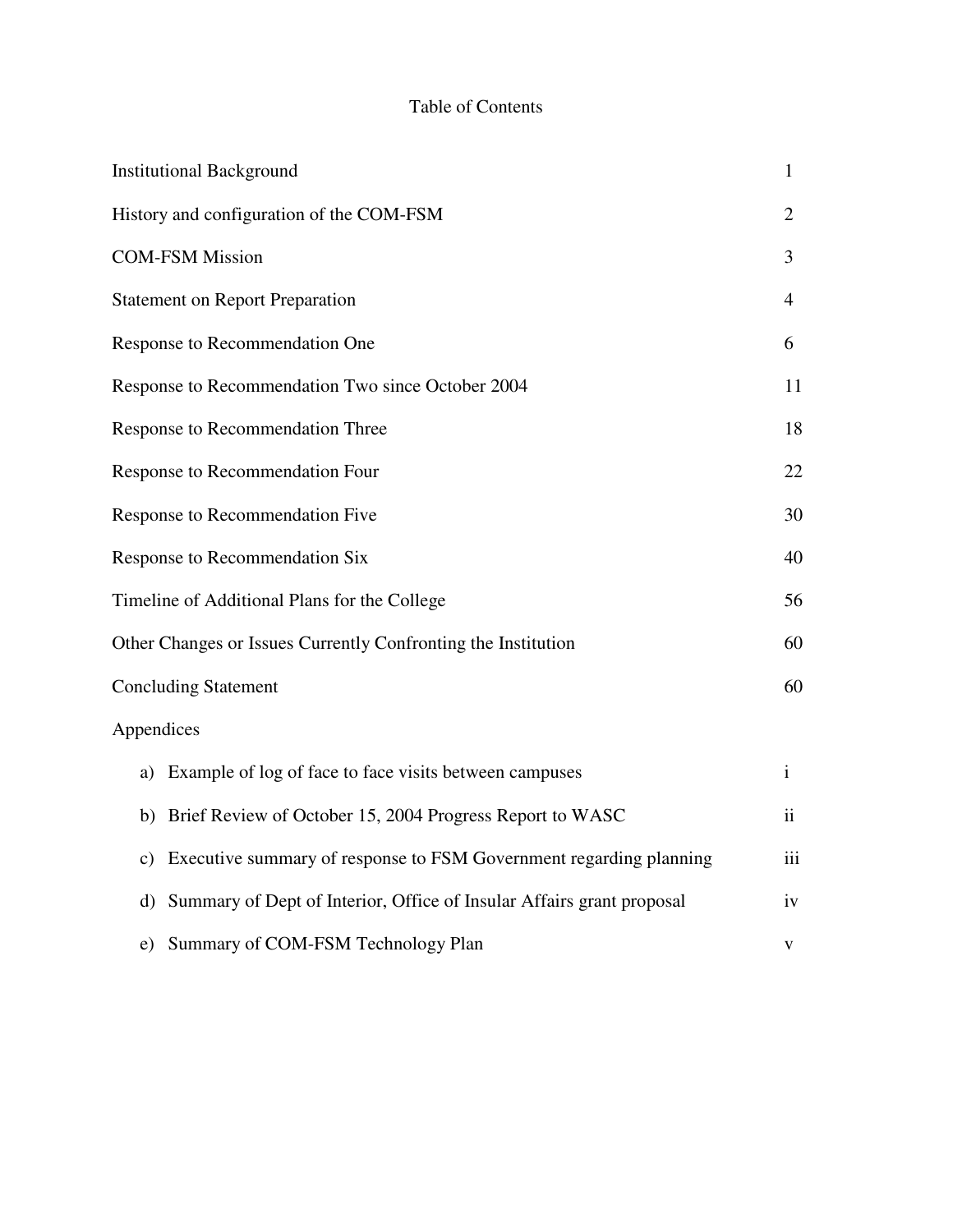# Table of Contents

| | |
|---|---|
| Institutional Background | 1 |
| History and configuration of the COM-FSM | 2 |
| COM-FSM Mission | 3 |
| Statement on Report Preparation | 4 |
| Response to Recommendation One | 6 |
| Response to Recommendation Two since October 2004 | 11 |
| Response to Recommendation Three | 18 |
| Response to Recommendation Four | 22 |
| Response to Recommendation Five | 30 |
| Response to Recommendation Six | 40 |
| Timeline of Additional Plans for the College | 56 |
| Other Changes or Issues Currently Confronting the Institution | 60 |
| Concluding Statement | 60 |
| Appendices | |
| a) Example of log of face to face visits between campuses | i |
| b) Brief Review of October 15, 2004 Progress Report to WASC | ii |
| c) Executive summary of response to FSM Government regarding planning | iii |
| d) Summary of Dept of Interior, Office of Insular Affairs grant proposal | iv |
| e) Summary of COM-FSM Technology Plan | v |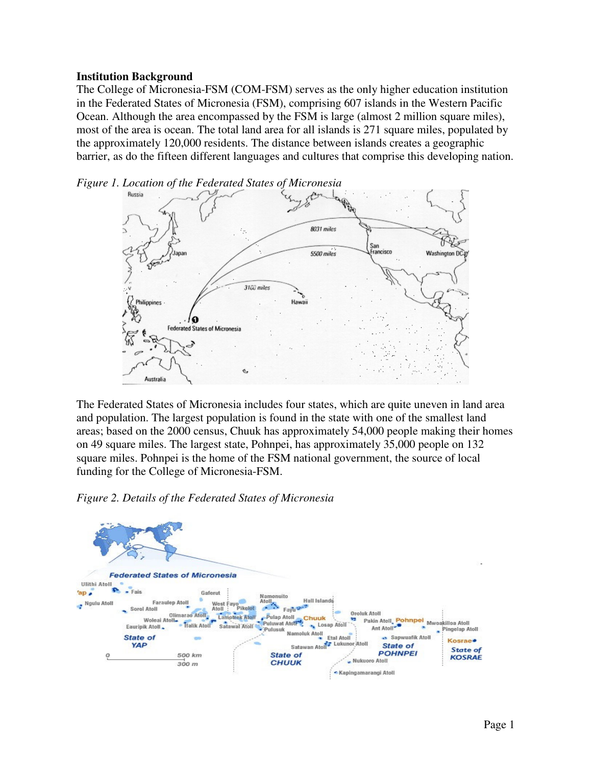**Institution Background**

The College of Micronesia-FSM (COM-FSM) serves as the only higher education institution in the Federated States of Micronesia (FSM), comprising 607 islands in the Western Pacific Ocean. Although the area encompassed by the FSM is large (almost 2 million square miles), most of the area is ocean. The total land area for all islands is 271 square miles, populated by the approximately 120,000 residents. The distance between islands creates a geographic barrier, as do the fifteen different languages and cultures that comprise this developing nation.

*Figure 1. Location of the Federated States of Micronesia*

The Federated States of Micronesia includes four states, which are quite uneven in land area and population. The largest population is found in the state with one of the smallest land areas; based on the 2000 census, Chuuk has approximately 54,000 people making their homes on 49 square miles. The largest state, Pohnpei, has approximately 35,000 people on 132 square miles. Pohnpei is the home of the FSM national government, the source of local funding for the College of Micronesia-FSM.

*Figure 2. Details of the Federated States of Micronesia*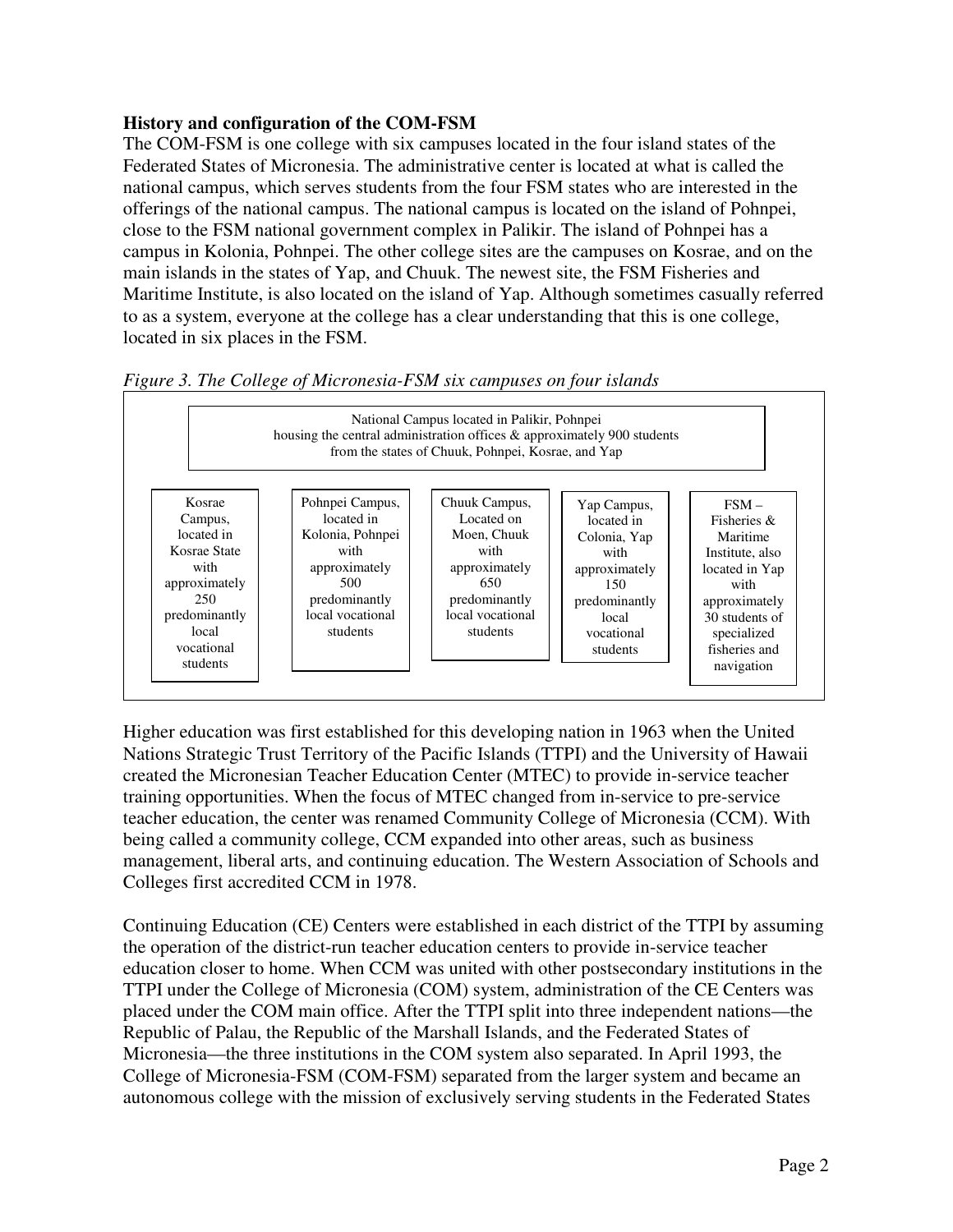**History and configuration of the COM-FSM**

The COM-FSM is one college with six campuses located in the four island states of the Federated States of Micronesia. The administrative center is located at what is called the national campus, which serves students from the four FSM states who are interested in the offerings of the national campus. The national campus is located on the island of Pohnpei, close to the FSM national government complex in Palikir. The island of Pohnpei has a campus in Kolonia, Pohnpei. The other college sites are the campuses on Kosrae, and on the main islands in the states of Yap, and Chuuk. The newest site, the FSM Fisheries and Maritime Institute, is also located on the island of Yap. Although sometimes casually referred to as a system, everyone at the college has a clear understanding that this is one college, located in six places in the FSM.

*Figure 3. The College of Micronesia-FSM six campuses on four islands*

National Campus located in Palikir, Pohnpei housing the central administration offices & approximately 900 students from the states of Chuuk, Pohnpei, Kosrae, and Yap

| Kosrae Campus, located in Kosrae State with approximately 250 predominantly local vocational students | Pohnpei Campus, located in Kolonia, Pohnpei with approximately 500 predominantly local vocational students | Chuuk Campus, Located on Moen, Chuuk with approximately 650 predominantly local vocational students | Yap Campus, located in Colonia, Yap with approximately 150 predominantly local vocational students | FSM – Fisheries & Maritime Institute, also located in Yap with approximately 30 students of specialized fisheries and navigation |
|---|---|---|---|---|

Higher education was first established for this developing nation in 1963 when the United Nations Strategic Trust Territory of the Pacific Islands (TTPI) and the University of Hawaii created the Micronesian Teacher Education Center (MTEC) to provide in-service teacher training opportunities. When the focus of MTEC changed from in-service to pre-service teacher education, the center was renamed Community College of Micronesia (CCM). With being called a community college, CCM expanded into other areas, such as business management, liberal arts, and continuing education. The Western Association of Schools and Colleges first accredited CCM in 1978.

Continuing Education (CE) Centers were established in each district of the TTPI by assuming the operation of the district-run teacher education centers to provide in-service teacher education closer to home. When CCM was united with other postsecondary institutions in the TTPI under the College of Micronesia (COM) system, administration of the CE Centers was placed under the COM main office. After the TTPI split into three independent nations—the Republic of Palau, the Republic of the Marshall Islands, and the Federated States of Micronesia—the three institutions in the COM system also separated. In April 1993, the College of Micronesia-FSM (COM-FSM) separated from the larger system and became an autonomous college with the mission of exclusively serving students in the Federated States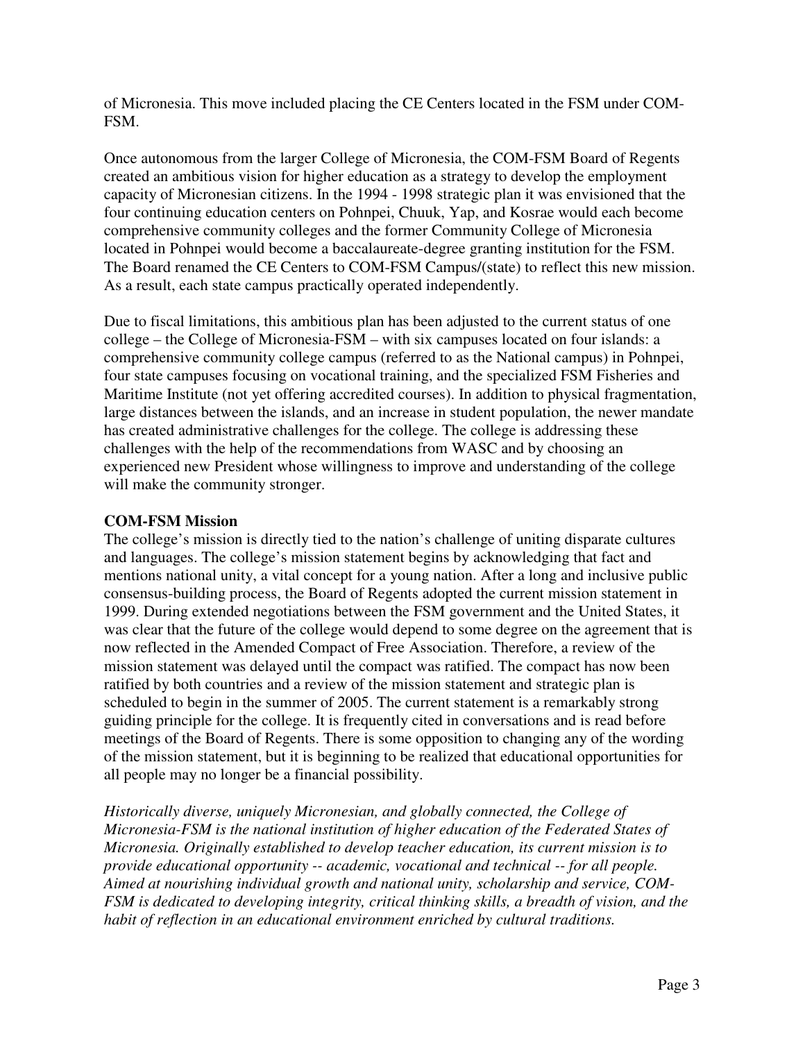of Micronesia. This move included placing the CE Centers located in the FSM under COM-FSM.

Once autonomous from the larger College of Micronesia, the COM-FSM Board of Regents created an ambitious vision for higher education as a strategy to develop the employment capacity of Micronesian citizens. In the 1994 - 1998 strategic plan it was envisioned that the four continuing education centers on Pohnpei, Chuuk, Yap, and Kosrae would each become comprehensive community colleges and the former Community College of Micronesia located in Pohnpei would become a baccalaureate-degree granting institution for the FSM. The Board renamed the CE Centers to COM-FSM Campus/(state) to reflect this new mission. As a result, each state campus practically operated independently.

Due to fiscal limitations, this ambitious plan has been adjusted to the current status of one college – the College of Micronesia-FSM – with six campuses located on four islands: a comprehensive community college campus (referred to as the National campus) in Pohnpei, four state campuses focusing on vocational training, and the specialized FSM Fisheries and Maritime Institute (not yet offering accredited courses). In addition to physical fragmentation, large distances between the islands, and an increase in student population, the newer mandate has created administrative challenges for the college. The college is addressing these challenges with the help of the recommendations from WASC and by choosing an experienced new President whose willingness to improve and understanding of the college will make the community stronger.

**COM-FSM Mission**

The college's mission is directly tied to the nation's challenge of uniting disparate cultures and languages. The college's mission statement begins by acknowledging that fact and mentions national unity, a vital concept for a young nation. After a long and inclusive public consensus-building process, the Board of Regents adopted the current mission statement in 1999. During extended negotiations between the FSM government and the United States, it was clear that the future of the college would depend to some degree on the agreement that is now reflected in the Amended Compact of Free Association. Therefore, a review of the mission statement was delayed until the compact was ratified. The compact has now been ratified by both countries and a review of the mission statement and strategic plan is scheduled to begin in the summer of 2005. The current statement is a remarkably strong guiding principle for the college. It is frequently cited in conversations and is read before meetings of the Board of Regents. There is some opposition to changing any of the wording of the mission statement, but it is beginning to be realized that educational opportunities for all people may no longer be a financial possibility.

*Historically diverse, uniquely Micronesian, and globally connected, the College of Micronesia-FSM is the national institution of higher education of the Federated States of Micronesia. Originally established to develop teacher education, its current mission is to provide educational opportunity -- academic, vocational and technical -- for all people. Aimed at nourishing individual growth and national unity, scholarship and service, COM-FSM is dedicated to developing integrity, critical thinking skills, a breadth of vision, and the habit of reflection in an educational environment enriched by cultural traditions.*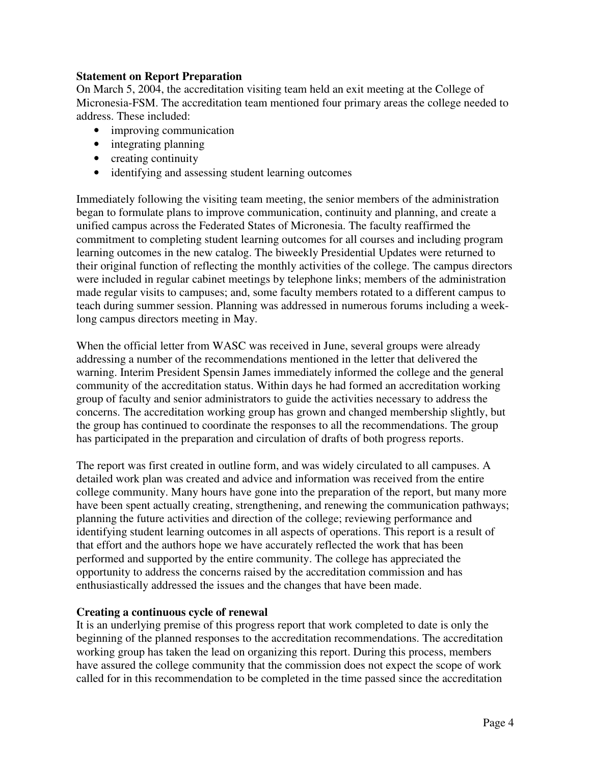**Statement on Report Preparation**

On March 5, 2004, the accreditation visiting team held an exit meeting at the College of Micronesia-FSM. The accreditation team mentioned four primary areas the college needed to address. These included:

- improving communication
- integrating planning
- creating continuity
- identifying and assessing student learning outcomes

Immediately following the visiting team meeting, the senior members of the administration began to formulate plans to improve communication, continuity and planning, and create a unified campus across the Federated States of Micronesia. The faculty reaffirmed the commitment to completing student learning outcomes for all courses and including program learning outcomes in the new catalog. The biweekly Presidential Updates were returned to their original function of reflecting the monthly activities of the college. The campus directors were included in regular cabinet meetings by telephone links; members of the administration made regular visits to campuses; and, some faculty members rotated to a different campus to teach during summer session. Planning was addressed in numerous forums including a week-long campus directors meeting in May.

When the official letter from WASC was received in June, several groups were already addressing a number of the recommendations mentioned in the letter that delivered the warning. Interim President Spensin James immediately informed the college and the general community of the accreditation status. Within days he had formed an accreditation working group of faculty and senior administrators to guide the activities necessary to address the concerns. The accreditation working group has grown and changed membership slightly, but the group has continued to coordinate the responses to all the recommendations. The group has participated in the preparation and circulation of drafts of both progress reports.

The report was first created in outline form, and was widely circulated to all campuses. A detailed work plan was created and advice and information was received from the entire college community. Many hours have gone into the preparation of the report, but many more have been spent actually creating, strengthening, and renewing the communication pathways; planning the future activities and direction of the college; reviewing performance and identifying student learning outcomes in all aspects of operations. This report is a result of that effort and the authors hope we have accurately reflected the work that has been performed and supported by the entire community. The college has appreciated the opportunity to address the concerns raised by the accreditation commission and has enthusiastically addressed the issues and the changes that have been made.

**Creating a continuous cycle of renewal**

It is an underlying premise of this progress report that work completed to date is only the beginning of the planned responses to the accreditation recommendations. The accreditation working group has taken the lead on organizing this report. During this process, members have assured the college community that the commission does not expect the scope of work called for in this recommendation to be completed in the time passed since the accreditation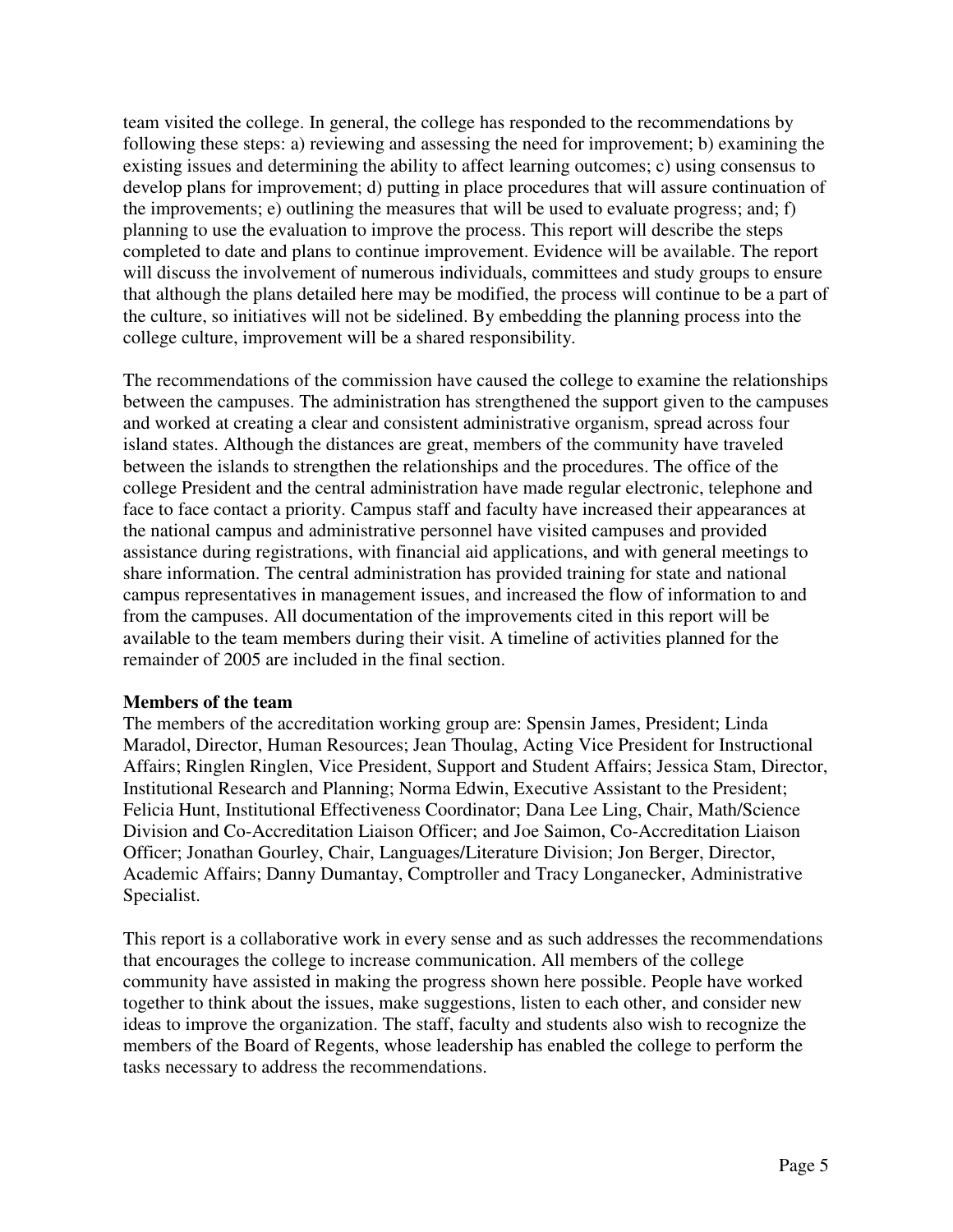team visited the college. In general, the college has responded to the recommendations by following these steps: a) reviewing and assessing the need for improvement; b) examining the existing issues and determining the ability to affect learning outcomes; c) using consensus to develop plans for improvement; d) putting in place procedures that will assure continuation of the improvements; e) outlining the measures that will be used to evaluate progress; and; f) planning to use the evaluation to improve the process. This report will describe the steps completed to date and plans to continue improvement. Evidence will be available. The report will discuss the involvement of numerous individuals, committees and study groups to ensure that although the plans detailed here may be modified, the process will continue to be a part of the culture, so initiatives will not be sidelined. By embedding the planning process into the college culture, improvement will be a shared responsibility.

The recommendations of the commission have caused the college to examine the relationships between the campuses. The administration has strengthened the support given to the campuses and worked at creating a clear and consistent administrative organism, spread across four island states. Although the distances are great, members of the community have traveled between the islands to strengthen the relationships and the procedures. The office of the college President and the central administration have made regular electronic, telephone and face to face contact a priority. Campus staff and faculty have increased their appearances at the national campus and administrative personnel have visited campuses and provided assistance during registrations, with financial aid applications, and with general meetings to share information. The central administration has provided training for state and national campus representatives in management issues, and increased the flow of information to and from the campuses. All documentation of the improvements cited in this report will be available to the team members during their visit. A timeline of activities planned for the remainder of 2005 are included in the final section.

**Members of the team**

The members of the accreditation working group are: Spensin James, President; Linda Maradol, Director, Human Resources; Jean Thoulag, Acting Vice President for Instructional Affairs; Ringlen Ringlen, Vice President, Support and Student Affairs; Jessica Stam, Director, Institutional Research and Planning; Norma Edwin, Executive Assistant to the President; Felicia Hunt, Institutional Effectiveness Coordinator; Dana Lee Ling, Chair, Math/Science Division and Co-Accreditation Liaison Officer; and Joe Saimon, Co-Accreditation Liaison Officer; Jonathan Gourley, Chair, Languages/Literature Division; Jon Berger, Director, Academic Affairs; Danny Dumantay, Comptroller and Tracy Longanecker, Administrative Specialist.

This report is a collaborative work in every sense and as such addresses the recommendations that encourages the college to increase communication. All members of the college community have assisted in making the progress shown here possible. People have worked together to think about the issues, make suggestions, listen to each other, and consider new ideas to improve the organization. The staff, faculty and students also wish to recognize the members of the Board of Regents, whose leadership has enabled the college to perform the tasks necessary to address the recommendations.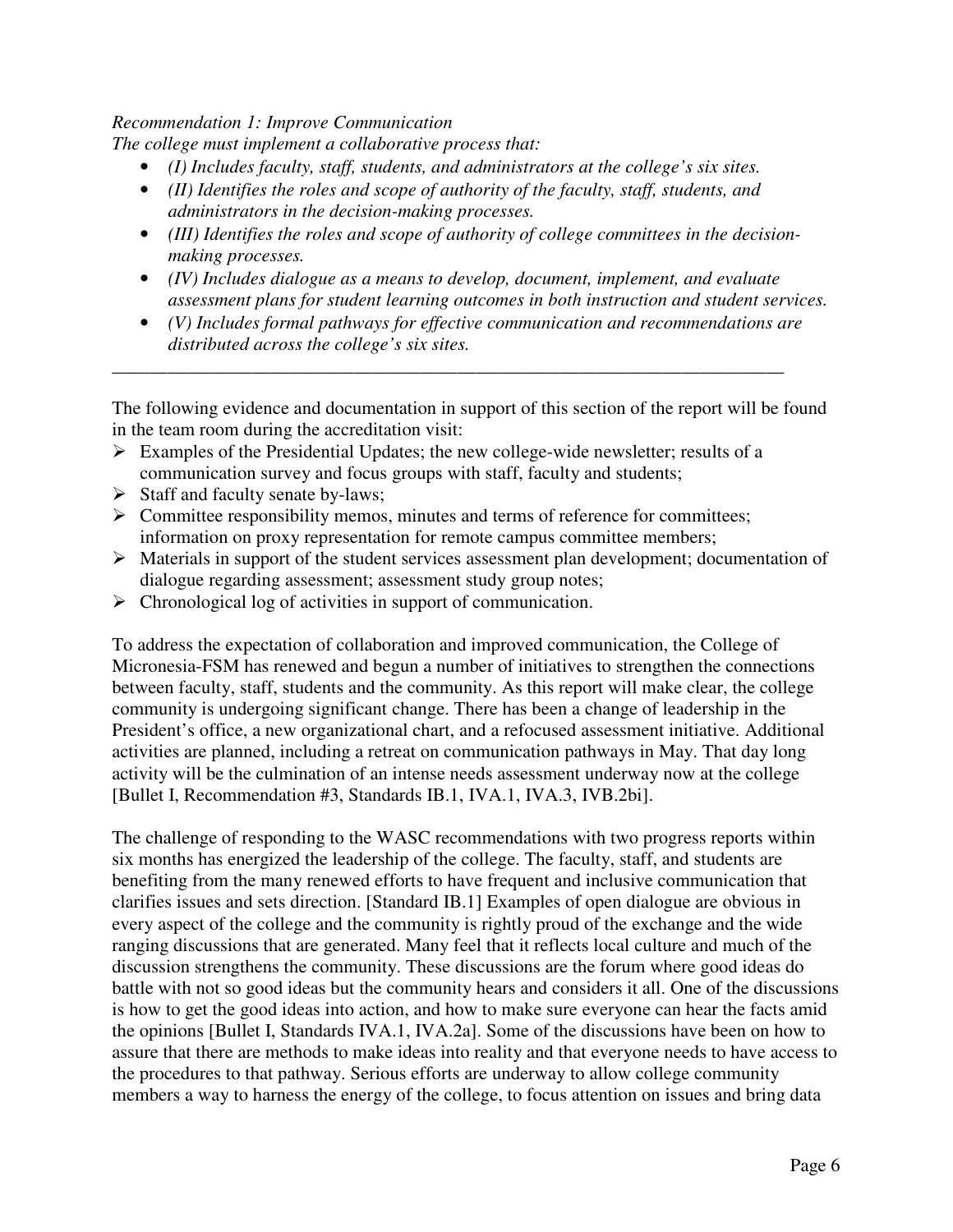*Recommendation 1: Improve Communication*

*The college must implement a collaborative process that:*

- *(I) Includes faculty, staff, students, and administrators at the college's six sites.*
- *(II) Identifies the roles and scope of authority of the faculty, staff, students, and administrators in the decision-making processes.*
- *(III) Identifies the roles and scope of authority of college committees in the decision-making processes.*
- *(IV) Includes dialogue as a means to develop, document, implement, and evaluate assessment plans for student learning outcomes in both instruction and student services.*
- *(V) Includes formal pathways for effective communication and recommendations are distributed across the college's six sites.*

---

The following evidence and documentation in support of this section of the report will be found in the team room during the accreditation visit:

- Examples of the Presidential Updates; the new college-wide newsletter; results of a communication survey and focus groups with staff, faculty and students;
- Staff and faculty senate by-laws;
- Committee responsibility memos, minutes and terms of reference for committees; information on proxy representation for remote campus committee members;
- Materials in support of the student services assessment plan development; documentation of dialogue regarding assessment; assessment study group notes;
- Chronological log of activities in support of communication.

To address the expectation of collaboration and improved communication, the College of Micronesia-FSM has renewed and begun a number of initiatives to strengthen the connections between faculty, staff, students and the community. As this report will make clear, the college community is undergoing significant change. There has been a change of leadership in the President's office, a new organizational chart, and a refocused assessment initiative. Additional activities are planned, including a retreat on communication pathways in May. That day long activity will be the culmination of an intense needs assessment underway now at the college [Bullet I, Recommendation #3, Standards IB.1, IVA.1, IVA.3, IVB.2bi].

The challenge of responding to the WASC recommendations with two progress reports within six months has energized the leadership of the college. The faculty, staff, and students are benefiting from the many renewed efforts to have frequent and inclusive communication that clarifies issues and sets direction. [Standard IB.1] Examples of open dialogue are obvious in every aspect of the college and the community is rightly proud of the exchange and the wide ranging discussions that are generated. Many feel that it reflects local culture and much of the discussion strengthens the community. These discussions are the forum where good ideas do battle with not so good ideas but the community hears and considers it all. One of the discussions is how to get the good ideas into action, and how to make sure everyone can hear the facts amid the opinions [Bullet I, Standards IVA.1, IVA.2a]. Some of the discussions have been on how to assure that there are methods to make ideas into reality and that everyone needs to have access to the procedures to that pathway. Serious efforts are underway to allow college community members a way to harness the energy of the college, to focus attention on issues and bring data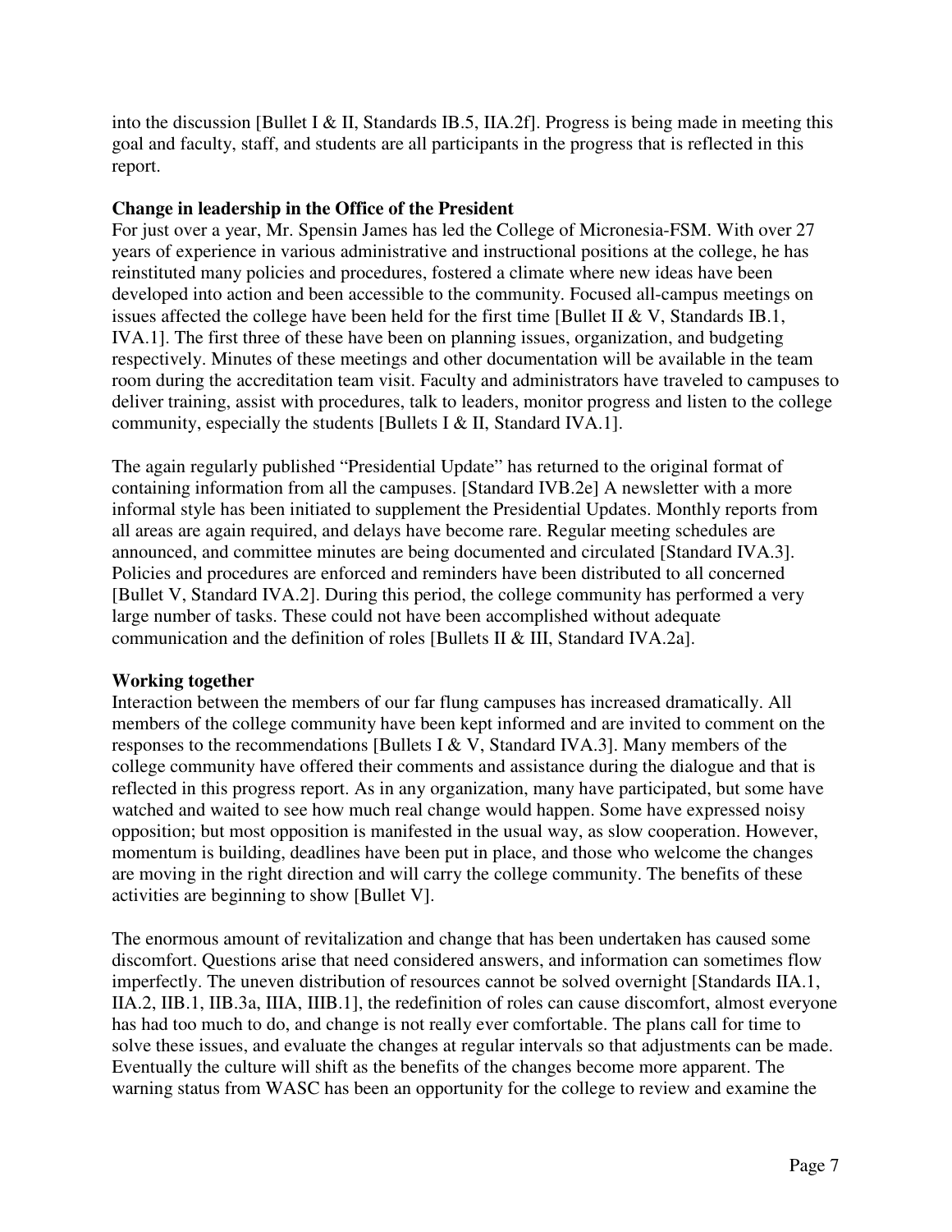into the discussion [Bullet I & II, Standards IB.5, IIA.2f]. Progress is being made in meeting this goal and faculty, staff, and students are all participants in the progress that is reflected in this report.

**Change in leadership in the Office of the President**

For just over a year, Mr. Spensin James has led the College of Micronesia-FSM. With over 27 years of experience in various administrative and instructional positions at the college, he has reinstituted many policies and procedures, fostered a climate where new ideas have been developed into action and been accessible to the community. Focused all-campus meetings on issues affected the college have been held for the first time [Bullet II & V, Standards IB.1, IVA.1]. The first three of these have been on planning issues, organization, and budgeting respectively. Minutes of these meetings and other documentation will be available in the team room during the accreditation team visit. Faculty and administrators have traveled to campuses to deliver training, assist with procedures, talk to leaders, monitor progress and listen to the college community, especially the students [Bullets I & II, Standard IVA.1].

The again regularly published "Presidential Update" has returned to the original format of containing information from all the campuses. [Standard IVB.2e] A newsletter with a more informal style has been initiated to supplement the Presidential Updates. Monthly reports from all areas are again required, and delays have become rare. Regular meeting schedules are announced, and committee minutes are being documented and circulated [Standard IVA.3]. Policies and procedures are enforced and reminders have been distributed to all concerned [Bullet V, Standard IVA.2]. During this period, the college community has performed a very large number of tasks. These could not have been accomplished without adequate communication and the definition of roles [Bullets II & III, Standard IVA.2a].

**Working together**

Interaction between the members of our far flung campuses has increased dramatically. All members of the college community have been kept informed and are invited to comment on the responses to the recommendations [Bullets I & V, Standard IVA.3]. Many members of the college community have offered their comments and assistance during the dialogue and that is reflected in this progress report. As in any organization, many have participated, but some have watched and waited to see how much real change would happen. Some have expressed noisy opposition; but most opposition is manifested in the usual way, as slow cooperation. However, momentum is building, deadlines have been put in place, and those who welcome the changes are moving in the right direction and will carry the college community. The benefits of these activities are beginning to show [Bullet V].

The enormous amount of revitalization and change that has been undertaken has caused some discomfort. Questions arise that need considered answers, and information can sometimes flow imperfectly. The uneven distribution of resources cannot be solved overnight [Standards IIA.1, IIA.2, IIB.1, IIB.3a, IIIA, IIIB.1], the redefinition of roles can cause discomfort, almost everyone has had too much to do, and change is not really ever comfortable. The plans call for time to solve these issues, and evaluate the changes at regular intervals so that adjustments can be made. Eventually the culture will shift as the benefits of the changes become more apparent. The warning status from WASC has been an opportunity for the college to review and examine the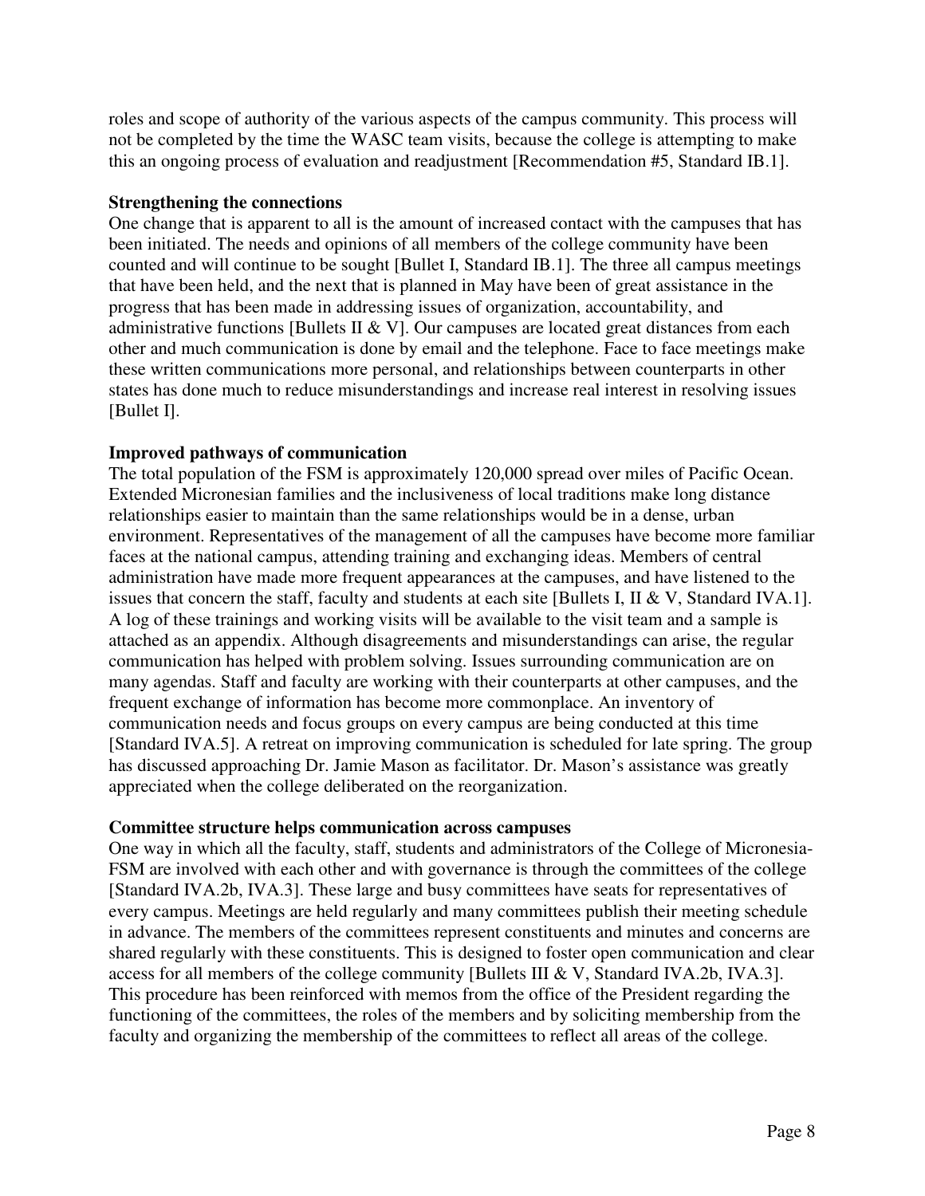roles and scope of authority of the various aspects of the campus community. This process will not be completed by the time the WASC team visits, because the college is attempting to make this an ongoing process of evaluation and readjustment [Recommendation #5, Standard IB.1].

**Strengthening the connections**

One change that is apparent to all is the amount of increased contact with the campuses that has been initiated. The needs and opinions of all members of the college community have been counted and will continue to be sought [Bullet I, Standard IB.1]. The three all campus meetings that have been held, and the next that is planned in May have been of great assistance in the progress that has been made in addressing issues of organization, accountability, and administrative functions [Bullets II & V]. Our campuses are located great distances from each other and much communication is done by email and the telephone. Face to face meetings make these written communications more personal, and relationships between counterparts in other states has done much to reduce misunderstandings and increase real interest in resolving issues [Bullet I].

**Improved pathways of communication**

The total population of the FSM is approximately 120,000 spread over miles of Pacific Ocean. Extended Micronesian families and the inclusiveness of local traditions make long distance relationships easier to maintain than the same relationships would be in a dense, urban environment. Representatives of the management of all the campuses have become more familiar faces at the national campus, attending training and exchanging ideas. Members of central administration have made more frequent appearances at the campuses, and have listened to the issues that concern the staff, faculty and students at each site [Bullets I, II & V, Standard IVA.1]. A log of these trainings and working visits will be available to the visit team and a sample is attached as an appendix. Although disagreements and misunderstandings can arise, the regular communication has helped with problem solving. Issues surrounding communication are on many agendas. Staff and faculty are working with their counterparts at other campuses, and the frequent exchange of information has become more commonplace. An inventory of communication needs and focus groups on every campus are being conducted at this time [Standard IVA.5]. A retreat on improving communication is scheduled for late spring. The group has discussed approaching Dr. Jamie Mason as facilitator. Dr. Mason's assistance was greatly appreciated when the college deliberated on the reorganization.

**Committee structure helps communication across campuses**

One way in which all the faculty, staff, students and administrators of the College of Micronesia-FSM are involved with each other and with governance is through the committees of the college [Standard IVA.2b, IVA.3]. These large and busy committees have seats for representatives of every campus. Meetings are held regularly and many committees publish their meeting schedule in advance. The members of the committees represent constituents and minutes and concerns are shared regularly with these constituents. This is designed to foster open communication and clear access for all members of the college community [Bullets III & V, Standard IVA.2b, IVA.3]. This procedure has been reinforced with memos from the office of the President regarding the functioning of the committees, the roles of the members and by soliciting membership from the faculty and organizing the membership of the committees to reflect all areas of the college.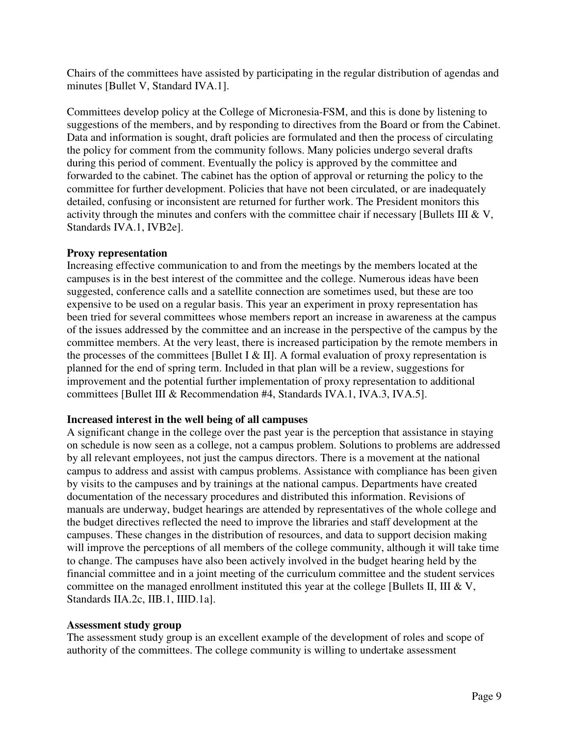Chairs of the committees have assisted by participating in the regular distribution of agendas and minutes [Bullet V, Standard IVA.1].

Committees develop policy at the College of Micronesia-FSM, and this is done by listening to suggestions of the members, and by responding to directives from the Board or from the Cabinet. Data and information is sought, draft policies are formulated and then the process of circulating the policy for comment from the community follows. Many policies undergo several drafts during this period of comment. Eventually the policy is approved by the committee and forwarded to the cabinet. The cabinet has the option of approval or returning the policy to the committee for further development. Policies that have not been circulated, or are inadequately detailed, confusing or inconsistent are returned for further work. The President monitors this activity through the minutes and confers with the committee chair if necessary [Bullets III & V, Standards IVA.1, IVB2e].

**Proxy representation**

Increasing effective communication to and from the meetings by the members located at the campuses is in the best interest of the committee and the college. Numerous ideas have been suggested, conference calls and a satellite connection are sometimes used, but these are too expensive to be used on a regular basis. This year an experiment in proxy representation has been tried for several committees whose members report an increase in awareness at the campus of the issues addressed by the committee and an increase in the perspective of the campus by the committee members. At the very least, there is increased participation by the remote members in the processes of the committees [Bullet I & II]. A formal evaluation of proxy representation is planned for the end of spring term. Included in that plan will be a review, suggestions for improvement and the potential further implementation of proxy representation to additional committees [Bullet III & Recommendation #4, Standards IVA.1, IVA.3, IVA.5].

**Increased interest in the well being of all campuses**

A significant change in the college over the past year is the perception that assistance in staying on schedule is now seen as a college, not a campus problem. Solutions to problems are addressed by all relevant employees, not just the campus directors. There is a movement at the national campus to address and assist with campus problems. Assistance with compliance has been given by visits to the campuses and by trainings at the national campus. Departments have created documentation of the necessary procedures and distributed this information. Revisions of manuals are underway, budget hearings are attended by representatives of the whole college and the budget directives reflected the need to improve the libraries and staff development at the campuses. These changes in the distribution of resources, and data to support decision making will improve the perceptions of all members of the college community, although it will take time to change. The campuses have also been actively involved in the budget hearing held by the financial committee and in a joint meeting of the curriculum committee and the student services committee on the managed enrollment instituted this year at the college [Bullets II, III & V, Standards IIA.2c, IIB.1, IIID.1a].

**Assessment study group**

The assessment study group is an excellent example of the development of roles and scope of authority of the committees. The college community is willing to undertake assessment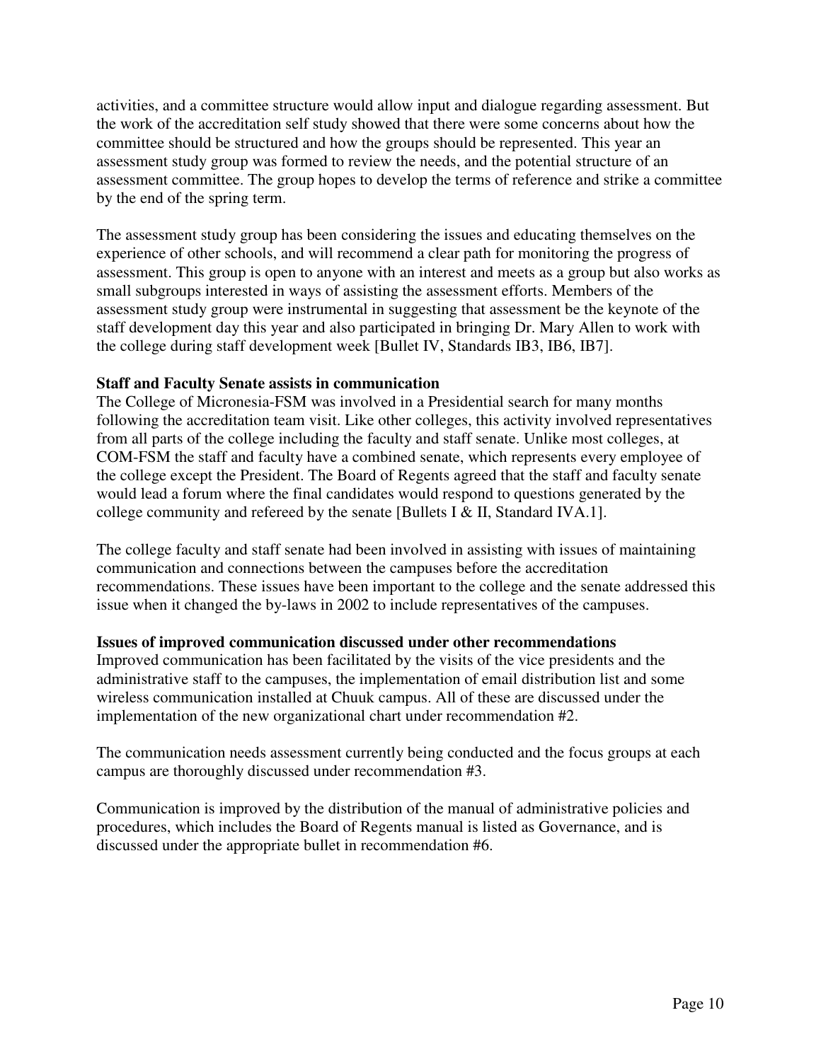activities, and a committee structure would allow input and dialogue regarding assessment. But the work of the accreditation self study showed that there were some concerns about how the committee should be structured and how the groups should be represented. This year an assessment study group was formed to review the needs, and the potential structure of an assessment committee. The group hopes to develop the terms of reference and strike a committee by the end of the spring term.

The assessment study group has been considering the issues and educating themselves on the experience of other schools, and will recommend a clear path for monitoring the progress of assessment. This group is open to anyone with an interest and meets as a group but also works as small subgroups interested in ways of assisting the assessment efforts. Members of the assessment study group were instrumental in suggesting that assessment be the keynote of the staff development day this year and also participated in bringing Dr. Mary Allen to work with the college during staff development week [Bullet IV, Standards IB3, IB6, IB7].

**Staff and Faculty Senate assists in communication**

The College of Micronesia-FSM was involved in a Presidential search for many months following the accreditation team visit. Like other colleges, this activity involved representatives from all parts of the college including the faculty and staff senate. Unlike most colleges, at COM-FSM the staff and faculty have a combined senate, which represents every employee of the college except the President. The Board of Regents agreed that the staff and faculty senate would lead a forum where the final candidates would respond to questions generated by the college community and refereed by the senate [Bullets I & II, Standard IVA.1].

The college faculty and staff senate had been involved in assisting with issues of maintaining communication and connections between the campuses before the accreditation recommendations. These issues have been important to the college and the senate addressed this issue when it changed the by-laws in 2002 to include representatives of the campuses.

**Issues of improved communication discussed under other recommendations**

Improved communication has been facilitated by the visits of the vice presidents and the administrative staff to the campuses, the implementation of email distribution list and some wireless communication installed at Chuuk campus. All of these are discussed under the implementation of the new organizational chart under recommendation #2.

The communication needs assessment currently being conducted and the focus groups at each campus are thoroughly discussed under recommendation #3.

Communication is improved by the distribution of the manual of administrative policies and procedures, which includes the Board of Regents manual is listed as Governance, and is discussed under the appropriate bullet in recommendation #6.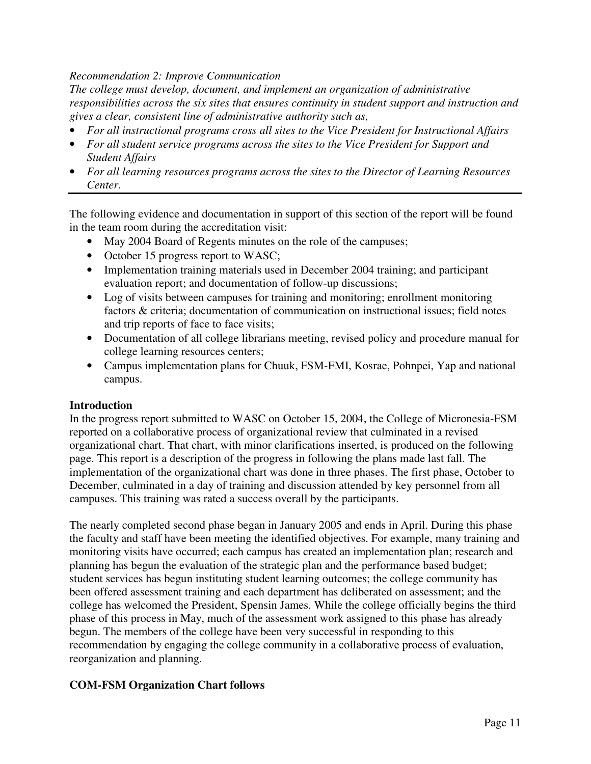*Recommendation 2: Improve Communication*

*The college must develop, document, and implement an organization of administrative responsibilities across the six sites that ensures continuity in student support and instruction and gives a clear, consistent line of administrative authority such as,*

- *For all instructional programs cross all sites to the Vice President for Instructional Affairs*
- *For all student service programs across the sites to the Vice President for Support and Student Affairs*
- *For all learning resources programs across the sites to the Director of Learning Resources Center.*

---

The following evidence and documentation in support of this section of the report will be found in the team room during the accreditation visit:

- May 2004 Board of Regents minutes on the role of the campuses;
- October 15 progress report to WASC;
- Implementation training materials used in December 2004 training; and participant evaluation report; and documentation of follow-up discussions;
- Log of visits between campuses for training and monitoring; enrollment monitoring factors & criteria; documentation of communication on instructional issues; field notes and trip reports of face to face visits;
- Documentation of all college librarians meeting, revised policy and procedure manual for college learning resources centers;
- Campus implementation plans for Chuuk, FSM-FMI, Kosrae, Pohnpei, Yap and national campus.

**Introduction**

In the progress report submitted to WASC on October 15, 2004, the College of Micronesia-FSM reported on a collaborative process of organizational review that culminated in a revised organizational chart. That chart, with minor clarifications inserted, is produced on the following page. This report is a description of the progress in following the plans made last fall. The implementation of the organizational chart was done in three phases. The first phase, October to December, culminated in a day of training and discussion attended by key personnel from all campuses. This training was rated a success overall by the participants.

The nearly completed second phase began in January 2005 and ends in April. During this phase the faculty and staff have been meeting the identified objectives. For example, many training and monitoring visits have occurred; each campus has created an implementation plan; research and planning has begun the evaluation of the strategic plan and the performance based budget; student services has begun instituting student learning outcomes; the college community has been offered assessment training and each department has deliberated on assessment; and the college has welcomed the President, Spensin James. While the college officially begins the third phase of this process in May, much of the assessment work assigned to this phase has already begun. The members of the college have been very successful in responding to this recommendation by engaging the college community in a collaborative process of evaluation, reorganization and planning.

**COM-FSM Organization Chart follows**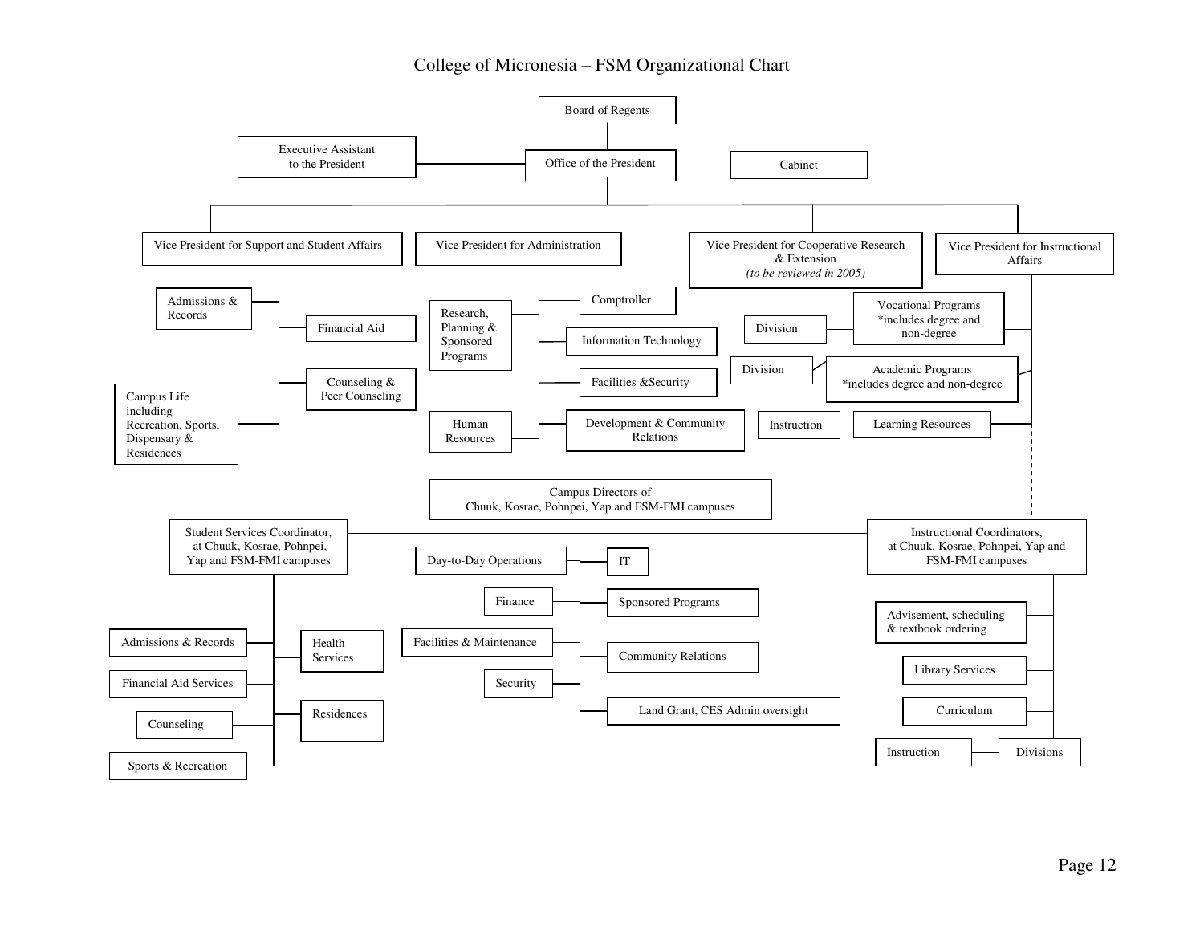# College of Micronesia – FSM Organizational Chart

- Board of Regents
  - Office of the President
    - Executive Assistant to the President
    - Cabinet
    - Vice President for Support and Student Affairs
      - Admissions & Records
      - Financial Aid
      - Counseling & Peer Counseling
      - Campus Life including Recreation, Sports, Dispensary & Residences
      - Student Services Coordinator, at Chuuk, Kosrae, Pohnpei, Yap and FSM-FMI campuses
        - Admissions & Records
        - Financial Aid Services
        - Counseling
        - Sports & Recreation
        - Health Services
        - Residences
    - Vice President for Administration
      - Research, Planning & Sponsored Programs
      - Human Resources
      - Comptroller
      - Information Technology
      - Facilities &Security
      - Development & Community Relations
      - Campus Directors of Chuuk, Kosrae, Pohnpei, Yap and FSM-FMI campuses
        - Day-to-Day Operations
        - Finance
        - Facilities & Maintenance
        - Security
        - IT
        - Sponsored Programs
        - Community Relations
        - Land Grant, CES Admin oversight
    - Vice President for Cooperative Research & Extension *(to be reviewed in 2005)*
    - Vice President for Instructional Affairs
      - Vocational Programs *includes degree and non-degree
        - Division
      - Academic Programs *includes degree and non-degree
        - Division
          - Instruction
      - Learning Resources
      - Instructional Coordinators, at Chuuk, Kosrae, Pohnpei, Yap and FSM-FMI campuses
        - Advisement, scheduling & textbook ordering
        - Library Services
        - Curriculum
        - Divisions
          - Instruction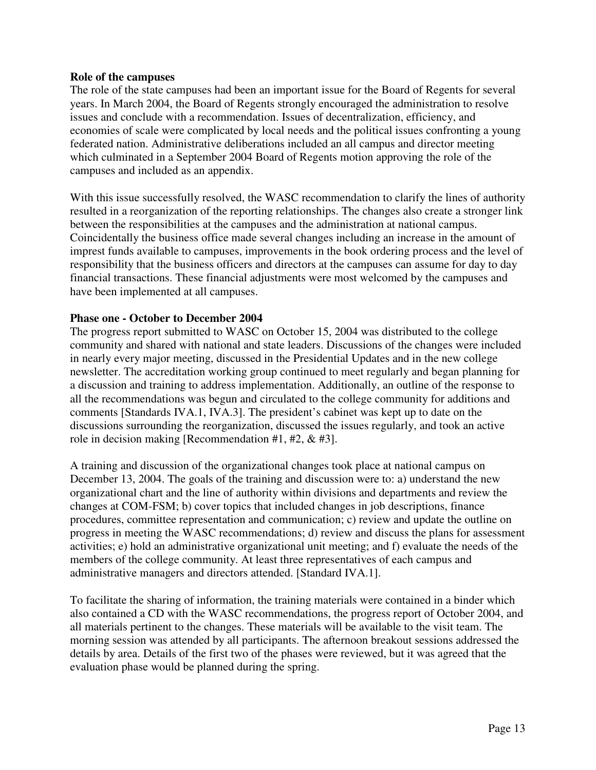**Role of the campuses**

The role of the state campuses had been an important issue for the Board of Regents for several years. In March 2004, the Board of Regents strongly encouraged the administration to resolve issues and conclude with a recommendation. Issues of decentralization, efficiency, and economies of scale were complicated by local needs and the political issues confronting a young federated nation. Administrative deliberations included an all campus and director meeting which culminated in a September 2004 Board of Regents motion approving the role of the campuses and included as an appendix.

With this issue successfully resolved, the WASC recommendation to clarify the lines of authority resulted in a reorganization of the reporting relationships. The changes also create a stronger link between the responsibilities at the campuses and the administration at national campus. Coincidentally the business office made several changes including an increase in the amount of imprest funds available to campuses, improvements in the book ordering process and the level of responsibility that the business officers and directors at the campuses can assume for day to day financial transactions. These financial adjustments were most welcomed by the campuses and have been implemented at all campuses.

**Phase one - October to December 2004**

The progress report submitted to WASC on October 15, 2004 was distributed to the college community and shared with national and state leaders. Discussions of the changes were included in nearly every major meeting, discussed in the Presidential Updates and in the new college newsletter. The accreditation working group continued to meet regularly and began planning for a discussion and training to address implementation. Additionally, an outline of the response to all the recommendations was begun and circulated to the college community for additions and comments [Standards IVA.1, IVA.3]. The president's cabinet was kept up to date on the discussions surrounding the reorganization, discussed the issues regularly, and took an active role in decision making [Recommendation #1, #2, & #3].

A training and discussion of the organizational changes took place at national campus on December 13, 2004. The goals of the training and discussion were to: a) understand the new organizational chart and the line of authority within divisions and departments and review the changes at COM-FSM; b) cover topics that included changes in job descriptions, finance procedures, committee representation and communication; c) review and update the outline on progress in meeting the WASC recommendations; d) review and discuss the plans for assessment activities; e) hold an administrative organizational unit meeting; and f) evaluate the needs of the members of the college community. At least three representatives of each campus and administrative managers and directors attended. [Standard IVA.1].

To facilitate the sharing of information, the training materials were contained in a binder which also contained a CD with the WASC recommendations, the progress report of October 2004, and all materials pertinent to the changes. These materials will be available to the visit team. The morning session was attended by all participants. The afternoon breakout sessions addressed the details by area. Details of the first two of the phases were reviewed, but it was agreed that the evaluation phase would be planned during the spring.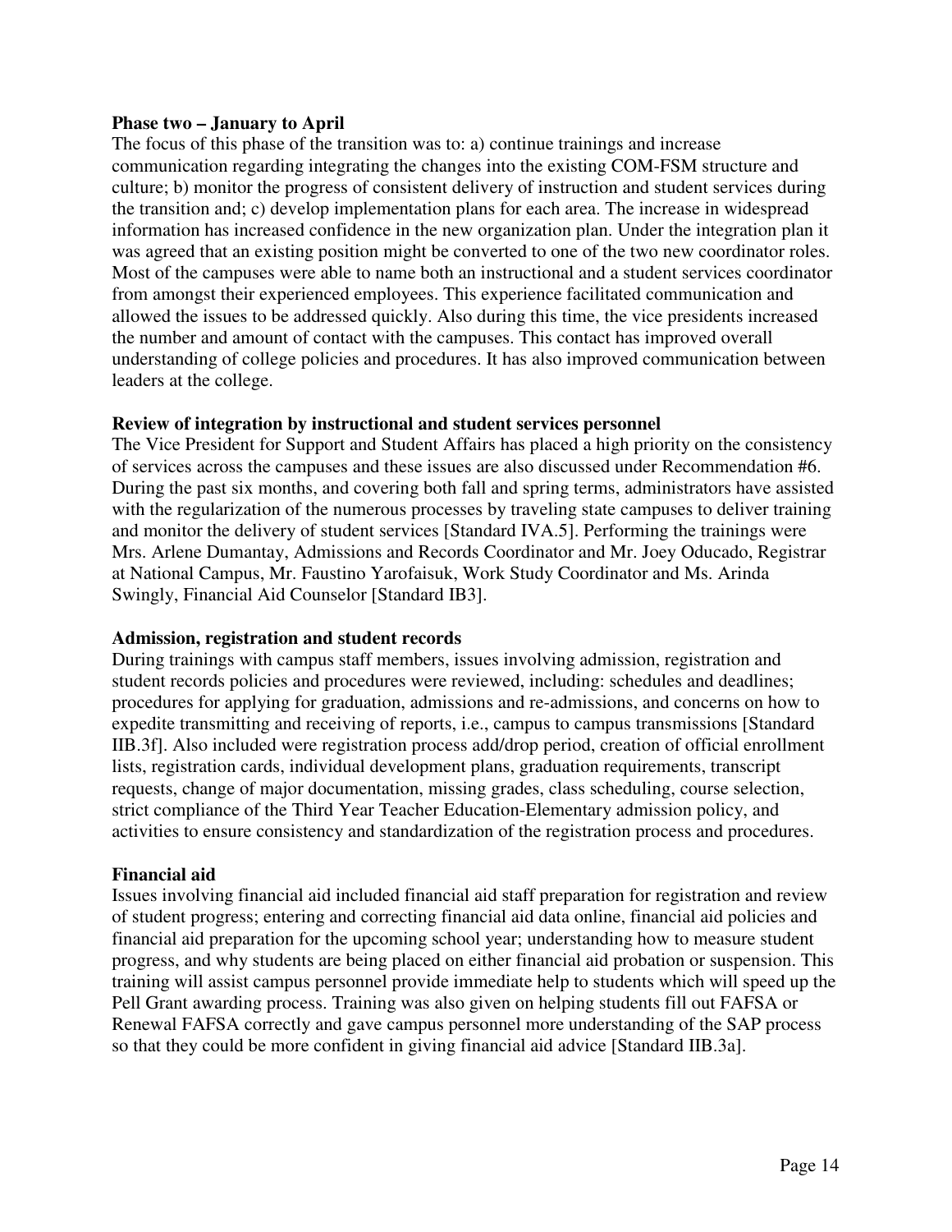**Phase two – January to April**

The focus of this phase of the transition was to: a) continue trainings and increase communication regarding integrating the changes into the existing COM-FSM structure and culture; b) monitor the progress of consistent delivery of instruction and student services during the transition and; c) develop implementation plans for each area. The increase in widespread information has increased confidence in the new organization plan. Under the integration plan it was agreed that an existing position might be converted to one of the two new coordinator roles. Most of the campuses were able to name both an instructional and a student services coordinator from amongst their experienced employees. This experience facilitated communication and allowed the issues to be addressed quickly. Also during this time, the vice presidents increased the number and amount of contact with the campuses. This contact has improved overall understanding of college policies and procedures. It has also improved communication between leaders at the college.

**Review of integration by instructional and student services personnel**

The Vice President for Support and Student Affairs has placed a high priority on the consistency of services across the campuses and these issues are also discussed under Recommendation #6. During the past six months, and covering both fall and spring terms, administrators have assisted with the regularization of the numerous processes by traveling state campuses to deliver training and monitor the delivery of student services [Standard IVA.5]. Performing the trainings were Mrs. Arlene Dumantay, Admissions and Records Coordinator and Mr. Joey Oducado, Registrar at National Campus, Mr. Faustino Yarofaisuk, Work Study Coordinator and Ms. Arinda Swingly, Financial Aid Counselor [Standard IB3].

**Admission, registration and student records**

During trainings with campus staff members, issues involving admission, registration and student records policies and procedures were reviewed, including: schedules and deadlines; procedures for applying for graduation, admissions and re-admissions, and concerns on how to expedite transmitting and receiving of reports, i.e., campus to campus transmissions [Standard IIB.3f]. Also included were registration process add/drop period, creation of official enrollment lists, registration cards, individual development plans, graduation requirements, transcript requests, change of major documentation, missing grades, class scheduling, course selection, strict compliance of the Third Year Teacher Education-Elementary admission policy, and activities to ensure consistency and standardization of the registration process and procedures.

**Financial aid**

Issues involving financial aid included financial aid staff preparation for registration and review of student progress; entering and correcting financial aid data online, financial aid policies and financial aid preparation for the upcoming school year; understanding how to measure student progress, and why students are being placed on either financial aid probation or suspension. This training will assist campus personnel provide immediate help to students which will speed up the Pell Grant awarding process. Training was also given on helping students fill out FAFSA or Renewal FAFSA correctly and gave campus personnel more understanding of the SAP process so that they could be more confident in giving financial aid advice [Standard IIB.3a].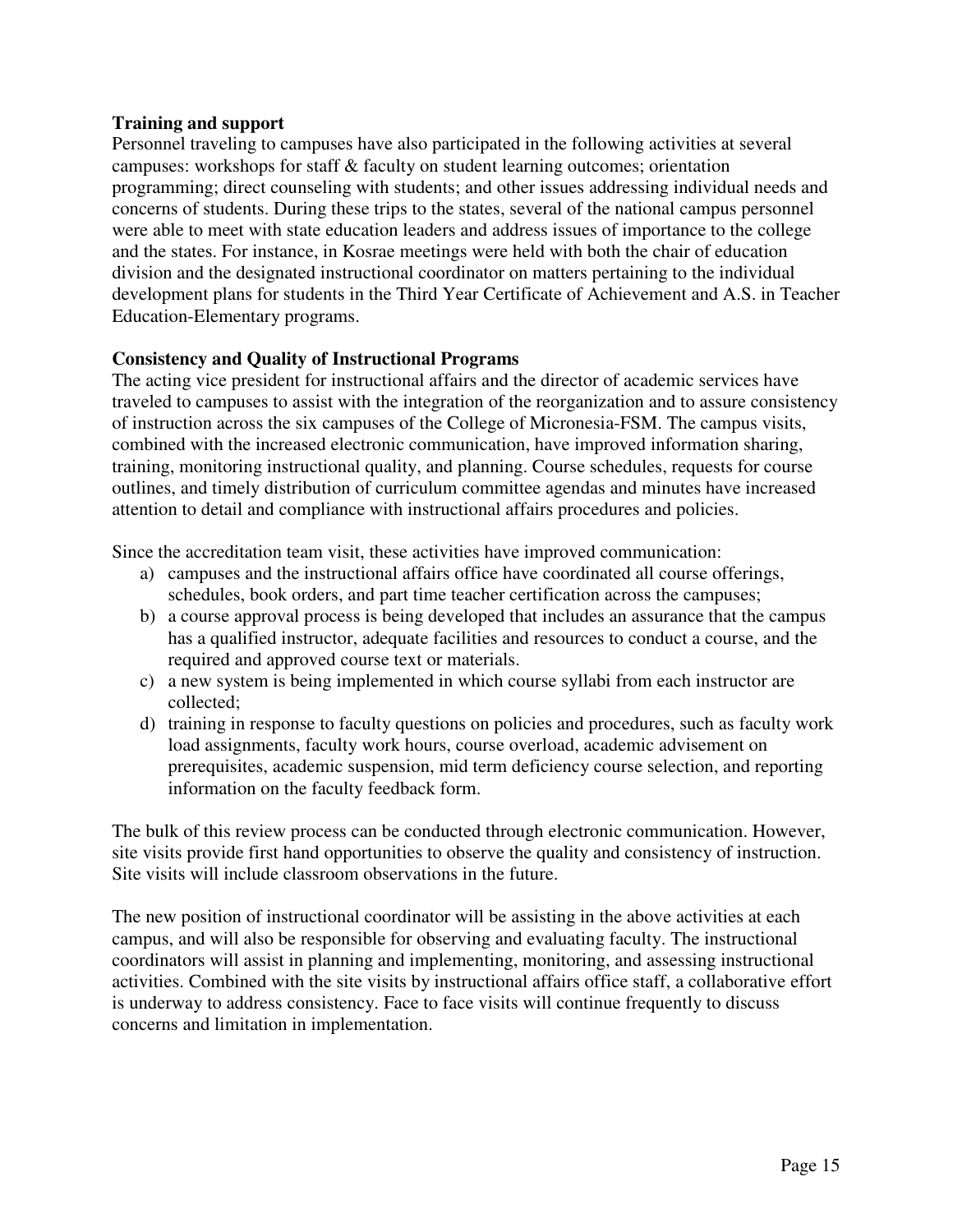**Training and support**

Personnel traveling to campuses have also participated in the following activities at several campuses: workshops for staff & faculty on student learning outcomes; orientation programming; direct counseling with students; and other issues addressing individual needs and concerns of students. During these trips to the states, several of the national campus personnel were able to meet with state education leaders and address issues of importance to the college and the states. For instance, in Kosrae meetings were held with both the chair of education division and the designated instructional coordinator on matters pertaining to the individual development plans for students in the Third Year Certificate of Achievement and A.S. in Teacher Education-Elementary programs.

**Consistency and Quality of Instructional Programs**

The acting vice president for instructional affairs and the director of academic services have traveled to campuses to assist with the integration of the reorganization and to assure consistency of instruction across the six campuses of the College of Micronesia-FSM. The campus visits, combined with the increased electronic communication, have improved information sharing, training, monitoring instructional quality, and planning. Course schedules, requests for course outlines, and timely distribution of curriculum committee agendas and minutes have increased attention to detail and compliance with instructional affairs procedures and policies.

Since the accreditation team visit, these activities have improved communication:

a) campuses and the instructional affairs office have coordinated all course offerings, schedules, book orders, and part time teacher certification across the campuses;
b) a course approval process is being developed that includes an assurance that the campus has a qualified instructor, adequate facilities and resources to conduct a course, and the required and approved course text or materials.
c) a new system is being implemented in which course syllabi from each instructor are collected;
d) training in response to faculty questions on policies and procedures, such as faculty work load assignments, faculty work hours, course overload, academic advisement on prerequisites, academic suspension, mid term deficiency course selection, and reporting information on the faculty feedback form.

The bulk of this review process can be conducted through electronic communication. However, site visits provide first hand opportunities to observe the quality and consistency of instruction. Site visits will include classroom observations in the future.

The new position of instructional coordinator will be assisting in the above activities at each campus, and will also be responsible for observing and evaluating faculty. The instructional coordinators will assist in planning and implementing, monitoring, and assessing instructional activities. Combined with the site visits by instructional affairs office staff, a collaborative effort is underway to address consistency. Face to face visits will continue frequently to discuss concerns and limitation in implementation.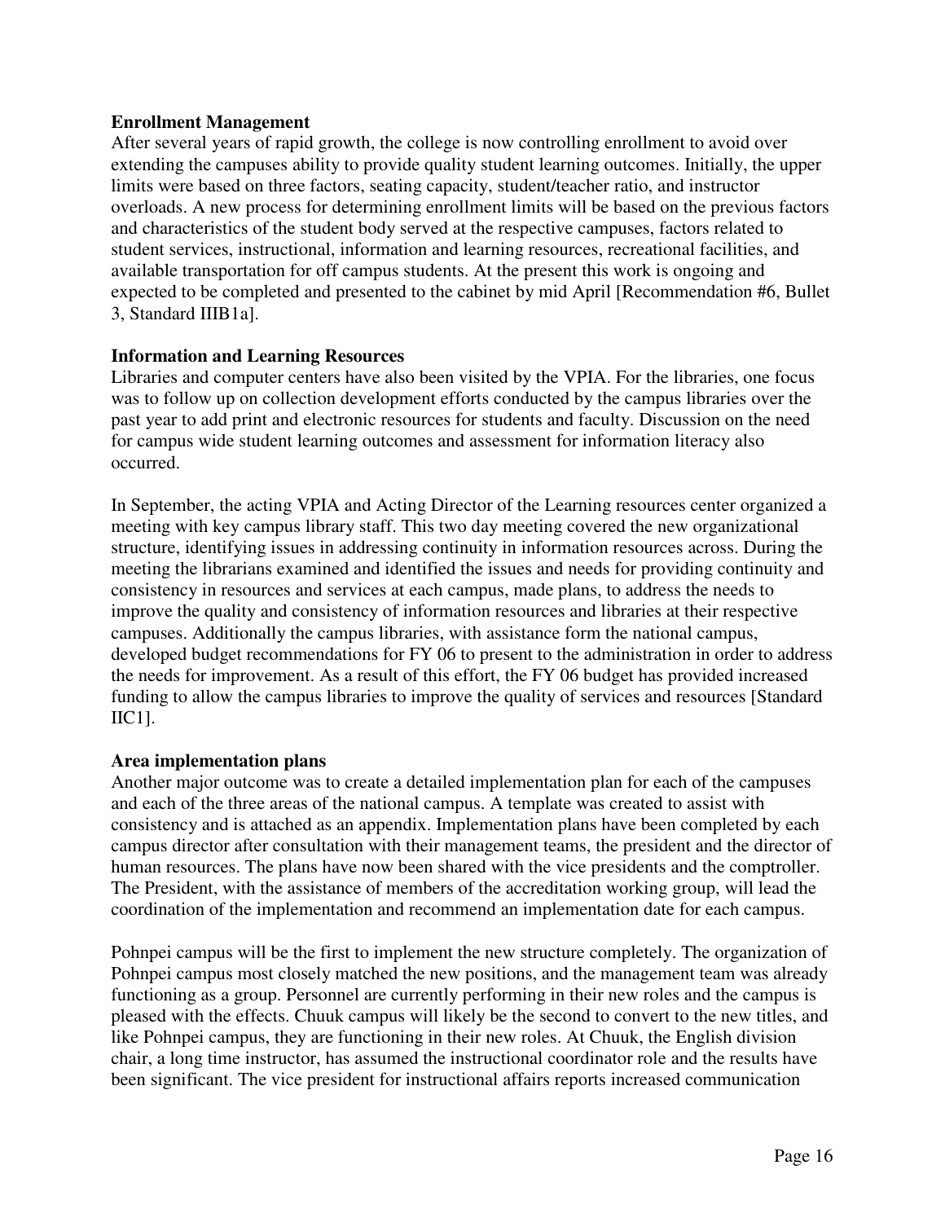**Enrollment Management**

After several years of rapid growth, the college is now controlling enrollment to avoid over extending the campuses ability to provide quality student learning outcomes. Initially, the upper limits were based on three factors, seating capacity, student/teacher ratio, and instructor overloads. A new process for determining enrollment limits will be based on the previous factors and characteristics of the student body served at the respective campuses, factors related to student services, instructional, information and learning resources, recreational facilities, and available transportation for off campus students. At the present this work is ongoing and expected to be completed and presented to the cabinet by mid April [Recommendation #6, Bullet 3, Standard IIIB1a].

**Information and Learning Resources**

Libraries and computer centers have also been visited by the VPIA. For the libraries, one focus was to follow up on collection development efforts conducted by the campus libraries over the past year to add print and electronic resources for students and faculty. Discussion on the need for campus wide student learning outcomes and assessment for information literacy also occurred.

In September, the acting VPIA and Acting Director of the Learning resources center organized a meeting with key campus library staff. This two day meeting covered the new organizational structure, identifying issues in addressing continuity in information resources across. During the meeting the librarians examined and identified the issues and needs for providing continuity and consistency in resources and services at each campus, made plans, to address the needs to improve the quality and consistency of information resources and libraries at their respective campuses. Additionally the campus libraries, with assistance form the national campus, developed budget recommendations for FY 06 to present to the administration in order to address the needs for improvement. As a result of this effort, the FY 06 budget has provided increased funding to allow the campus libraries to improve the quality of services and resources [Standard IIC1].

**Area implementation plans**

Another major outcome was to create a detailed implementation plan for each of the campuses and each of the three areas of the national campus. A template was created to assist with consistency and is attached as an appendix. Implementation plans have been completed by each campus director after consultation with their management teams, the president and the director of human resources. The plans have now been shared with the vice presidents and the comptroller. The President, with the assistance of members of the accreditation working group, will lead the coordination of the implementation and recommend an implementation date for each campus.

Pohnpei campus will be the first to implement the new structure completely. The organization of Pohnpei campus most closely matched the new positions, and the management team was already functioning as a group. Personnel are currently performing in their new roles and the campus is pleased with the effects. Chuuk campus will likely be the second to convert to the new titles, and like Pohnpei campus, they are functioning in their new roles. At Chuuk, the English division chair, a long time instructor, has assumed the instructional coordinator role and the results have been significant. The vice president for instructional affairs reports increased communication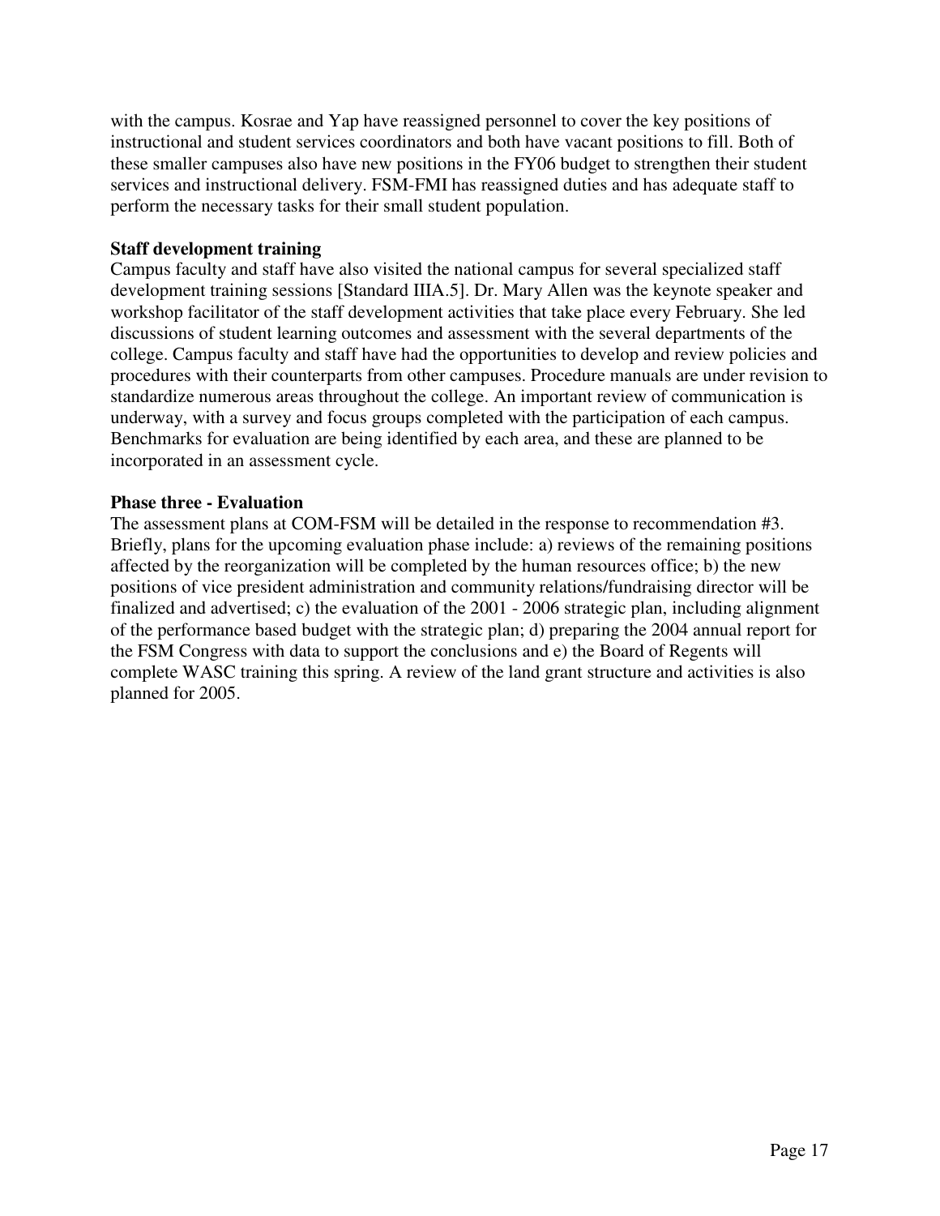with the campus. Kosrae and Yap have reassigned personnel to cover the key positions of instructional and student services coordinators and both have vacant positions to fill. Both of these smaller campuses also have new positions in the FY06 budget to strengthen their student services and instructional delivery. FSM-FMI has reassigned duties and has adequate staff to perform the necessary tasks for their small student population.

**Staff development training**

Campus faculty and staff have also visited the national campus for several specialized staff development training sessions [Standard IIIA.5]. Dr. Mary Allen was the keynote speaker and workshop facilitator of the staff development activities that take place every February. She led discussions of student learning outcomes and assessment with the several departments of the college. Campus faculty and staff have had the opportunities to develop and review policies and procedures with their counterparts from other campuses. Procedure manuals are under revision to standardize numerous areas throughout the college. An important review of communication is underway, with a survey and focus groups completed with the participation of each campus. Benchmarks for evaluation are being identified by each area, and these are planned to be incorporated in an assessment cycle.

**Phase three - Evaluation**

The assessment plans at COM-FSM will be detailed in the response to recommendation #3. Briefly, plans for the upcoming evaluation phase include: a) reviews of the remaining positions affected by the reorganization will be completed by the human resources office; b) the new positions of vice president administration and community relations/fundraising director will be finalized and advertised; c) the evaluation of the 2001 - 2006 strategic plan, including alignment of the performance based budget with the strategic plan; d) preparing the 2004 annual report for the FSM Congress with data to support the conclusions and e) the Board of Regents will complete WASC training this spring. A review of the land grant structure and activities is also planned for 2005.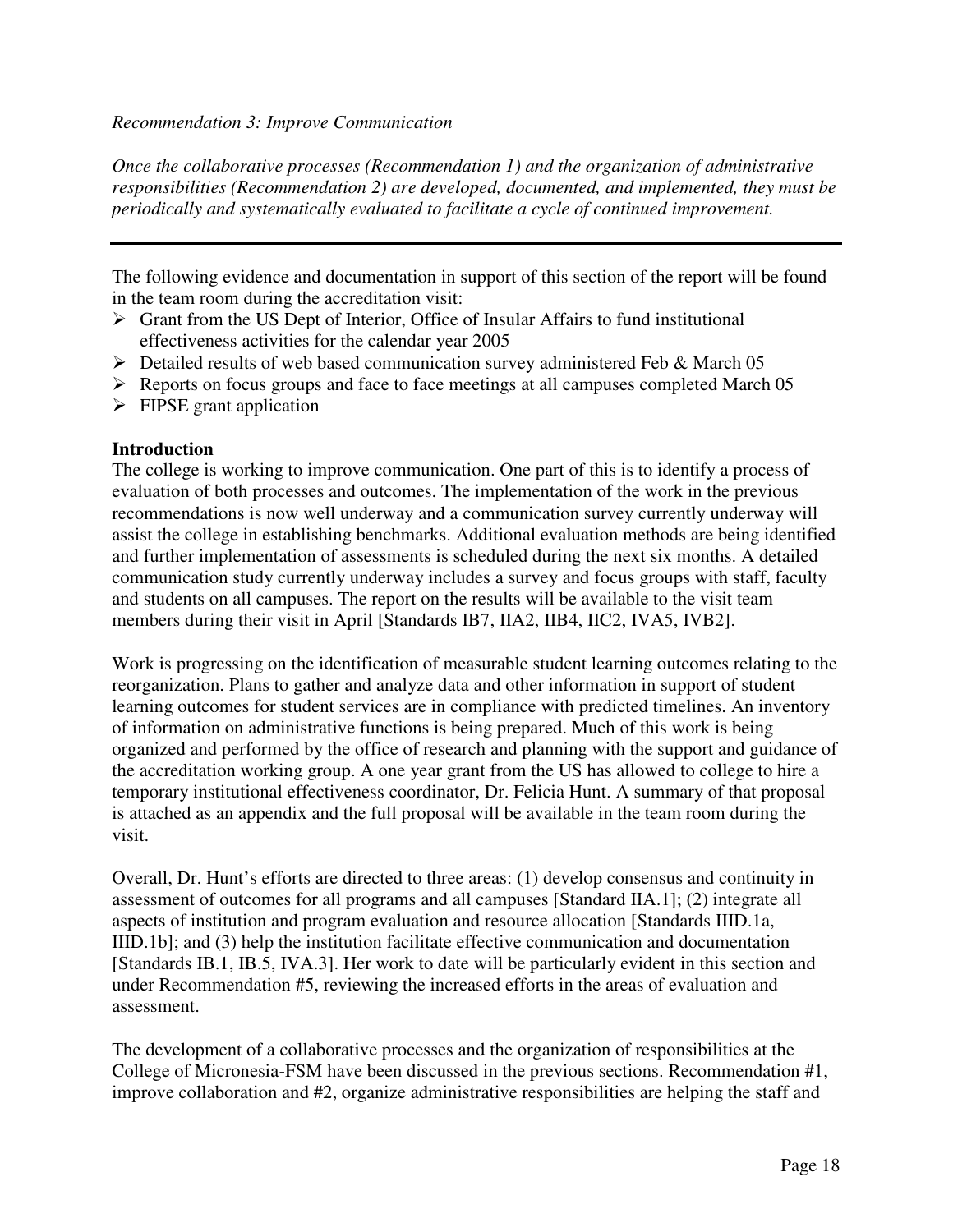*Recommendation 3: Improve Communication*

*Once the collaborative processes (Recommendation 1) and the organization of administrative responsibilities (Recommendation 2) are developed, documented, and implemented, they must be periodically and systematically evaluated to facilitate a cycle of continued improvement.*

---

The following evidence and documentation in support of this section of the report will be found in the team room during the accreditation visit:

- Grant from the US Dept of Interior, Office of Insular Affairs to fund institutional effectiveness activities for the calendar year 2005
- Detailed results of web based communication survey administered Feb & March 05
- Reports on focus groups and face to face meetings at all campuses completed March 05
- FIPSE grant application

**Introduction**

The college is working to improve communication. One part of this is to identify a process of evaluation of both processes and outcomes. The implementation of the work in the previous recommendations is now well underway and a communication survey currently underway will assist the college in establishing benchmarks. Additional evaluation methods are being identified and further implementation of assessments is scheduled during the next six months. A detailed communication study currently underway includes a survey and focus groups with staff, faculty and students on all campuses. The report on the results will be available to the visit team members during their visit in April [Standards IB7, IIA2, IIB4, IIC2, IVA5, IVB2].

Work is progressing on the identification of measurable student learning outcomes relating to the reorganization. Plans to gather and analyze data and other information in support of student learning outcomes for student services are in compliance with predicted timelines. An inventory of information on administrative functions is being prepared. Much of this work is being organized and performed by the office of research and planning with the support and guidance of the accreditation working group. A one year grant from the US has allowed to college to hire a temporary institutional effectiveness coordinator, Dr. Felicia Hunt. A summary of that proposal is attached as an appendix and the full proposal will be available in the team room during the visit.

Overall, Dr. Hunt's efforts are directed to three areas: (1) develop consensus and continuity in assessment of outcomes for all programs and all campuses [Standard IIA.1]; (2) integrate all aspects of institution and program evaluation and resource allocation [Standards IIID.1a, IIID.1b]; and (3) help the institution facilitate effective communication and documentation [Standards IB.1, IB.5, IVA.3]. Her work to date will be particularly evident in this section and under Recommendation #5, reviewing the increased efforts in the areas of evaluation and assessment.

The development of a collaborative processes and the organization of responsibilities at the College of Micronesia-FSM have been discussed in the previous sections. Recommendation #1, improve collaboration and #2, organize administrative responsibilities are helping the staff and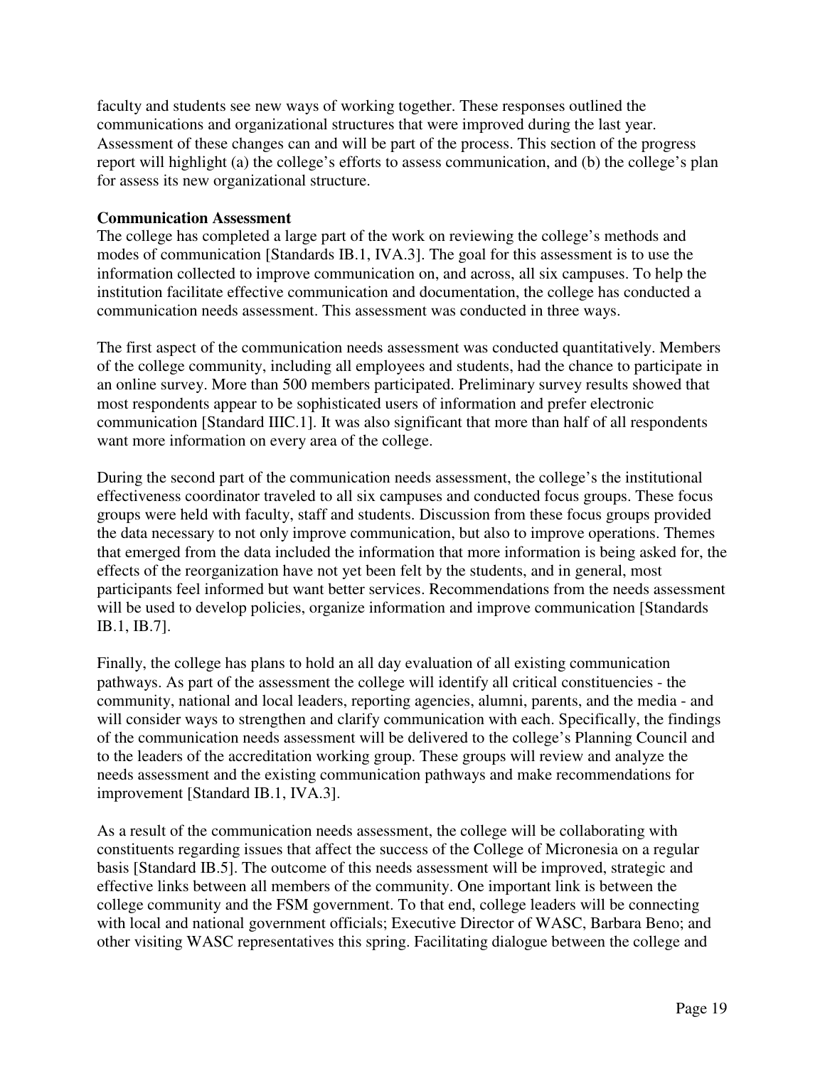faculty and students see new ways of working together. These responses outlined the communications and organizational structures that were improved during the last year. Assessment of these changes can and will be part of the process. This section of the progress report will highlight (a) the college's efforts to assess communication, and (b) the college's plan for assess its new organizational structure.

**Communication Assessment**

The college has completed a large part of the work on reviewing the college's methods and modes of communication [Standards IB.1, IVA.3]. The goal for this assessment is to use the information collected to improve communication on, and across, all six campuses. To help the institution facilitate effective communication and documentation, the college has conducted a communication needs assessment. This assessment was conducted in three ways.

The first aspect of the communication needs assessment was conducted quantitatively. Members of the college community, including all employees and students, had the chance to participate in an online survey. More than 500 members participated. Preliminary survey results showed that most respondents appear to be sophisticated users of information and prefer electronic communication [Standard IIIC.1]. It was also significant that more than half of all respondents want more information on every area of the college.

During the second part of the communication needs assessment, the college's the institutional effectiveness coordinator traveled to all six campuses and conducted focus groups. These focus groups were held with faculty, staff and students. Discussion from these focus groups provided the data necessary to not only improve communication, but also to improve operations. Themes that emerged from the data included the information that more information is being asked for, the effects of the reorganization have not yet been felt by the students, and in general, most participants feel informed but want better services. Recommendations from the needs assessment will be used to develop policies, organize information and improve communication [Standards IB.1, IB.7].

Finally, the college has plans to hold an all day evaluation of all existing communication pathways. As part of the assessment the college will identify all critical constituencies - the community, national and local leaders, reporting agencies, alumni, parents, and the media - and will consider ways to strengthen and clarify communication with each. Specifically, the findings of the communication needs assessment will be delivered to the college's Planning Council and to the leaders of the accreditation working group. These groups will review and analyze the needs assessment and the existing communication pathways and make recommendations for improvement [Standard IB.1, IVA.3].

As a result of the communication needs assessment, the college will be collaborating with constituents regarding issues that affect the success of the College of Micronesia on a regular basis [Standard IB.5]. The outcome of this needs assessment will be improved, strategic and effective links between all members of the community. One important link is between the college community and the FSM government. To that end, college leaders will be connecting with local and national government officials; Executive Director of WASC, Barbara Beno; and other visiting WASC representatives this spring. Facilitating dialogue between the college and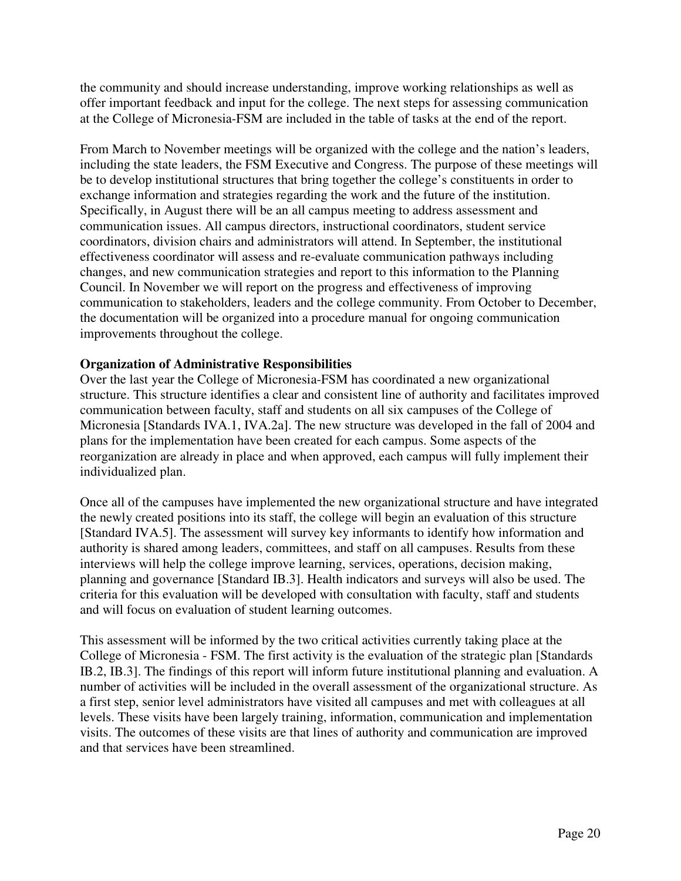the community and should increase understanding, improve working relationships as well as offer important feedback and input for the college. The next steps for assessing communication at the College of Micronesia-FSM are included in the table of tasks at the end of the report.

From March to November meetings will be organized with the college and the nation's leaders, including the state leaders, the FSM Executive and Congress. The purpose of these meetings will be to develop institutional structures that bring together the college's constituents in order to exchange information and strategies regarding the work and the future of the institution. Specifically, in August there will be an all campus meeting to address assessment and communication issues. All campus directors, instructional coordinators, student service coordinators, division chairs and administrators will attend. In September, the institutional effectiveness coordinator will assess and re-evaluate communication pathways including changes, and new communication strategies and report to this information to the Planning Council. In November we will report on the progress and effectiveness of improving communication to stakeholders, leaders and the college community. From October to December, the documentation will be organized into a procedure manual for ongoing communication improvements throughout the college.

**Organization of Administrative Responsibilities**

Over the last year the College of Micronesia-FSM has coordinated a new organizational structure. This structure identifies a clear and consistent line of authority and facilitates improved communication between faculty, staff and students on all six campuses of the College of Micronesia [Standards IVA.1, IVA.2a]. The new structure was developed in the fall of 2004 and plans for the implementation have been created for each campus. Some aspects of the reorganization are already in place and when approved, each campus will fully implement their individualized plan.

Once all of the campuses have implemented the new organizational structure and have integrated the newly created positions into its staff, the college will begin an evaluation of this structure [Standard IVA.5]. The assessment will survey key informants to identify how information and authority is shared among leaders, committees, and staff on all campuses. Results from these interviews will help the college improve learning, services, operations, decision making, planning and governance [Standard IB.3]. Health indicators and surveys will also be used. The criteria for this evaluation will be developed with consultation with faculty, staff and students and will focus on evaluation of student learning outcomes.

This assessment will be informed by the two critical activities currently taking place at the College of Micronesia - FSM. The first activity is the evaluation of the strategic plan [Standards IB.2, IB.3]. The findings of this report will inform future institutional planning and evaluation. A number of activities will be included in the overall assessment of the organizational structure. As a first step, senior level administrators have visited all campuses and met with colleagues at all levels. These visits have been largely training, information, communication and implementation visits. The outcomes of these visits are that lines of authority and communication are improved and that services have been streamlined.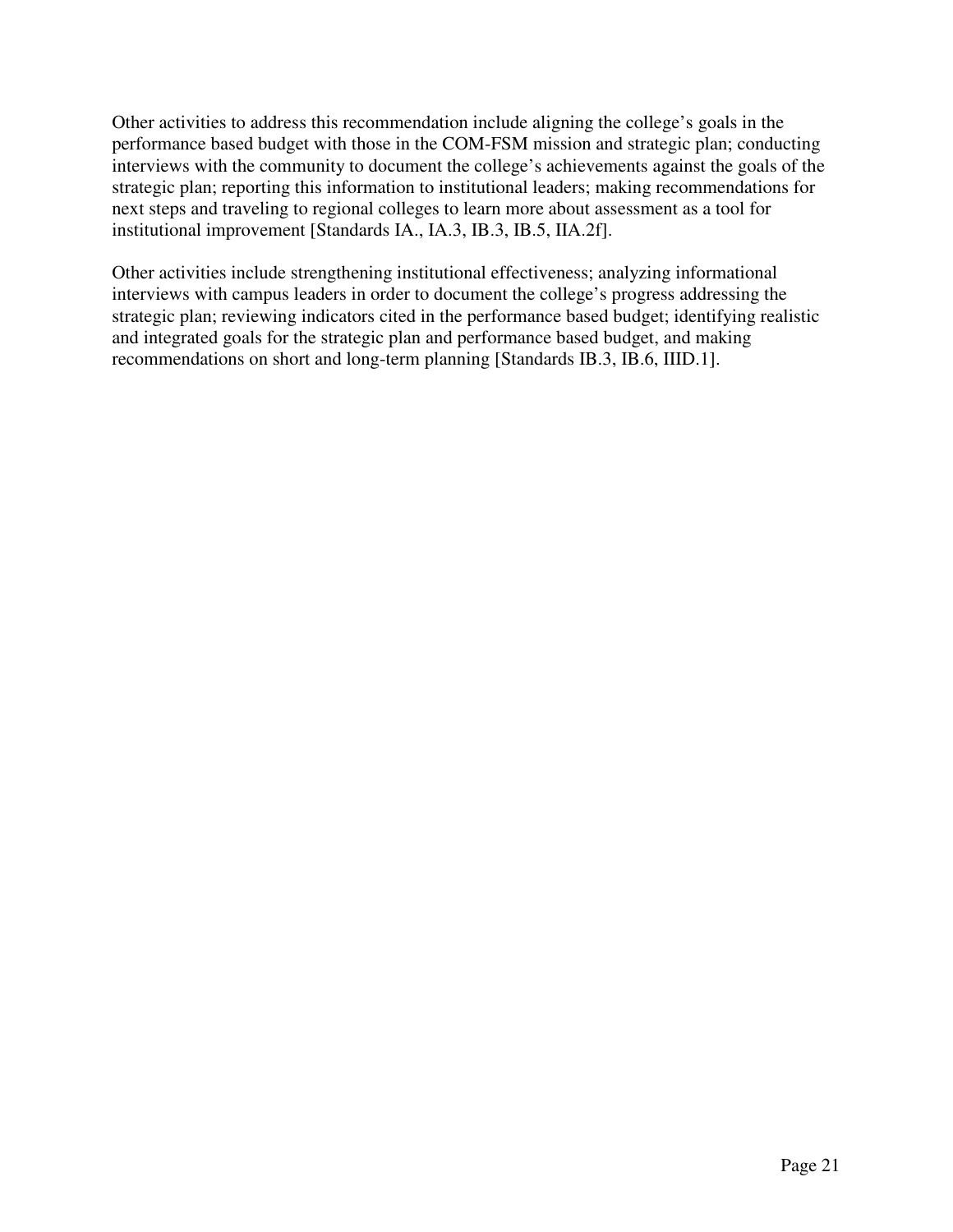Other activities to address this recommendation include aligning the college's goals in the performance based budget with those in the COM-FSM mission and strategic plan; conducting interviews with the community to document the college's achievements against the goals of the strategic plan; reporting this information to institutional leaders; making recommendations for next steps and traveling to regional colleges to learn more about assessment as a tool for institutional improvement [Standards IA., IA.3, IB.3, IB.5, IIA.2f].

Other activities include strengthening institutional effectiveness; analyzing informational interviews with campus leaders in order to document the college's progress addressing the strategic plan; reviewing indicators cited in the performance based budget; identifying realistic and integrated goals for the strategic plan and performance based budget, and making recommendations on short and long-term planning [Standards IB.3, IB.6, IIID.1].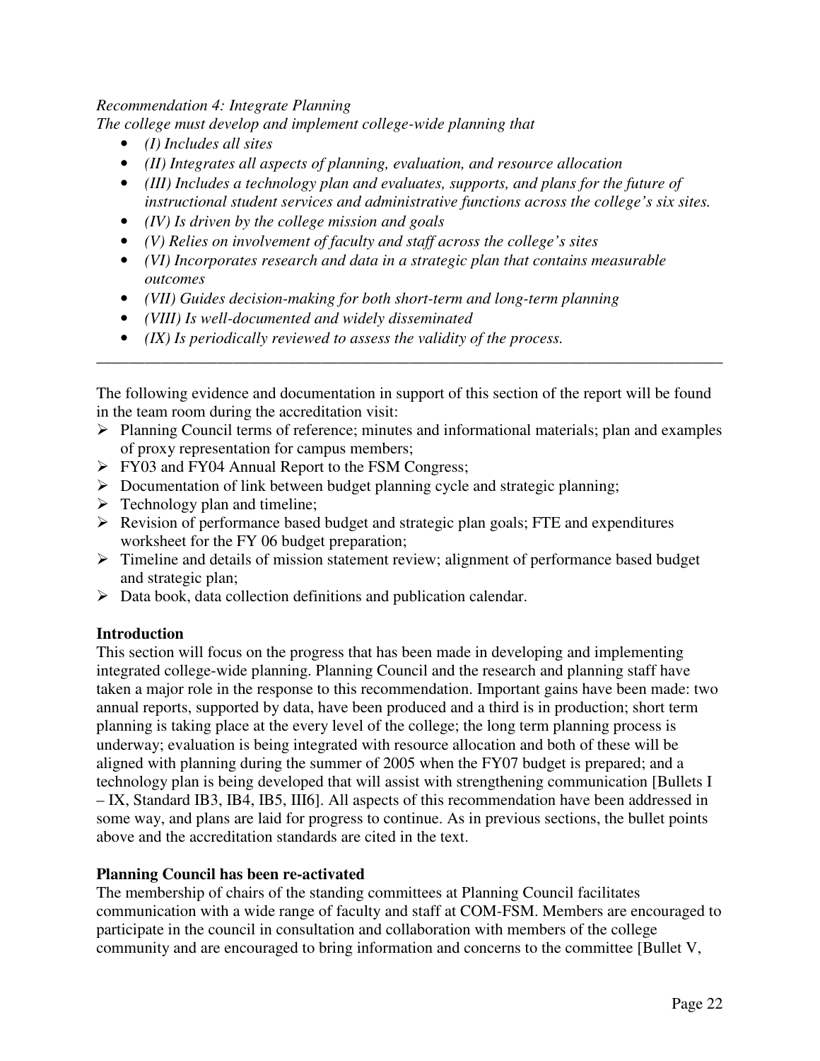*Recommendation 4: Integrate Planning*
*The college must develop and implement college-wide planning that*

- *(I) Includes all sites*
- *(II) Integrates all aspects of planning, evaluation, and resource allocation*
- *(III) Includes a technology plan and evaluates, supports, and plans for the future of instructional student services and administrative functions across the college's six sites.*
- *(IV) Is driven by the college mission and goals*
- *(V) Relies on involvement of faculty and staff across the college's sites*
- *(VI) Incorporates research and data in a strategic plan that contains measurable outcomes*
- *(VII) Guides decision-making for both short-term and long-term planning*
- *(VIII) Is well-documented and widely disseminated*
- *(IX) Is periodically reviewed to assess the validity of the process.*

---

The following evidence and documentation in support of this section of the report will be found in the team room during the accreditation visit:

- Planning Council terms of reference; minutes and informational materials; plan and examples of proxy representation for campus members;
- FY03 and FY04 Annual Report to the FSM Congress;
- Documentation of link between budget planning cycle and strategic planning;
- Technology plan and timeline;
- Revision of performance based budget and strategic plan goals; FTE and expenditures worksheet for the FY 06 budget preparation;
- Timeline and details of mission statement review; alignment of performance based budget and strategic plan;
- Data book, data collection definitions and publication calendar.

**Introduction**
This section will focus on the progress that has been made in developing and implementing integrated college-wide planning. Planning Council and the research and planning staff have taken a major role in the response to this recommendation. Important gains have been made: two annual reports, supported by data, have been produced and a third is in production; short term planning is taking place at the every level of the college; the long term planning process is underway; evaluation is being integrated with resource allocation and both of these will be aligned with planning during the summer of 2005 when the FY07 budget is prepared; and a technology plan is being developed that will assist with strengthening communication [Bullets I – IX, Standard IB3, IB4, IB5, III6]. All aspects of this recommendation have been addressed in some way, and plans are laid for progress to continue. As in previous sections, the bullet points above and the accreditation standards are cited in the text.

**Planning Council has been re-activated**
The membership of chairs of the standing committees at Planning Council facilitates communication with a wide range of faculty and staff at COM-FSM. Members are encouraged to participate in the council in consultation and collaboration with members of the college community and are encouraged to bring information and concerns to the committee [Bullet V,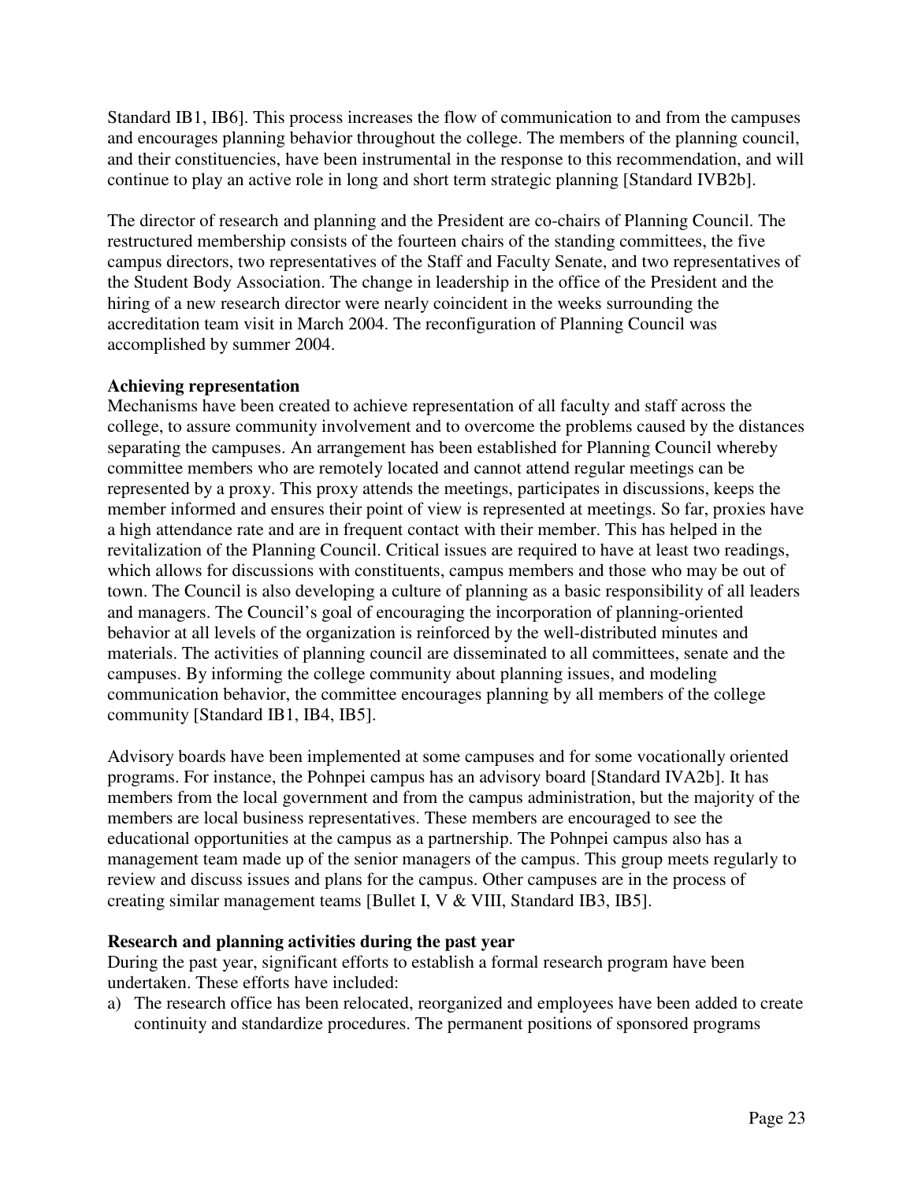Standard IB1, IB6]. This process increases the flow of communication to and from the campuses and encourages planning behavior throughout the college. The members of the planning council, and their constituencies, have been instrumental in the response to this recommendation, and will continue to play an active role in long and short term strategic planning [Standard IVB2b].

The director of research and planning and the President are co-chairs of Planning Council. The restructured membership consists of the fourteen chairs of the standing committees, the five campus directors, two representatives of the Staff and Faculty Senate, and two representatives of the Student Body Association. The change in leadership in the office of the President and the hiring of a new research director were nearly coincident in the weeks surrounding the accreditation team visit in March 2004. The reconfiguration of Planning Council was accomplished by summer 2004.

**Achieving representation**

Mechanisms have been created to achieve representation of all faculty and staff across the college, to assure community involvement and to overcome the problems caused by the distances separating the campuses. An arrangement has been established for Planning Council whereby committee members who are remotely located and cannot attend regular meetings can be represented by a proxy. This proxy attends the meetings, participates in discussions, keeps the member informed and ensures their point of view is represented at meetings. So far, proxies have a high attendance rate and are in frequent contact with their member. This has helped in the revitalization of the Planning Council. Critical issues are required to have at least two readings, which allows for discussions with constituents, campus members and those who may be out of town. The Council is also developing a culture of planning as a basic responsibility of all leaders and managers. The Council's goal of encouraging the incorporation of planning-oriented behavior at all levels of the organization is reinforced by the well-distributed minutes and materials. The activities of planning council are disseminated to all committees, senate and the campuses. By informing the college community about planning issues, and modeling communication behavior, the committee encourages planning by all members of the college community [Standard IB1, IB4, IB5].

Advisory boards have been implemented at some campuses and for some vocationally oriented programs. For instance, the Pohnpei campus has an advisory board [Standard IVA2b]. It has members from the local government and from the campus administration, but the majority of the members are local business representatives. These members are encouraged to see the educational opportunities at the campus as a partnership. The Pohnpei campus also has a management team made up of the senior managers of the campus. This group meets regularly to review and discuss issues and plans for the campus. Other campuses are in the process of creating similar management teams [Bullet I, V & VIII, Standard IB3, IB5].

**Research and planning activities during the past year**

During the past year, significant efforts to establish a formal research program have been undertaken. These efforts have included:

a) The research office has been relocated, reorganized and employees have been added to create continuity and standardize procedures. The permanent positions of sponsored programs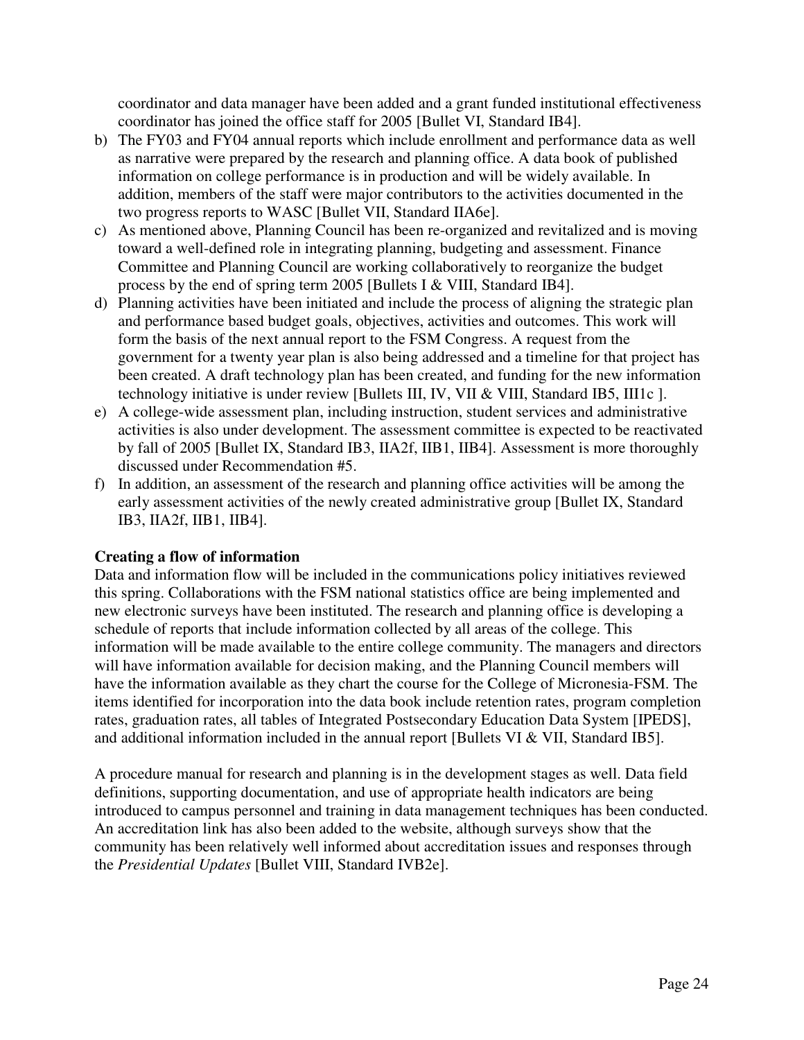coordinator and data manager have been added and a grant funded institutional effectiveness coordinator has joined the office staff for 2005 [Bullet VI, Standard IB4].

b) The FY03 and FY04 annual reports which include enrollment and performance data as well as narrative were prepared by the research and planning office. A data book of published information on college performance is in production and will be widely available. In addition, members of the staff were major contributors to the activities documented in the two progress reports to WASC [Bullet VII, Standard IIA6e].
c) As mentioned above, Planning Council has been re-organized and revitalized and is moving toward a well-defined role in integrating planning, budgeting and assessment. Finance Committee and Planning Council are working collaboratively to reorganize the budget process by the end of spring term 2005 [Bullets I & VIII, Standard IB4].
d) Planning activities have been initiated and include the process of aligning the strategic plan and performance based budget goals, objectives, activities and outcomes. This work will form the basis of the next annual report to the FSM Congress. A request from the government for a twenty year plan is also being addressed and a timeline for that project has been created. A draft technology plan has been created, and funding for the new information technology initiative is under review [Bullets III, IV, VII & VIII, Standard IB5, III1c ].
e) A college-wide assessment plan, including instruction, student services and administrative activities is also under development. The assessment committee is expected to be reactivated by fall of 2005 [Bullet IX, Standard IB3, IIA2f, IIB1, IIB4]. Assessment is more thoroughly discussed under Recommendation #5.
f) In addition, an assessment of the research and planning office activities will be among the early assessment activities of the newly created administrative group [Bullet IX, Standard IB3, IIA2f, IIB1, IIB4].

**Creating a flow of information**

Data and information flow will be included in the communications policy initiatives reviewed this spring. Collaborations with the FSM national statistics office are being implemented and new electronic surveys have been instituted. The research and planning office is developing a schedule of reports that include information collected by all areas of the college. This information will be made available to the entire college community. The managers and directors will have information available for decision making, and the Planning Council members will have the information available as they chart the course for the College of Micronesia-FSM. The items identified for incorporation into the data book include retention rates, program completion rates, graduation rates, all tables of Integrated Postsecondary Education Data System [IPEDS], and additional information included in the annual report [Bullets VI & VII, Standard IB5].

A procedure manual for research and planning is in the development stages as well. Data field definitions, supporting documentation, and use of appropriate health indicators are being introduced to campus personnel and training in data management techniques has been conducted. An accreditation link has also been added to the website, although surveys show that the community has been relatively well informed about accreditation issues and responses through the *Presidential Updates* [Bullet VIII, Standard IVB2e].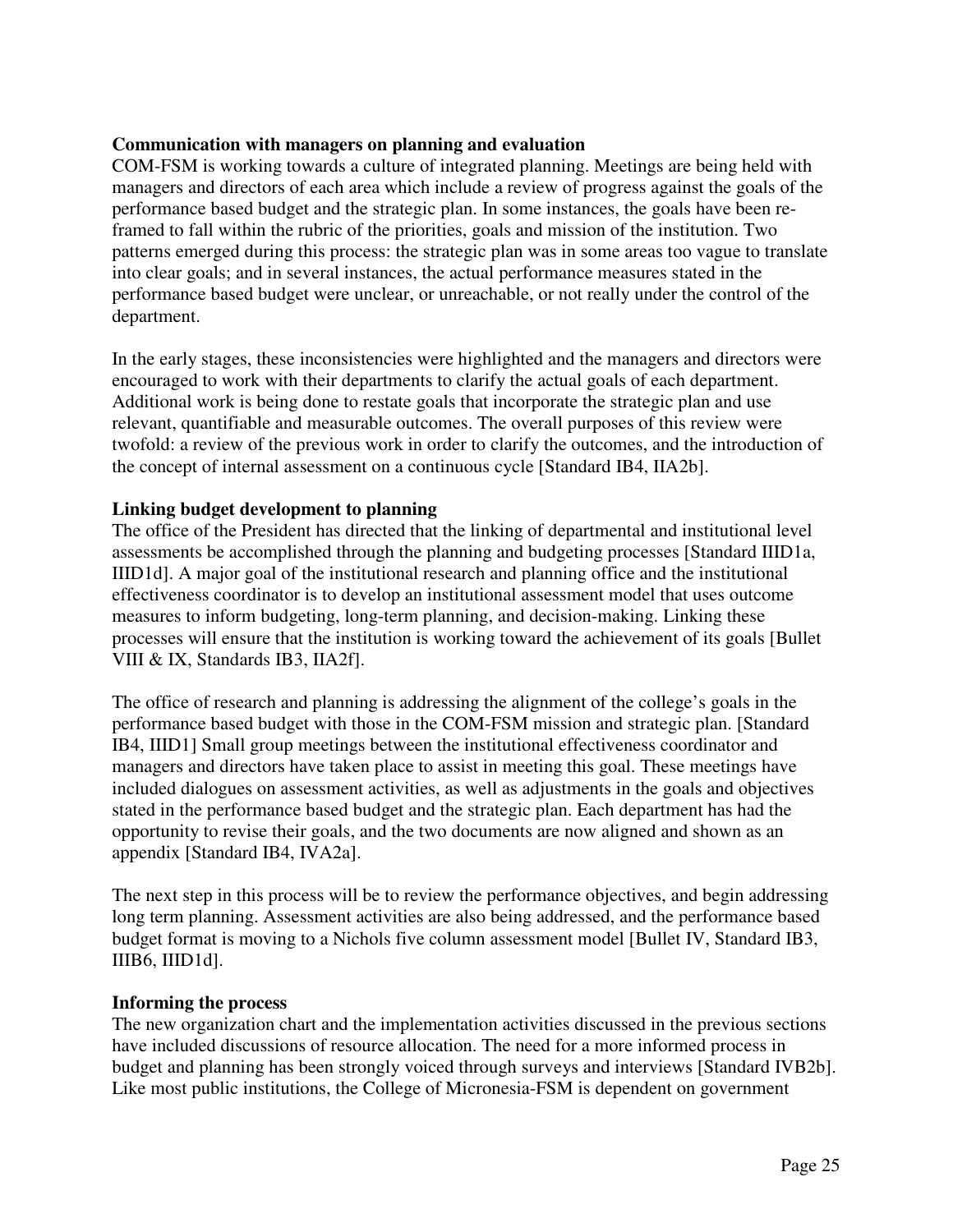**Communication with managers on planning and evaluation**

COM-FSM is working towards a culture of integrated planning. Meetings are being held with managers and directors of each area which include a review of progress against the goals of the performance based budget and the strategic plan. In some instances, the goals have been re-framed to fall within the rubric of the priorities, goals and mission of the institution. Two patterns emerged during this process: the strategic plan was in some areas too vague to translate into clear goals; and in several instances, the actual performance measures stated in the performance based budget were unclear, or unreachable, or not really under the control of the department.

In the early stages, these inconsistencies were highlighted and the managers and directors were encouraged to work with their departments to clarify the actual goals of each department. Additional work is being done to restate goals that incorporate the strategic plan and use relevant, quantifiable and measurable outcomes. The overall purposes of this review were twofold: a review of the previous work in order to clarify the outcomes, and the introduction of the concept of internal assessment on a continuous cycle [Standard IB4, IIA2b].

**Linking budget development to planning**

The office of the President has directed that the linking of departmental and institutional level assessments be accomplished through the planning and budgeting processes [Standard IIID1a, IIID1d]. A major goal of the institutional research and planning office and the institutional effectiveness coordinator is to develop an institutional assessment model that uses outcome measures to inform budgeting, long-term planning, and decision-making. Linking these processes will ensure that the institution is working toward the achievement of its goals [Bullet VIII & IX, Standards IB3, IIA2f].

The office of research and planning is addressing the alignment of the college's goals in the performance based budget with those in the COM-FSM mission and strategic plan. [Standard IB4, IIID1] Small group meetings between the institutional effectiveness coordinator and managers and directors have taken place to assist in meeting this goal. These meetings have included dialogues on assessment activities, as well as adjustments in the goals and objectives stated in the performance based budget and the strategic plan. Each department has had the opportunity to revise their goals, and the two documents are now aligned and shown as an appendix [Standard IB4, IVA2a].

The next step in this process will be to review the performance objectives, and begin addressing long term planning. Assessment activities are also being addressed, and the performance based budget format is moving to a Nichols five column assessment model [Bullet IV, Standard IB3, IIIB6, IIID1d].

**Informing the process**

The new organization chart and the implementation activities discussed in the previous sections have included discussions of resource allocation. The need for a more informed process in budget and planning has been strongly voiced through surveys and interviews [Standard IVB2b]. Like most public institutions, the College of Micronesia-FSM is dependent on government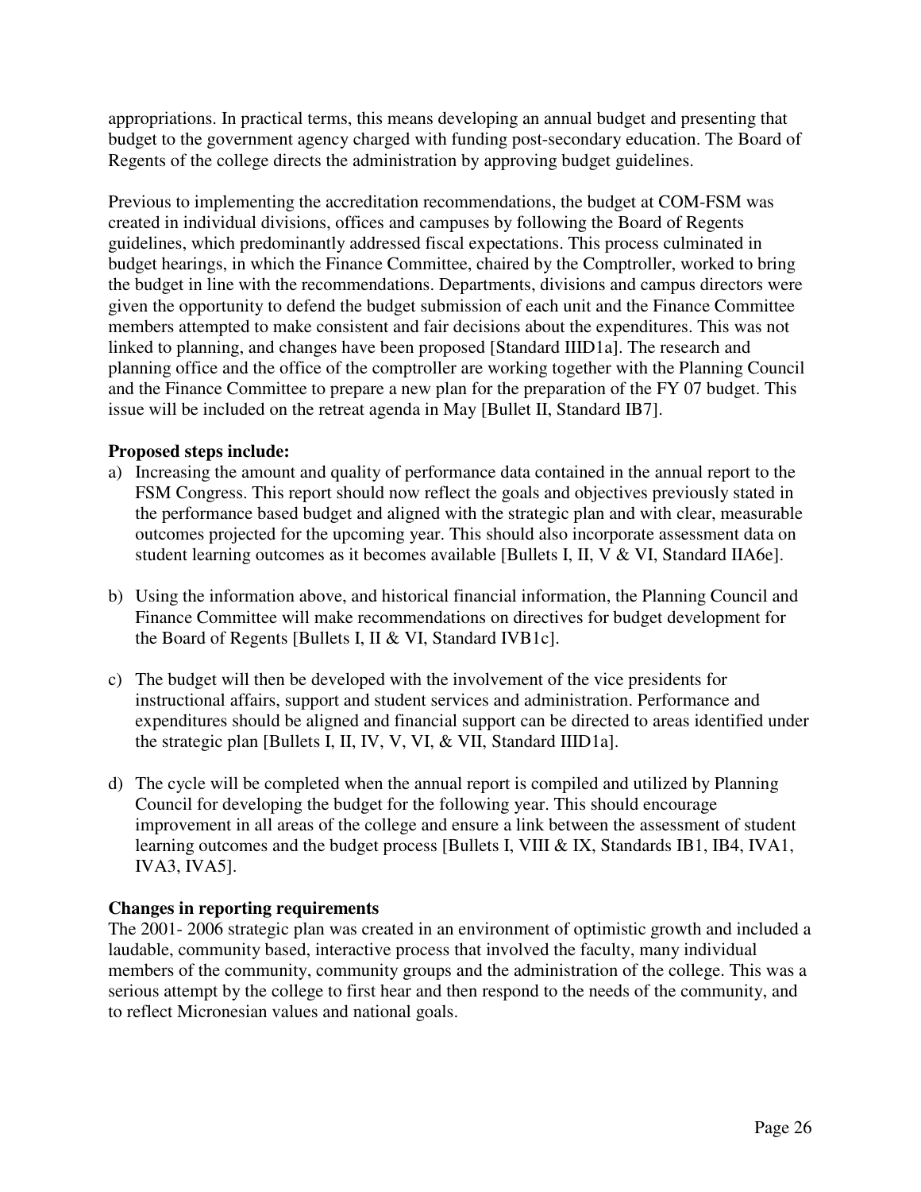appropriations. In practical terms, this means developing an annual budget and presenting that budget to the government agency charged with funding post-secondary education. The Board of Regents of the college directs the administration by approving budget guidelines.

Previous to implementing the accreditation recommendations, the budget at COM-FSM was created in individual divisions, offices and campuses by following the Board of Regents guidelines, which predominantly addressed fiscal expectations. This process culminated in budget hearings, in which the Finance Committee, chaired by the Comptroller, worked to bring the budget in line with the recommendations. Departments, divisions and campus directors were given the opportunity to defend the budget submission of each unit and the Finance Committee members attempted to make consistent and fair decisions about the expenditures. This was not linked to planning, and changes have been proposed [Standard IIID1a]. The research and planning office and the office of the comptroller are working together with the Planning Council and the Finance Committee to prepare a new plan for the preparation of the FY 07 budget. This issue will be included on the retreat agenda in May [Bullet II, Standard IB7].

**Proposed steps include:**

a) Increasing the amount and quality of performance data contained in the annual report to the FSM Congress. This report should now reflect the goals and objectives previously stated in the performance based budget and aligned with the strategic plan and with clear, measurable outcomes projected for the upcoming year. This should also incorporate assessment data on student learning outcomes as it becomes available [Bullets I, II, V & VI, Standard IIA6e].

b) Using the information above, and historical financial information, the Planning Council and Finance Committee will make recommendations on directives for budget development for the Board of Regents [Bullets I, II & VI, Standard IVB1c].

c) The budget will then be developed with the involvement of the vice presidents for instructional affairs, support and student services and administration. Performance and expenditures should be aligned and financial support can be directed to areas identified under the strategic plan [Bullets I, II, IV, V, VI, & VII, Standard IIID1a].

d) The cycle will be completed when the annual report is compiled and utilized by Planning Council for developing the budget for the following year. This should encourage improvement in all areas of the college and ensure a link between the assessment of student learning outcomes and the budget process [Bullets I, VIII & IX, Standards IB1, IB4, IVA1, IVA3, IVA5].

**Changes in reporting requirements**

The 2001- 2006 strategic plan was created in an environment of optimistic growth and included a laudable, community based, interactive process that involved the faculty, many individual members of the community, community groups and the administration of the college. This was a serious attempt by the college to first hear and then respond to the needs of the community, and to reflect Micronesian values and national goals.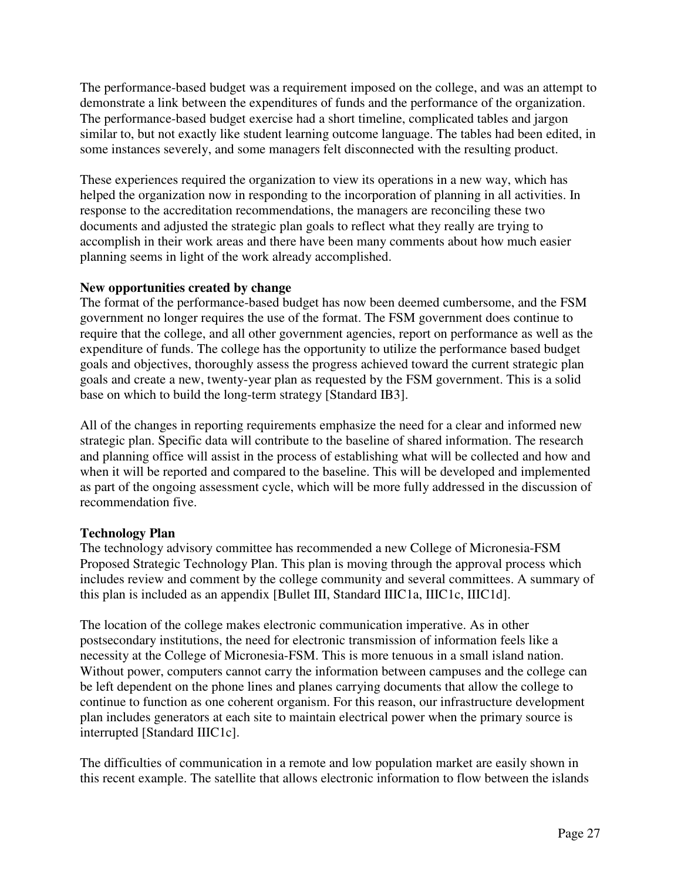The performance-based budget was a requirement imposed on the college, and was an attempt to demonstrate a link between the expenditures of funds and the performance of the organization. The performance-based budget exercise had a short timeline, complicated tables and jargon similar to, but not exactly like student learning outcome language. The tables had been edited, in some instances severely, and some managers felt disconnected with the resulting product.

These experiences required the organization to view its operations in a new way, which has helped the organization now in responding to the incorporation of planning in all activities. In response to the accreditation recommendations, the managers are reconciling these two documents and adjusted the strategic plan goals to reflect what they really are trying to accomplish in their work areas and there have been many comments about how much easier planning seems in light of the work already accomplished.

**New opportunities created by change**

The format of the performance-based budget has now been deemed cumbersome, and the FSM government no longer requires the use of the format. The FSM government does continue to require that the college, and all other government agencies, report on performance as well as the expenditure of funds. The college has the opportunity to utilize the performance based budget goals and objectives, thoroughly assess the progress achieved toward the current strategic plan goals and create a new, twenty-year plan as requested by the FSM government. This is a solid base on which to build the long-term strategy [Standard IB3].

All of the changes in reporting requirements emphasize the need for a clear and informed new strategic plan. Specific data will contribute to the baseline of shared information. The research and planning office will assist in the process of establishing what will be collected and how and when it will be reported and compared to the baseline. This will be developed and implemented as part of the ongoing assessment cycle, which will be more fully addressed in the discussion of recommendation five.

**Technology Plan**

The technology advisory committee has recommended a new College of Micronesia-FSM Proposed Strategic Technology Plan. This plan is moving through the approval process which includes review and comment by the college community and several committees. A summary of this plan is included as an appendix [Bullet III, Standard IIIC1a, IIIC1c, IIIC1d].

The location of the college makes electronic communication imperative. As in other postsecondary institutions, the need for electronic transmission of information feels like a necessity at the College of Micronesia-FSM. This is more tenuous in a small island nation. Without power, computers cannot carry the information between campuses and the college can be left dependent on the phone lines and planes carrying documents that allow the college to continue to function as one coherent organism. For this reason, our infrastructure development plan includes generators at each site to maintain electrical power when the primary source is interrupted [Standard IIIC1c].

The difficulties of communication in a remote and low population market are easily shown in this recent example. The satellite that allows electronic information to flow between the islands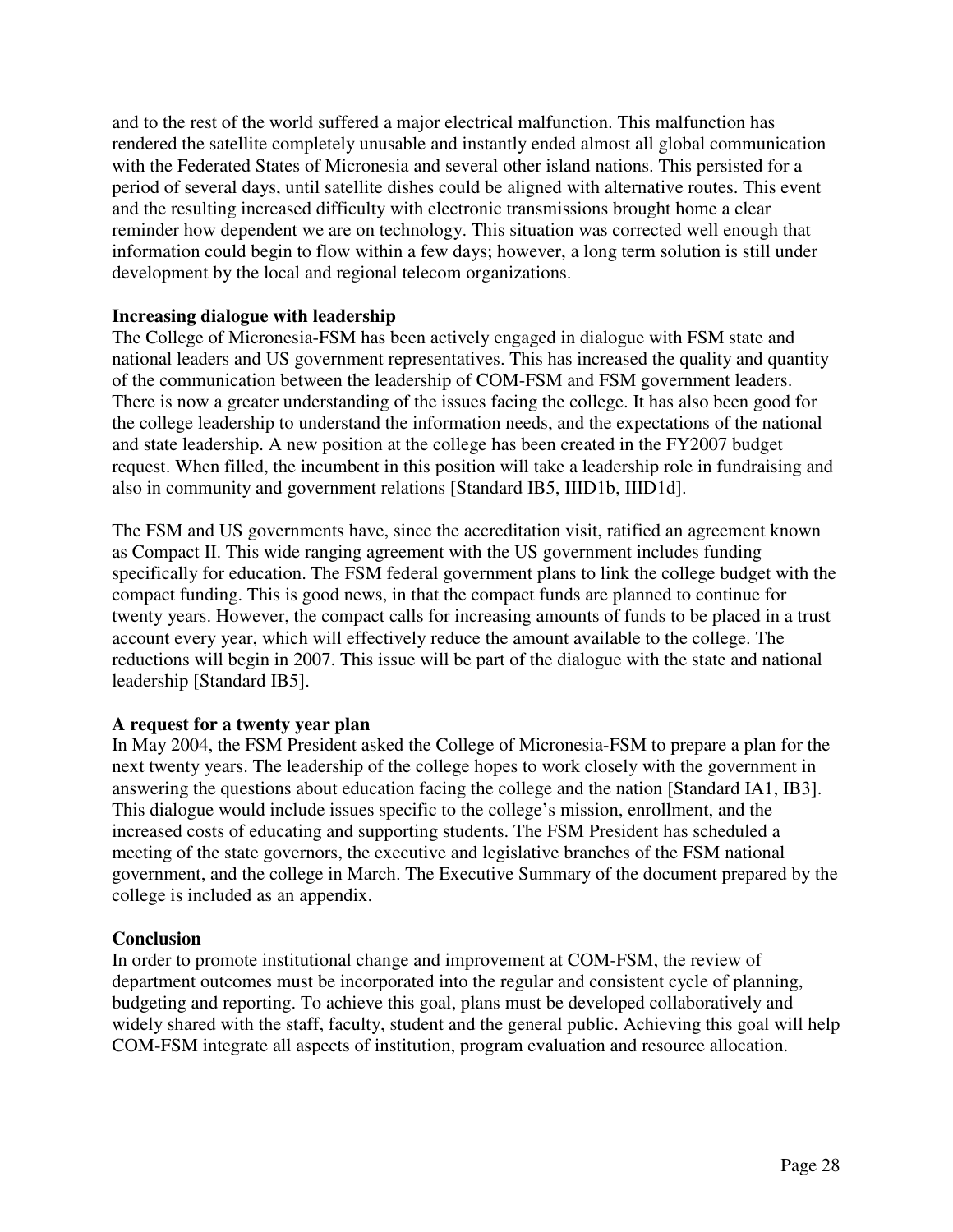and to the rest of the world suffered a major electrical malfunction. This malfunction has rendered the satellite completely unusable and instantly ended almost all global communication with the Federated States of Micronesia and several other island nations. This persisted for a period of several days, until satellite dishes could be aligned with alternative routes. This event and the resulting increased difficulty with electronic transmissions brought home a clear reminder how dependent we are on technology. This situation was corrected well enough that information could begin to flow within a few days; however, a long term solution is still under development by the local and regional telecom organizations.

**Increasing dialogue with leadership**

The College of Micronesia-FSM has been actively engaged in dialogue with FSM state and national leaders and US government representatives. This has increased the quality and quantity of the communication between the leadership of COM-FSM and FSM government leaders. There is now a greater understanding of the issues facing the college. It has also been good for the college leadership to understand the information needs, and the expectations of the national and state leadership. A new position at the college has been created in the FY2007 budget request. When filled, the incumbent in this position will take a leadership role in fundraising and also in community and government relations [Standard IB5, IIID1b, IIID1d].

The FSM and US governments have, since the accreditation visit, ratified an agreement known as Compact II. This wide ranging agreement with the US government includes funding specifically for education. The FSM federal government plans to link the college budget with the compact funding. This is good news, in that the compact funds are planned to continue for twenty years. However, the compact calls for increasing amounts of funds to be placed in a trust account every year, which will effectively reduce the amount available to the college. The reductions will begin in 2007. This issue will be part of the dialogue with the state and national leadership [Standard IB5].

**A request for a twenty year plan**

In May 2004, the FSM President asked the College of Micronesia-FSM to prepare a plan for the next twenty years. The leadership of the college hopes to work closely with the government in answering the questions about education facing the college and the nation [Standard IA1, IB3]. This dialogue would include issues specific to the college's mission, enrollment, and the increased costs of educating and supporting students. The FSM President has scheduled a meeting of the state governors, the executive and legislative branches of the FSM national government, and the college in March. The Executive Summary of the document prepared by the college is included as an appendix.

**Conclusion**

In order to promote institutional change and improvement at COM-FSM, the review of department outcomes must be incorporated into the regular and consistent cycle of planning, budgeting and reporting. To achieve this goal, plans must be developed collaboratively and widely shared with the staff, faculty, student and the general public. Achieving this goal will help COM-FSM integrate all aspects of institution, program evaluation and resource allocation.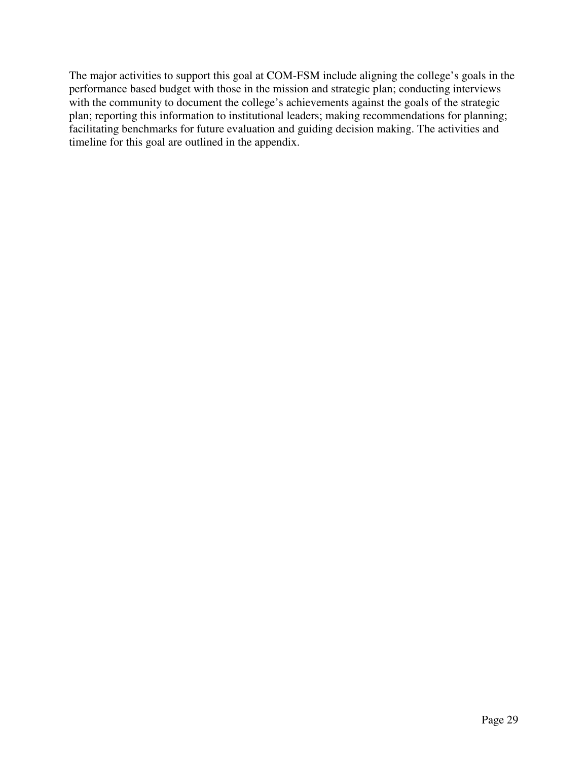The major activities to support this goal at COM-FSM include aligning the college's goals in the performance based budget with those in the mission and strategic plan; conducting interviews with the community to document the college's achievements against the goals of the strategic plan; reporting this information to institutional leaders; making recommendations for planning; facilitating benchmarks for future evaluation and guiding decision making. The activities and timeline for this goal are outlined in the appendix.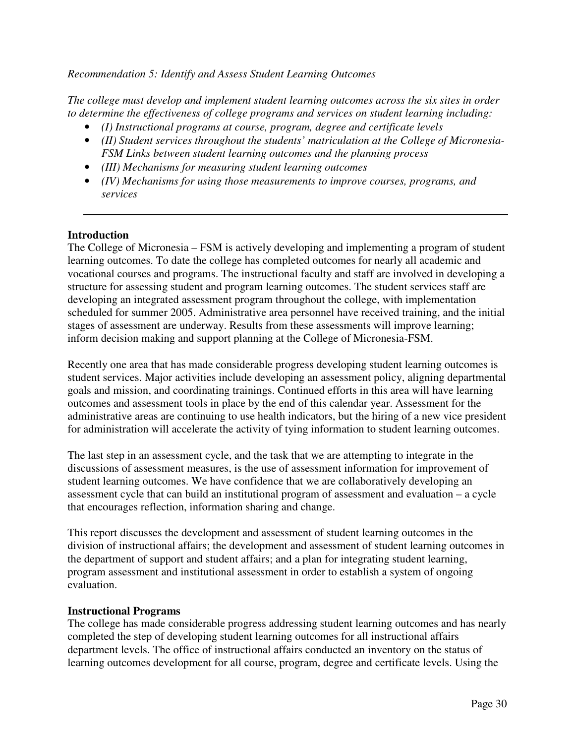*Recommendation 5: Identify and Assess Student Learning Outcomes*

*The college must develop and implement student learning outcomes across the six sites in order to determine the effectiveness of college programs and services on student learning including:*

- *(I) Instructional programs at course, program, degree and certificate levels*
- *(II) Student services throughout the students' matriculation at the College of Micronesia-FSM Links between student learning outcomes and the planning process*
- *(III) Mechanisms for measuring student learning outcomes*
- *(IV) Mechanisms for using those measurements to improve courses, programs, and services*

---

**Introduction**

The College of Micronesia – FSM is actively developing and implementing a program of student learning outcomes. To date the college has completed outcomes for nearly all academic and vocational courses and programs. The instructional faculty and staff are involved in developing a structure for assessing student and program learning outcomes. The student services staff are developing an integrated assessment program throughout the college, with implementation scheduled for summer 2005. Administrative area personnel have received training, and the initial stages of assessment are underway. Results from these assessments will improve learning; inform decision making and support planning at the College of Micronesia-FSM.

Recently one area that has made considerable progress developing student learning outcomes is student services. Major activities include developing an assessment policy, aligning departmental goals and mission, and coordinating trainings. Continued efforts in this area will have learning outcomes and assessment tools in place by the end of this calendar year. Assessment for the administrative areas are continuing to use health indicators, but the hiring of a new vice president for administration will accelerate the activity of tying information to student learning outcomes.

The last step in an assessment cycle, and the task that we are attempting to integrate in the discussions of assessment measures, is the use of assessment information for improvement of student learning outcomes. We have confidence that we are collaboratively developing an assessment cycle that can build an institutional program of assessment and evaluation – a cycle that encourages reflection, information sharing and change.

This report discusses the development and assessment of student learning outcomes in the division of instructional affairs; the development and assessment of student learning outcomes in the department of support and student affairs; and a plan for integrating student learning, program assessment and institutional assessment in order to establish a system of ongoing evaluation.

**Instructional Programs**

The college has made considerable progress addressing student learning outcomes and has nearly completed the step of developing student learning outcomes for all instructional affairs department levels. The office of instructional affairs conducted an inventory on the status of learning outcomes development for all course, program, degree and certificate levels. Using the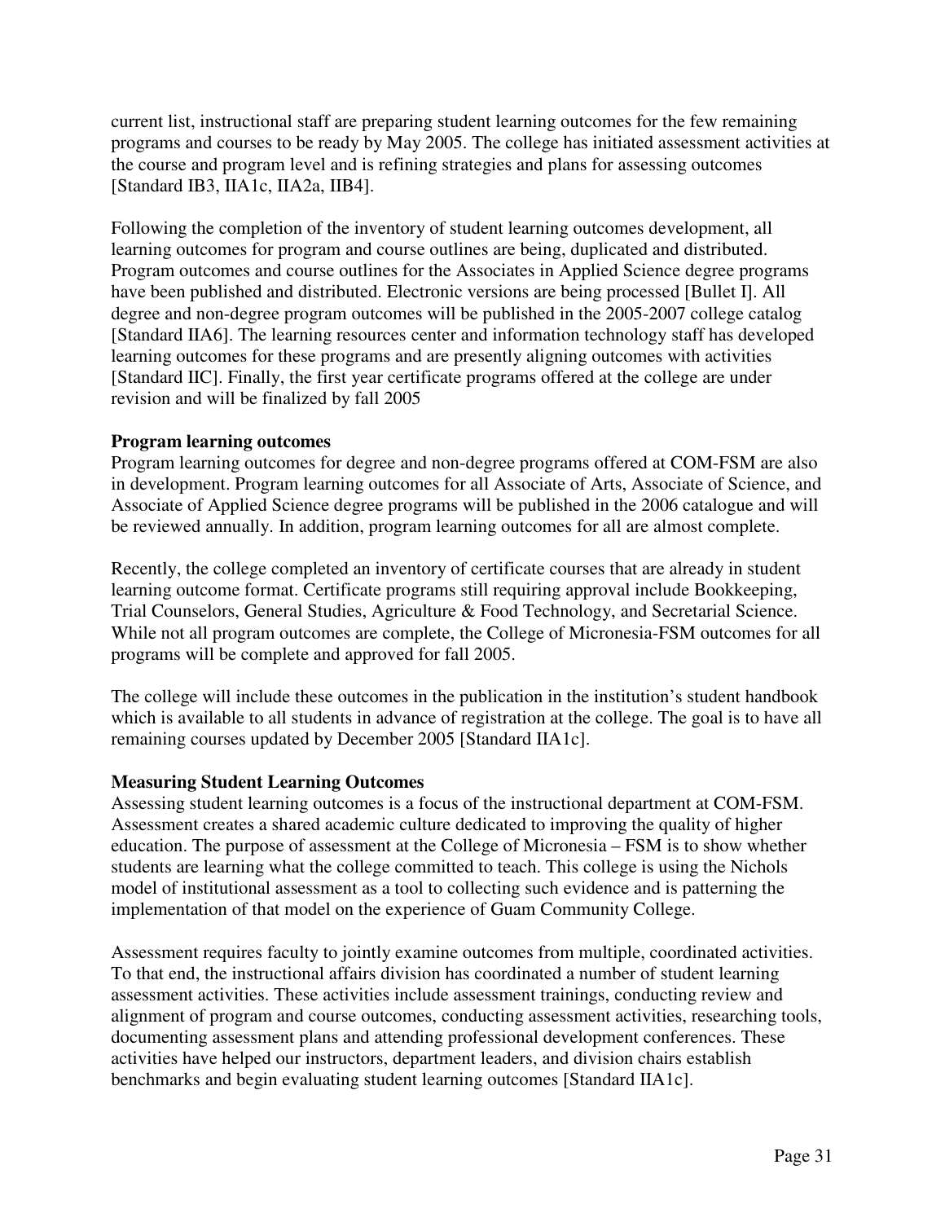current list, instructional staff are preparing student learning outcomes for the few remaining programs and courses to be ready by May 2005. The college has initiated assessment activities at the course and program level and is refining strategies and plans for assessing outcomes [Standard IB3, IIA1c, IIA2a, IIB4].

Following the completion of the inventory of student learning outcomes development, all learning outcomes for program and course outlines are being, duplicated and distributed. Program outcomes and course outlines for the Associates in Applied Science degree programs have been published and distributed. Electronic versions are being processed [Bullet I]. All degree and non-degree program outcomes will be published in the 2005-2007 college catalog [Standard IIA6]. The learning resources center and information technology staff has developed learning outcomes for these programs and are presently aligning outcomes with activities [Standard IIC]. Finally, the first year certificate programs offered at the college are under revision and will be finalized by fall 2005

**Program learning outcomes**

Program learning outcomes for degree and non-degree programs offered at COM-FSM are also in development. Program learning outcomes for all Associate of Arts, Associate of Science, and Associate of Applied Science degree programs will be published in the 2006 catalogue and will be reviewed annually. In addition, program learning outcomes for all are almost complete.

Recently, the college completed an inventory of certificate courses that are already in student learning outcome format. Certificate programs still requiring approval include Bookkeeping, Trial Counselors, General Studies, Agriculture & Food Technology, and Secretarial Science. While not all program outcomes are complete, the College of Micronesia-FSM outcomes for all programs will be complete and approved for fall 2005.

The college will include these outcomes in the publication in the institution's student handbook which is available to all students in advance of registration at the college. The goal is to have all remaining courses updated by December 2005 [Standard IIA1c].

**Measuring Student Learning Outcomes**

Assessing student learning outcomes is a focus of the instructional department at COM-FSM. Assessment creates a shared academic culture dedicated to improving the quality of higher education. The purpose of assessment at the College of Micronesia – FSM is to show whether students are learning what the college committed to teach. This college is using the Nichols model of institutional assessment as a tool to collecting such evidence and is patterning the implementation of that model on the experience of Guam Community College.

Assessment requires faculty to jointly examine outcomes from multiple, coordinated activities. To that end, the instructional affairs division has coordinated a number of student learning assessment activities. These activities include assessment trainings, conducting review and alignment of program and course outcomes, conducting assessment activities, researching tools, documenting assessment plans and attending professional development conferences. These activities have helped our instructors, department leaders, and division chairs establish benchmarks and begin evaluating student learning outcomes [Standard IIA1c].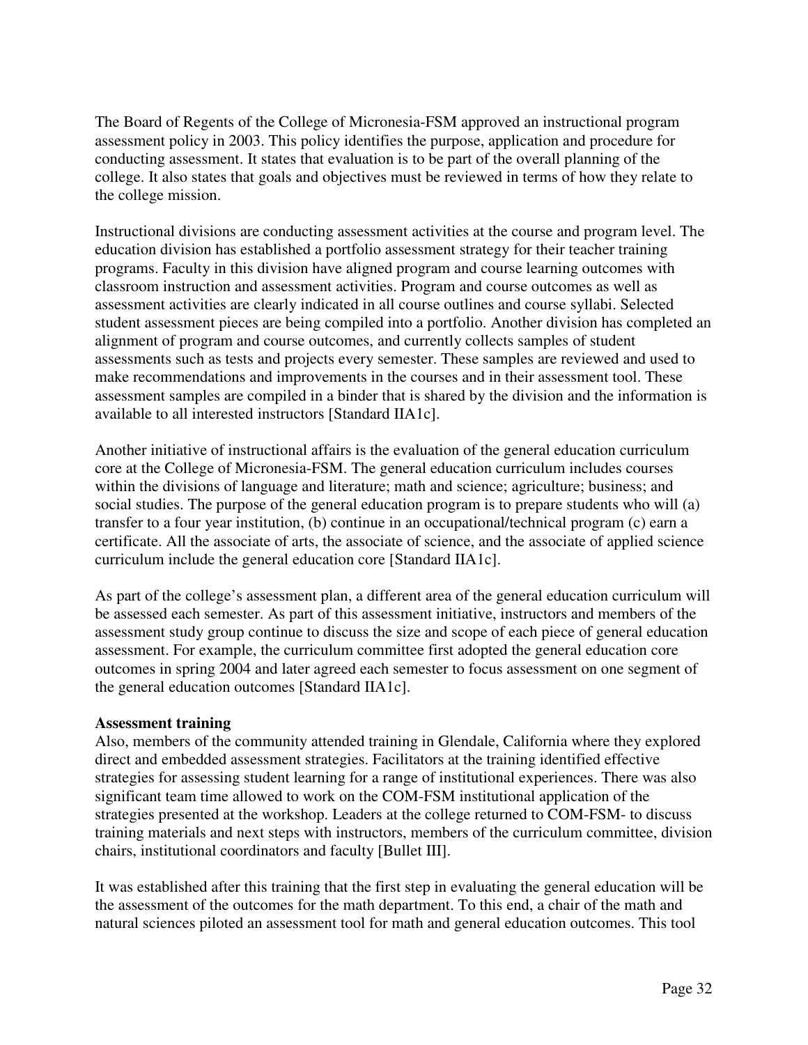The Board of Regents of the College of Micronesia-FSM approved an instructional program assessment policy in 2003. This policy identifies the purpose, application and procedure for conducting assessment. It states that evaluation is to be part of the overall planning of the college. It also states that goals and objectives must be reviewed in terms of how they relate to the college mission.

Instructional divisions are conducting assessment activities at the course and program level. The education division has established a portfolio assessment strategy for their teacher training programs. Faculty in this division have aligned program and course learning outcomes with classroom instruction and assessment activities. Program and course outcomes as well as assessment activities are clearly indicated in all course outlines and course syllabi. Selected student assessment pieces are being compiled into a portfolio. Another division has completed an alignment of program and course outcomes, and currently collects samples of student assessments such as tests and projects every semester. These samples are reviewed and used to make recommendations and improvements in the courses and in their assessment tool. These assessment samples are compiled in a binder that is shared by the division and the information is available to all interested instructors [Standard IIA1c].

Another initiative of instructional affairs is the evaluation of the general education curriculum core at the College of Micronesia-FSM. The general education curriculum includes courses within the divisions of language and literature; math and science; agriculture; business; and social studies. The purpose of the general education program is to prepare students who will (a) transfer to a four year institution, (b) continue in an occupational/technical program (c) earn a certificate. All the associate of arts, the associate of science, and the associate of applied science curriculum include the general education core [Standard IIA1c].

As part of the college's assessment plan, a different area of the general education curriculum will be assessed each semester. As part of this assessment initiative, instructors and members of the assessment study group continue to discuss the size and scope of each piece of general education assessment. For example, the curriculum committee first adopted the general education core outcomes in spring 2004 and later agreed each semester to focus assessment on one segment of the general education outcomes [Standard IIA1c].

**Assessment training**

Also, members of the community attended training in Glendale, California where they explored direct and embedded assessment strategies. Facilitators at the training identified effective strategies for assessing student learning for a range of institutional experiences. There was also significant team time allowed to work on the COM-FSM institutional application of the strategies presented at the workshop. Leaders at the college returned to COM-FSM- to discuss training materials and next steps with instructors, members of the curriculum committee, division chairs, institutional coordinators and faculty [Bullet III].

It was established after this training that the first step in evaluating the general education will be the assessment of the outcomes for the math department. To this end, a chair of the math and natural sciences piloted an assessment tool for math and general education outcomes. This tool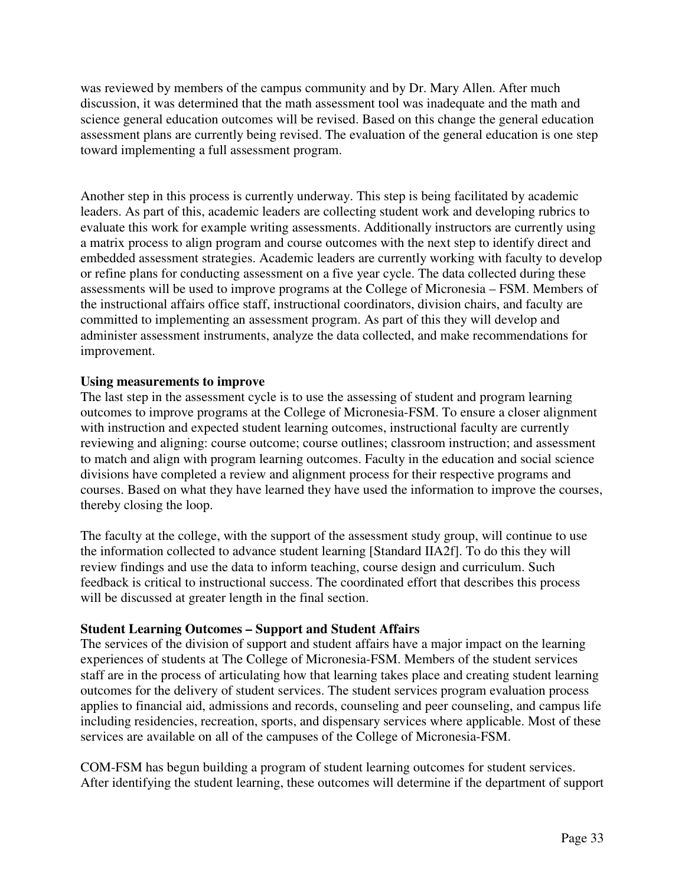was reviewed by members of the campus community and by Dr. Mary Allen. After much discussion, it was determined that the math assessment tool was inadequate and the math and science general education outcomes will be revised. Based on this change the general education assessment plans are currently being revised. The evaluation of the general education is one step toward implementing a full assessment program.

Another step in this process is currently underway. This step is being facilitated by academic leaders. As part of this, academic leaders are collecting student work and developing rubrics to evaluate this work for example writing assessments. Additionally instructors are currently using a matrix process to align program and course outcomes with the next step to identify direct and embedded assessment strategies. Academic leaders are currently working with faculty to develop or refine plans for conducting assessment on a five year cycle. The data collected during these assessments will be used to improve programs at the College of Micronesia – FSM. Members of the instructional affairs office staff, instructional coordinators, division chairs, and faculty are committed to implementing an assessment program. As part of this they will develop and administer assessment instruments, analyze the data collected, and make recommendations for improvement.

**Using measurements to improve**

The last step in the assessment cycle is to use the assessing of student and program learning outcomes to improve programs at the College of Micronesia-FSM. To ensure a closer alignment with instruction and expected student learning outcomes, instructional faculty are currently reviewing and aligning: course outcome; course outlines; classroom instruction; and assessment to match and align with program learning outcomes. Faculty in the education and social science divisions have completed a review and alignment process for their respective programs and courses. Based on what they have learned they have used the information to improve the courses, thereby closing the loop.

The faculty at the college, with the support of the assessment study group, will continue to use the information collected to advance student learning [Standard IIA2f]. To do this they will review findings and use the data to inform teaching, course design and curriculum. Such feedback is critical to instructional success. The coordinated effort that describes this process will be discussed at greater length in the final section.

**Student Learning Outcomes – Support and Student Affairs**

The services of the division of support and student affairs have a major impact on the learning experiences of students at The College of Micronesia-FSM. Members of the student services staff are in the process of articulating how that learning takes place and creating student learning outcomes for the delivery of student services. The student services program evaluation process applies to financial aid, admissions and records, counseling and peer counseling, and campus life including residencies, recreation, sports, and dispensary services where applicable. Most of these services are available on all of the campuses of the College of Micronesia-FSM.

COM-FSM has begun building a program of student learning outcomes for student services. After identifying the student learning, these outcomes will determine if the department of support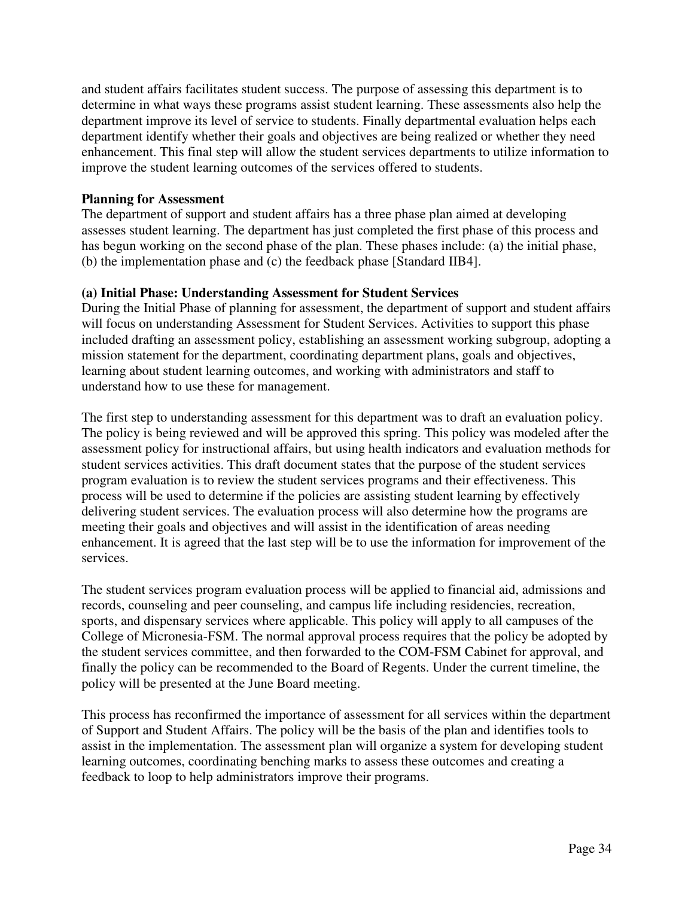and student affairs facilitates student success. The purpose of assessing this department is to determine in what ways these programs assist student learning. These assessments also help the department improve its level of service to students. Finally departmental evaluation helps each department identify whether their goals and objectives are being realized or whether they need enhancement. This final step will allow the student services departments to utilize information to improve the student learning outcomes of the services offered to students.

**Planning for Assessment**

The department of support and student affairs has a three phase plan aimed at developing assesses student learning. The department has just completed the first phase of this process and has begun working on the second phase of the plan. These phases include: (a) the initial phase, (b) the implementation phase and (c) the feedback phase [Standard IIB4].

**(a) Initial Phase: Understanding Assessment for Student Services**

During the Initial Phase of planning for assessment, the department of support and student affairs will focus on understanding Assessment for Student Services. Activities to support this phase included drafting an assessment policy, establishing an assessment working subgroup, adopting a mission statement for the department, coordinating department plans, goals and objectives, learning about student learning outcomes, and working with administrators and staff to understand how to use these for management.

The first step to understanding assessment for this department was to draft an evaluation policy. The policy is being reviewed and will be approved this spring. This policy was modeled after the assessment policy for instructional affairs, but using health indicators and evaluation methods for student services activities. This draft document states that the purpose of the student services program evaluation is to review the student services programs and their effectiveness. This process will be used to determine if the policies are assisting student learning by effectively delivering student services. The evaluation process will also determine how the programs are meeting their goals and objectives and will assist in the identification of areas needing enhancement. It is agreed that the last step will be to use the information for improvement of the services.

The student services program evaluation process will be applied to financial aid, admissions and records, counseling and peer counseling, and campus life including residencies, recreation, sports, and dispensary services where applicable. This policy will apply to all campuses of the College of Micronesia-FSM. The normal approval process requires that the policy be adopted by the student services committee, and then forwarded to the COM-FSM Cabinet for approval, and finally the policy can be recommended to the Board of Regents. Under the current timeline, the policy will be presented at the June Board meeting.

This process has reconfirmed the importance of assessment for all services within the department of Support and Student Affairs. The policy will be the basis of the plan and identifies tools to assist in the implementation. The assessment plan will organize a system for developing student learning outcomes, coordinating benching marks to assess these outcomes and creating a feedback to loop to help administrators improve their programs.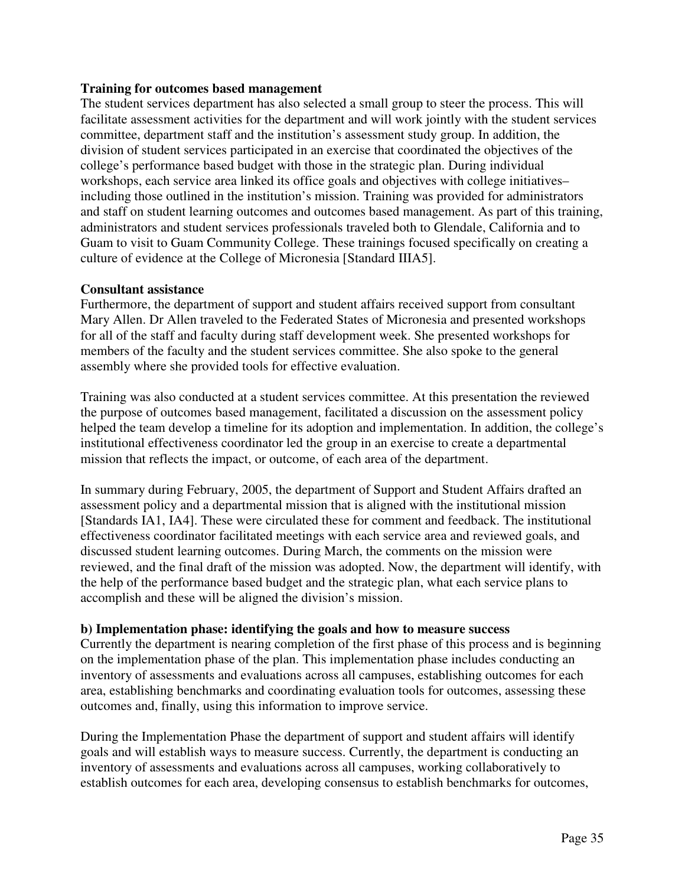**Training for outcomes based management**

The student services department has also selected a small group to steer the process. This will facilitate assessment activities for the department and will work jointly with the student services committee, department staff and the institution's assessment study group. In addition, the division of student services participated in an exercise that coordinated the objectives of the college's performance based budget with those in the strategic plan. During individual workshops, each service area linked its office goals and objectives with college initiatives– including those outlined in the institution's mission. Training was provided for administrators and staff on student learning outcomes and outcomes based management. As part of this training, administrators and student services professionals traveled both to Glendale, California and to Guam to visit to Guam Community College. These trainings focused specifically on creating a culture of evidence at the College of Micronesia [Standard IIIA5].

**Consultant assistance**

Furthermore, the department of support and student affairs received support from consultant Mary Allen. Dr Allen traveled to the Federated States of Micronesia and presented workshops for all of the staff and faculty during staff development week. She presented workshops for members of the faculty and the student services committee. She also spoke to the general assembly where she provided tools for effective evaluation.

Training was also conducted at a student services committee. At this presentation the reviewed the purpose of outcomes based management, facilitated a discussion on the assessment policy helped the team develop a timeline for its adoption and implementation. In addition, the college's institutional effectiveness coordinator led the group in an exercise to create a departmental mission that reflects the impact, or outcome, of each area of the department.

In summary during February, 2005, the department of Support and Student Affairs drafted an assessment policy and a departmental mission that is aligned with the institutional mission [Standards IA1, IA4]. These were circulated these for comment and feedback. The institutional effectiveness coordinator facilitated meetings with each service area and reviewed goals, and discussed student learning outcomes. During March, the comments on the mission were reviewed, and the final draft of the mission was adopted. Now, the department will identify, with the help of the performance based budget and the strategic plan, what each service plans to accomplish and these will be aligned the division's mission.

**b) Implementation phase: identifying the goals and how to measure success**

Currently the department is nearing completion of the first phase of this process and is beginning on the implementation phase of the plan. This implementation phase includes conducting an inventory of assessments and evaluations across all campuses, establishing outcomes for each area, establishing benchmarks and coordinating evaluation tools for outcomes, assessing these outcomes and, finally, using this information to improve service.

During the Implementation Phase the department of support and student affairs will identify goals and will establish ways to measure success. Currently, the department is conducting an inventory of assessments and evaluations across all campuses, working collaboratively to establish outcomes for each area, developing consensus to establish benchmarks for outcomes,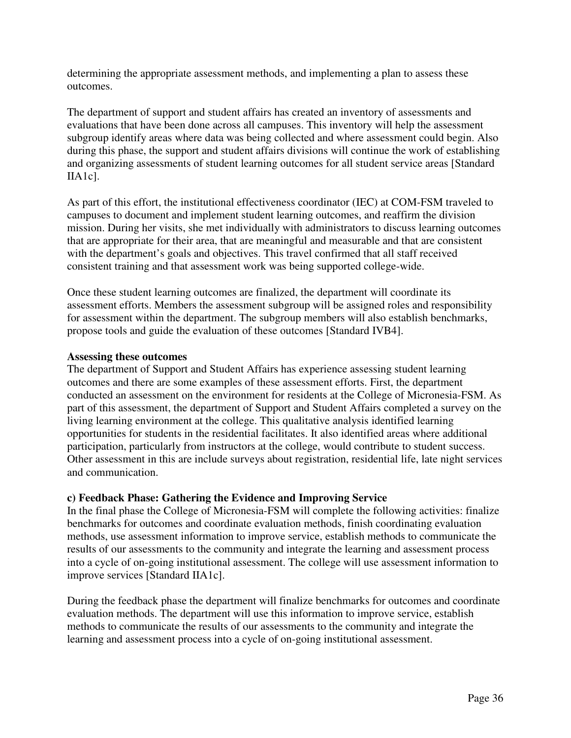determining the appropriate assessment methods, and implementing a plan to assess these outcomes.

The department of support and student affairs has created an inventory of assessments and evaluations that have been done across all campuses. This inventory will help the assessment subgroup identify areas where data was being collected and where assessment could begin. Also during this phase, the support and student affairs divisions will continue the work of establishing and organizing assessments of student learning outcomes for all student service areas [Standard IIA1c].

As part of this effort, the institutional effectiveness coordinator (IEC) at COM-FSM traveled to campuses to document and implement student learning outcomes, and reaffirm the division mission. During her visits, she met individually with administrators to discuss learning outcomes that are appropriate for their area, that are meaningful and measurable and that are consistent with the department's goals and objectives. This travel confirmed that all staff received consistent training and that assessment work was being supported college-wide.

Once these student learning outcomes are finalized, the department will coordinate its assessment efforts. Members the assessment subgroup will be assigned roles and responsibility for assessment within the department. The subgroup members will also establish benchmarks, propose tools and guide the evaluation of these outcomes [Standard IVB4].

**Assessing these outcomes**

The department of Support and Student Affairs has experience assessing student learning outcomes and there are some examples of these assessment efforts. First, the department conducted an assessment on the environment for residents at the College of Micronesia-FSM. As part of this assessment, the department of Support and Student Affairs completed a survey on the living learning environment at the college. This qualitative analysis identified learning opportunities for students in the residential facilitates. It also identified areas where additional participation, particularly from instructors at the college, would contribute to student success. Other assessment in this are include surveys about registration, residential life, late night services and communication.

**c) Feedback Phase: Gathering the Evidence and Improving Service**

In the final phase the College of Micronesia-FSM will complete the following activities: finalize benchmarks for outcomes and coordinate evaluation methods, finish coordinating evaluation methods, use assessment information to improve service, establish methods to communicate the results of our assessments to the community and integrate the learning and assessment process into a cycle of on-going institutional assessment. The college will use assessment information to improve services [Standard IIA1c].

During the feedback phase the department will finalize benchmarks for outcomes and coordinate evaluation methods. The department will use this information to improve service, establish methods to communicate the results of our assessments to the community and integrate the learning and assessment process into a cycle of on-going institutional assessment.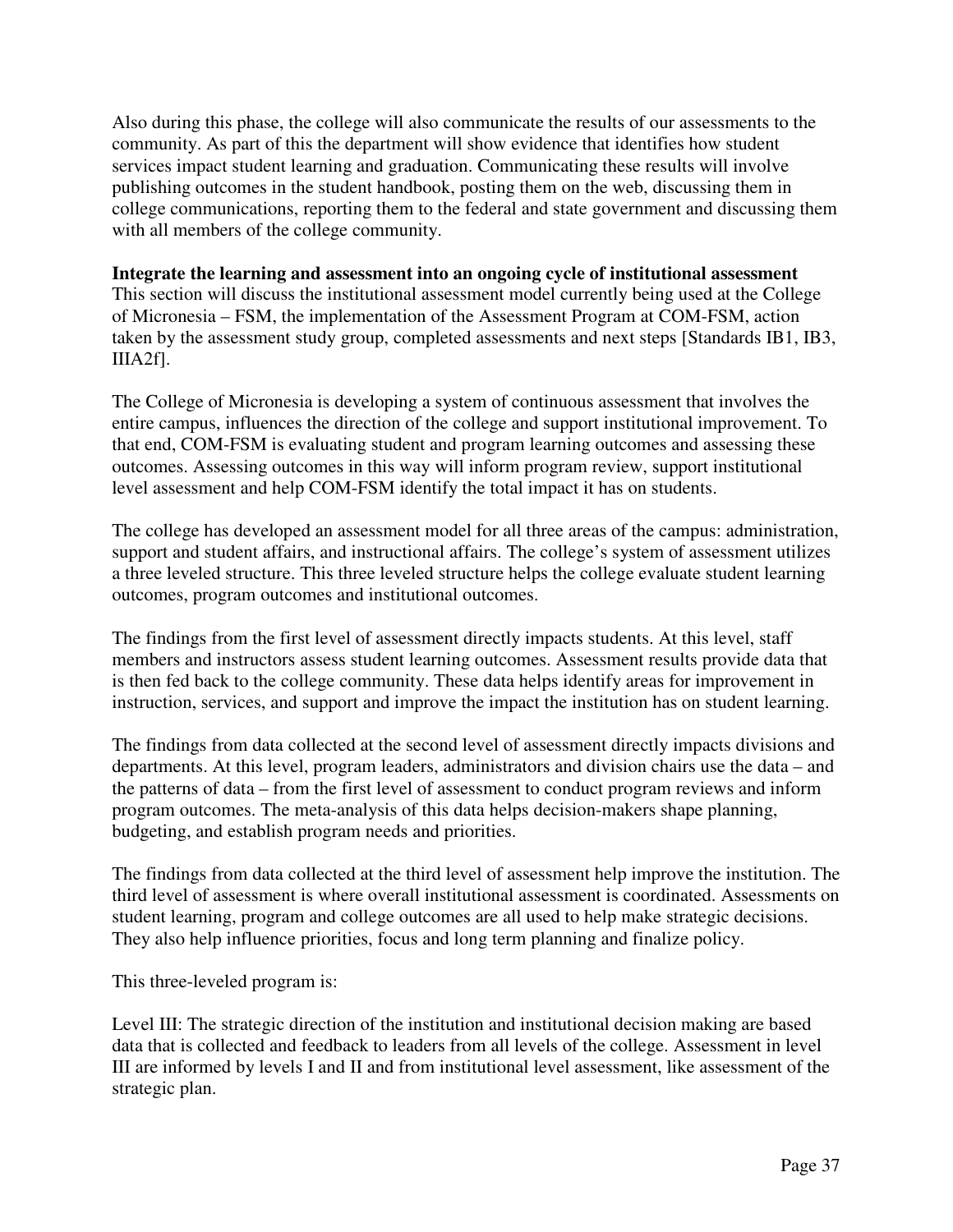Also during this phase, the college will also communicate the results of our assessments to the community. As part of this the department will show evidence that identifies how student services impact student learning and graduation. Communicating these results will involve publishing outcomes in the student handbook, posting them on the web, discussing them in college communications, reporting them to the federal and state government and discussing them with all members of the college community.

**Integrate the learning and assessment into an ongoing cycle of institutional assessment**
This section will discuss the institutional assessment model currently being used at the College of Micronesia – FSM, the implementation of the Assessment Program at COM-FSM, action taken by the assessment study group, completed assessments and next steps [Standards IB1, IB3, IIIA2f].

The College of Micronesia is developing a system of continuous assessment that involves the entire campus, influences the direction of the college and support institutional improvement. To that end, COM-FSM is evaluating student and program learning outcomes and assessing these outcomes. Assessing outcomes in this way will inform program review, support institutional level assessment and help COM-FSM identify the total impact it has on students.

The college has developed an assessment model for all three areas of the campus: administration, support and student affairs, and instructional affairs. The college's system of assessment utilizes a three leveled structure. This three leveled structure helps the college evaluate student learning outcomes, program outcomes and institutional outcomes.

The findings from the first level of assessment directly impacts students. At this level, staff members and instructors assess student learning outcomes. Assessment results provide data that is then fed back to the college community. These data helps identify areas for improvement in instruction, services, and support and improve the impact the institution has on student learning.

The findings from data collected at the second level of assessment directly impacts divisions and departments. At this level, program leaders, administrators and division chairs use the data – and the patterns of data – from the first level of assessment to conduct program reviews and inform program outcomes. The meta-analysis of this data helps decision-makers shape planning, budgeting, and establish program needs and priorities.

The findings from data collected at the third level of assessment help improve the institution. The third level of assessment is where overall institutional assessment is coordinated. Assessments on student learning, program and college outcomes are all used to help make strategic decisions. They also help influence priorities, focus and long term planning and finalize policy.

This three-leveled program is:

Level III: The strategic direction of the institution and institutional decision making are based data that is collected and feedback to leaders from all levels of the college. Assessment in level III are informed by levels I and II and from institutional level assessment, like assessment of the strategic plan.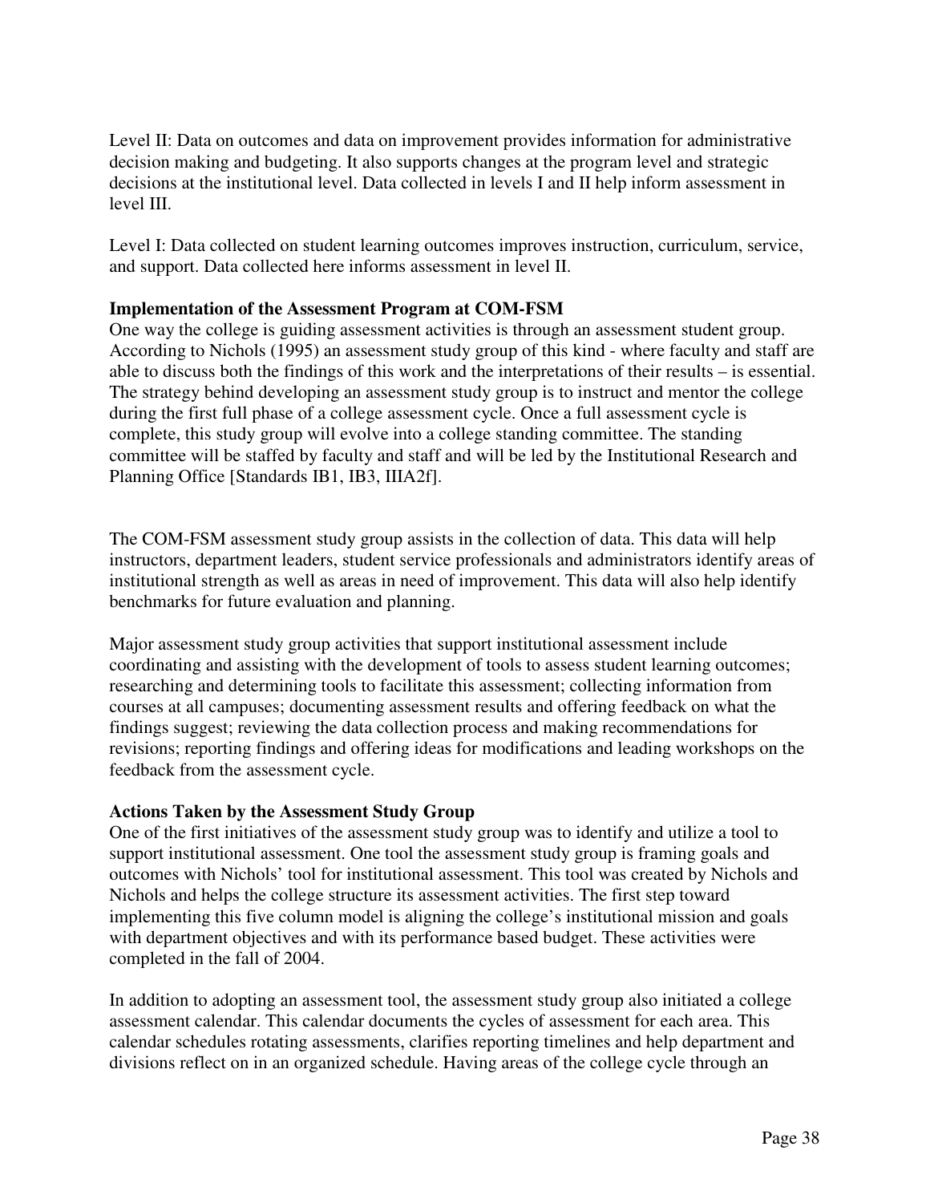Level II: Data on outcomes and data on improvement provides information for administrative decision making and budgeting. It also supports changes at the program level and strategic decisions at the institutional level. Data collected in levels I and II help inform assessment in level III.

Level I: Data collected on student learning outcomes improves instruction, curriculum, service, and support. Data collected here informs assessment in level II.

**Implementation of the Assessment Program at COM-FSM**

One way the college is guiding assessment activities is through an assessment student group. According to Nichols (1995) an assessment study group of this kind - where faculty and staff are able to discuss both the findings of this work and the interpretations of their results – is essential. The strategy behind developing an assessment study group is to instruct and mentor the college during the first full phase of a college assessment cycle. Once a full assessment cycle is complete, this study group will evolve into a college standing committee. The standing committee will be staffed by faculty and staff and will be led by the Institutional Research and Planning Office [Standards IB1, IB3, IIIA2f].

The COM-FSM assessment study group assists in the collection of data. This data will help instructors, department leaders, student service professionals and administrators identify areas of institutional strength as well as areas in need of improvement. This data will also help identify benchmarks for future evaluation and planning.

Major assessment study group activities that support institutional assessment include coordinating and assisting with the development of tools to assess student learning outcomes; researching and determining tools to facilitate this assessment; collecting information from courses at all campuses; documenting assessment results and offering feedback on what the findings suggest; reviewing the data collection process and making recommendations for revisions; reporting findings and offering ideas for modifications and leading workshops on the feedback from the assessment cycle.

**Actions Taken by the Assessment Study Group**

One of the first initiatives of the assessment study group was to identify and utilize a tool to support institutional assessment. One tool the assessment study group is framing goals and outcomes with Nichols' tool for institutional assessment. This tool was created by Nichols and Nichols and helps the college structure its assessment activities. The first step toward implementing this five column model is aligning the college's institutional mission and goals with department objectives and with its performance based budget. These activities were completed in the fall of 2004.

In addition to adopting an assessment tool, the assessment study group also initiated a college assessment calendar. This calendar documents the cycles of assessment for each area. This calendar schedules rotating assessments, clarifies reporting timelines and help department and divisions reflect on in an organized schedule. Having areas of the college cycle through an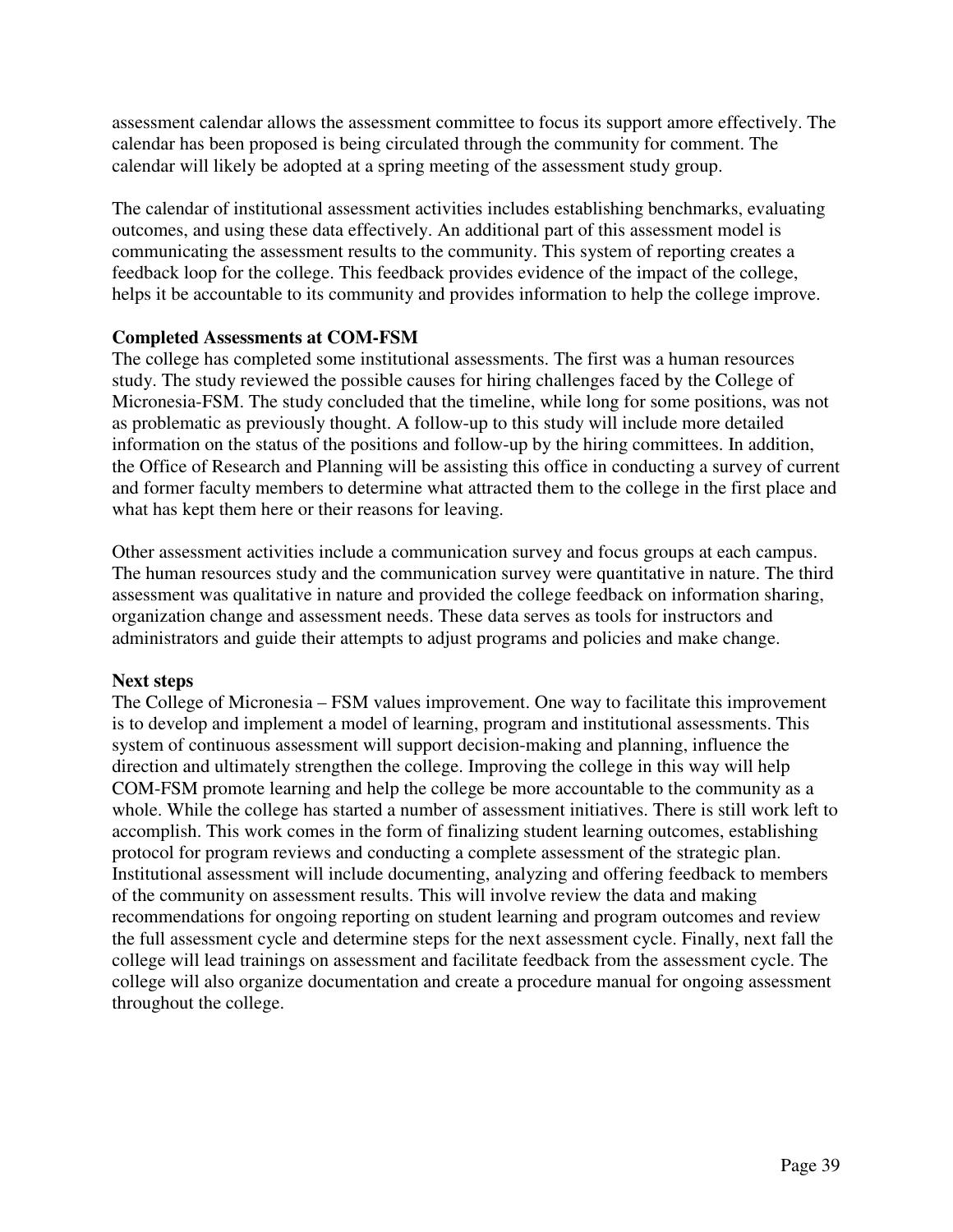assessment calendar allows the assessment committee to focus its support amore effectively. The calendar has been proposed is being circulated through the community for comment. The calendar will likely be adopted at a spring meeting of the assessment study group.

The calendar of institutional assessment activities includes establishing benchmarks, evaluating outcomes, and using these data effectively. An additional part of this assessment model is communicating the assessment results to the community. This system of reporting creates a feedback loop for the college. This feedback provides evidence of the impact of the college, helps it be accountable to its community and provides information to help the college improve.

**Completed Assessments at COM-FSM**

The college has completed some institutional assessments. The first was a human resources study. The study reviewed the possible causes for hiring challenges faced by the College of Micronesia-FSM. The study concluded that the timeline, while long for some positions, was not as problematic as previously thought. A follow-up to this study will include more detailed information on the status of the positions and follow-up by the hiring committees. In addition, the Office of Research and Planning will be assisting this office in conducting a survey of current and former faculty members to determine what attracted them to the college in the first place and what has kept them here or their reasons for leaving.

Other assessment activities include a communication survey and focus groups at each campus. The human resources study and the communication survey were quantitative in nature. The third assessment was qualitative in nature and provided the college feedback on information sharing, organization change and assessment needs. These data serves as tools for instructors and administrators and guide their attempts to adjust programs and policies and make change.

**Next steps**

The College of Micronesia – FSM values improvement. One way to facilitate this improvement is to develop and implement a model of learning, program and institutional assessments. This system of continuous assessment will support decision-making and planning, influence the direction and ultimately strengthen the college. Improving the college in this way will help COM-FSM promote learning and help the college be more accountable to the community as a whole. While the college has started a number of assessment initiatives. There is still work left to accomplish. This work comes in the form of finalizing student learning outcomes, establishing protocol for program reviews and conducting a complete assessment of the strategic plan. Institutional assessment will include documenting, analyzing and offering feedback to members of the community on assessment results. This will involve review the data and making recommendations for ongoing reporting on student learning and program outcomes and review the full assessment cycle and determine steps for the next assessment cycle. Finally, next fall the college will lead trainings on assessment and facilitate feedback from the assessment cycle. The college will also organize documentation and create a procedure manual for ongoing assessment throughout the college.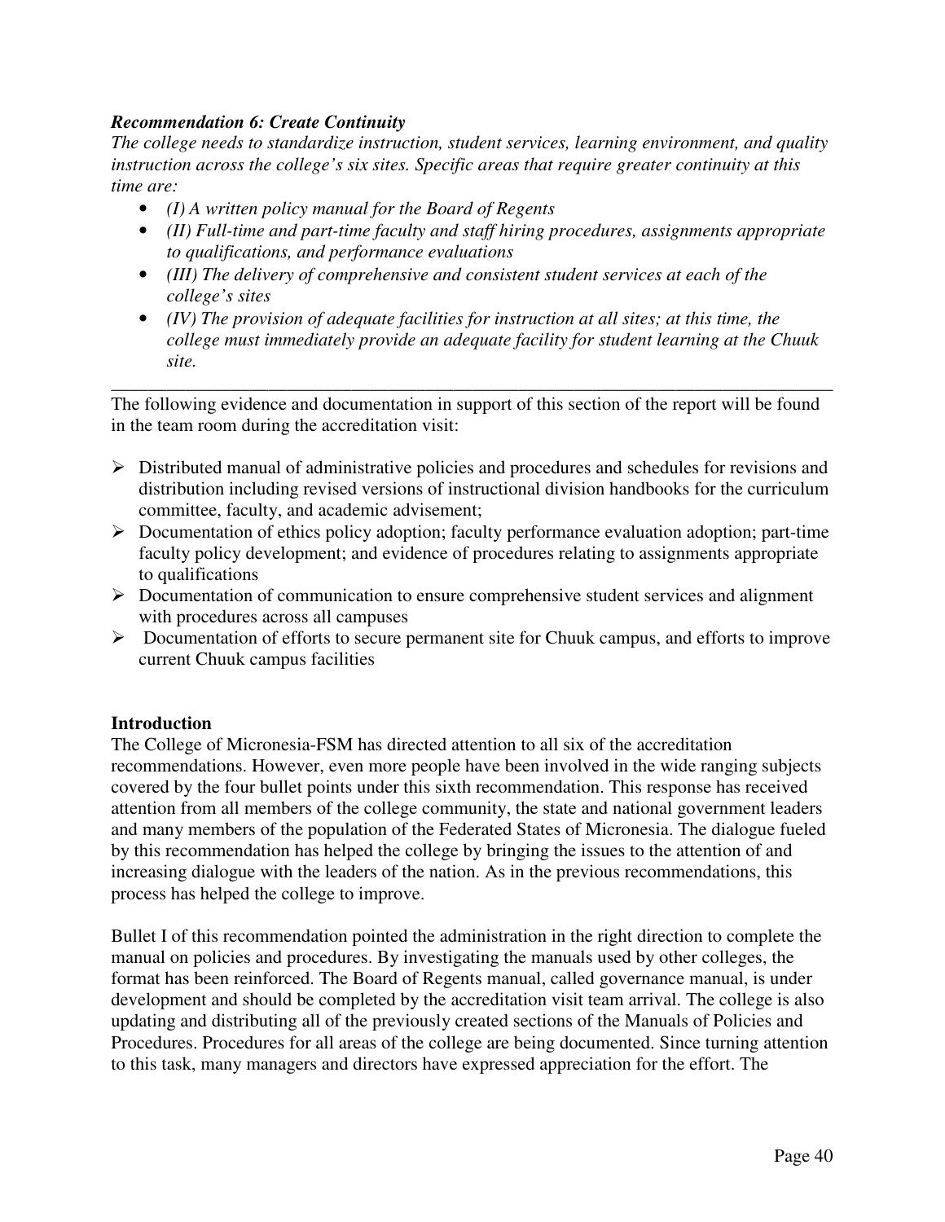***Recommendation 6: Create Continuity***

*The college needs to standardize instruction, student services, learning environment, and quality instruction across the college's six sites. Specific areas that require greater continuity at this time are:*

- *(I) A written policy manual for the Board of Regents*
- *(II) Full-time and part-time faculty and staff hiring procedures, assignments appropriate to qualifications, and performance evaluations*
- *(III) The delivery of comprehensive and consistent student services at each of the college's sites*
- *(IV) The provision of adequate facilities for instruction at all sites; at this time, the college must immediately provide an adequate facility for student learning at the Chuuk site.*

---

The following evidence and documentation in support of this section of the report will be found in the team room during the accreditation visit:

- Distributed manual of administrative policies and procedures and schedules for revisions and distribution including revised versions of instructional division handbooks for the curriculum committee, faculty, and academic advisement;
- Documentation of ethics policy adoption; faculty performance evaluation adoption; part-time faculty policy development; and evidence of procedures relating to assignments appropriate to qualifications
- Documentation of communication to ensure comprehensive student services and alignment with procedures across all campuses
- Documentation of efforts to secure permanent site for Chuuk campus, and efforts to improve current Chuuk campus facilities

**Introduction**

The College of Micronesia-FSM has directed attention to all six of the accreditation recommendations. However, even more people have been involved in the wide ranging subjects covered by the four bullet points under this sixth recommendation. This response has received attention from all members of the college community, the state and national government leaders and many members of the population of the Federated States of Micronesia. The dialogue fueled by this recommendation has helped the college by bringing the issues to the attention of and increasing dialogue with the leaders of the nation. As in the previous recommendations, this process has helped the college to improve.

Bullet I of this recommendation pointed the administration in the right direction to complete the manual on policies and procedures. By investigating the manuals used by other colleges, the format has been reinforced. The Board of Regents manual, called governance manual, is under development and should be completed by the accreditation visit team arrival. The college is also updating and distributing all of the previously created sections of the Manuals of Policies and Procedures. Procedures for all areas of the college are being documented. Since turning attention to this task, many managers and directors have expressed appreciation for the effort. The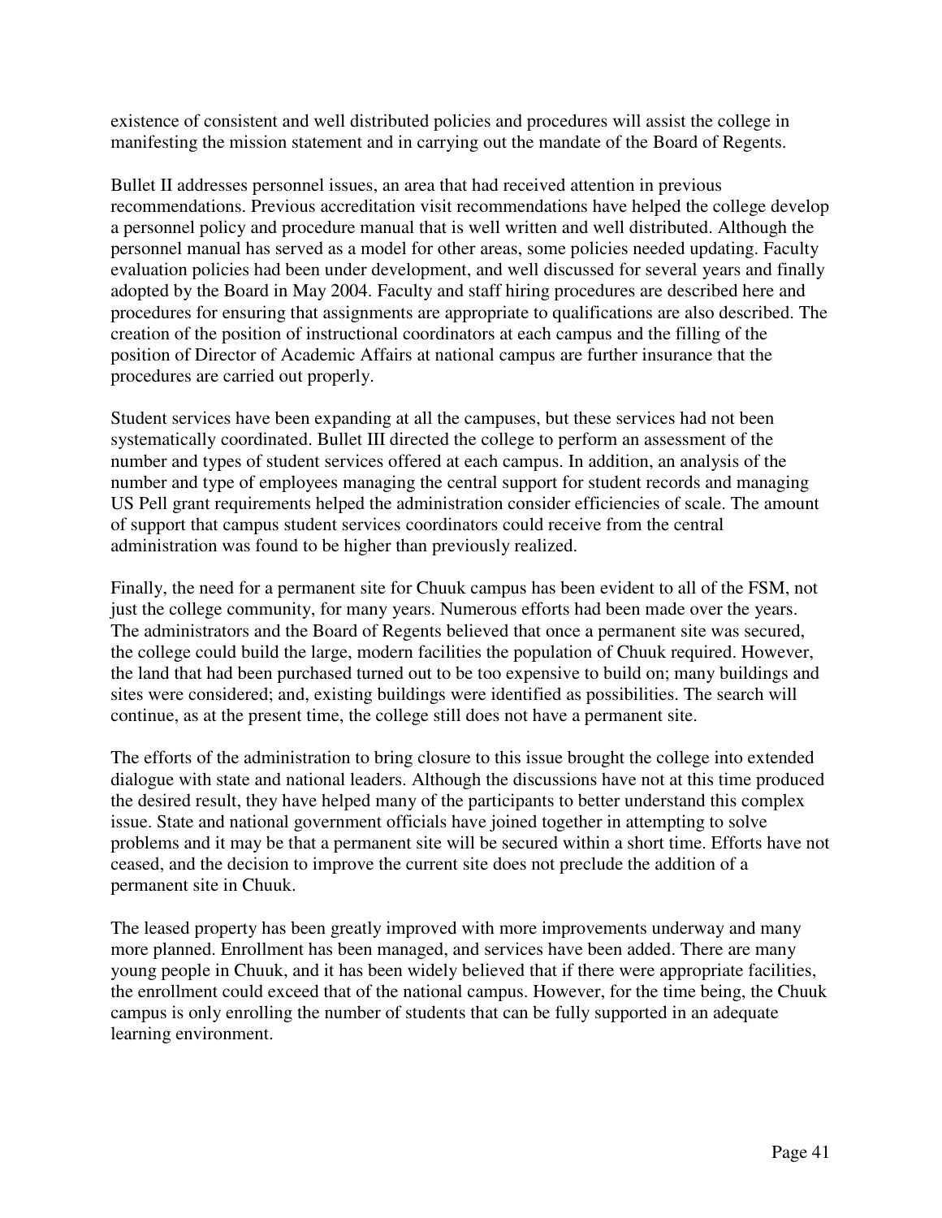existence of consistent and well distributed policies and procedures will assist the college in manifesting the mission statement and in carrying out the mandate of the Board of Regents.

Bullet II addresses personnel issues, an area that had received attention in previous recommendations. Previous accreditation visit recommendations have helped the college develop a personnel policy and procedure manual that is well written and well distributed. Although the personnel manual has served as a model for other areas, some policies needed updating. Faculty evaluation policies had been under development, and well discussed for several years and finally adopted by the Board in May 2004. Faculty and staff hiring procedures are described here and procedures for ensuring that assignments are appropriate to qualifications are also described. The creation of the position of instructional coordinators at each campus and the filling of the position of Director of Academic Affairs at national campus are further insurance that the procedures are carried out properly.

Student services have been expanding at all the campuses, but these services had not been systematically coordinated. Bullet III directed the college to perform an assessment of the number and types of student services offered at each campus. In addition, an analysis of the number and type of employees managing the central support for student records and managing US Pell grant requirements helped the administration consider efficiencies of scale. The amount of support that campus student services coordinators could receive from the central administration was found to be higher than previously realized.

Finally, the need for a permanent site for Chuuk campus has been evident to all of the FSM, not just the college community, for many years. Numerous efforts had been made over the years. The administrators and the Board of Regents believed that once a permanent site was secured, the college could build the large, modern facilities the population of Chuuk required. However, the land that had been purchased turned out to be too expensive to build on; many buildings and sites were considered; and, existing buildings were identified as possibilities. The search will continue, as at the present time, the college still does not have a permanent site.

The efforts of the administration to bring closure to this issue brought the college into extended dialogue with state and national leaders. Although the discussions have not at this time produced the desired result, they have helped many of the participants to better understand this complex issue. State and national government officials have joined together in attempting to solve problems and it may be that a permanent site will be secured within a short time. Efforts have not ceased, and the decision to improve the current site does not preclude the addition of a permanent site in Chuuk.

The leased property has been greatly improved with more improvements underway and many more planned. Enrollment has been managed, and services have been added. There are many young people in Chuuk, and it has been widely believed that if there were appropriate facilities, the enrollment could exceed that of the national campus. However, for the time being, the Chuuk campus is only enrolling the number of students that can be fully supported in an adequate learning environment.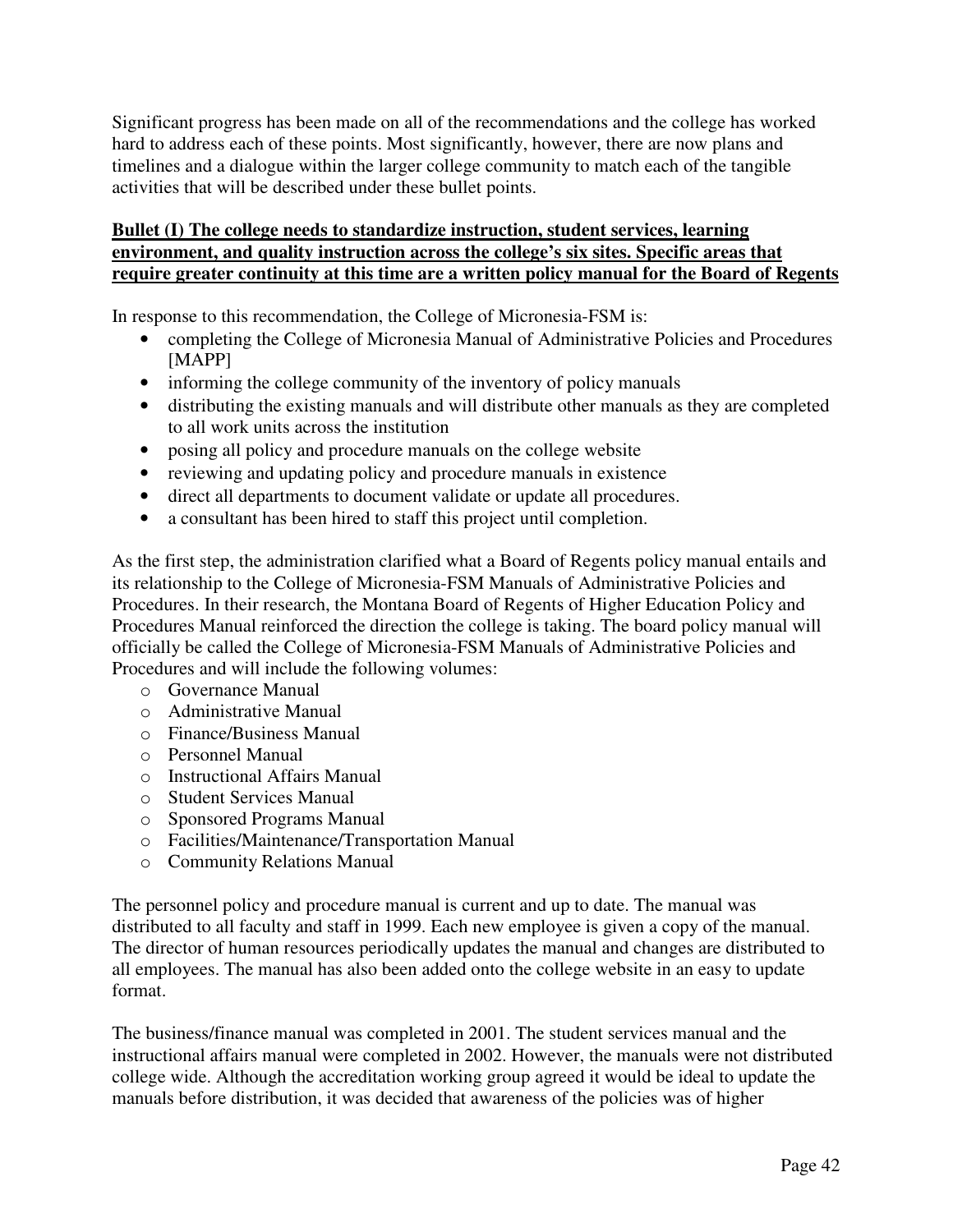Significant progress has been made on all of the recommendations and the college has worked hard to address each of these points. Most significantly, however, there are now plans and timelines and a dialogue within the larger college community to match each of the tangible activities that will be described under these bullet points.

**Bullet (I) The college needs to standardize instruction, student services, learning environment, and quality instruction across the college's six sites. Specific areas that require greater continuity at this time are a written policy manual for the Board of Regents**

In response to this recommendation, the College of Micronesia-FSM is:

- completing the College of Micronesia Manual of Administrative Policies and Procedures [MAPP]
- informing the college community of the inventory of policy manuals
- distributing the existing manuals and will distribute other manuals as they are completed to all work units across the institution
- posing all policy and procedure manuals on the college website
- reviewing and updating policy and procedure manuals in existence
- direct all departments to document validate or update all procedures.
- a consultant has been hired to staff this project until completion.

As the first step, the administration clarified what a Board of Regents policy manual entails and its relationship to the College of Micronesia-FSM Manuals of Administrative Policies and Procedures. In their research, the Montana Board of Regents of Higher Education Policy and Procedures Manual reinforced the direction the college is taking. The board policy manual will officially be called the College of Micronesia-FSM Manuals of Administrative Policies and Procedures and will include the following volumes:

- Governance Manual
- Administrative Manual
- Finance/Business Manual
- Personnel Manual
- Instructional Affairs Manual
- Student Services Manual
- Sponsored Programs Manual
- Facilities/Maintenance/Transportation Manual
- Community Relations Manual

The personnel policy and procedure manual is current and up to date. The manual was distributed to all faculty and staff in 1999. Each new employee is given a copy of the manual. The director of human resources periodically updates the manual and changes are distributed to all employees. The manual has also been added onto the college website in an easy to update format.

The business/finance manual was completed in 2001. The student services manual and the instructional affairs manual were completed in 2002. However, the manuals were not distributed college wide. Although the accreditation working group agreed it would be ideal to update the manuals before distribution, it was decided that awareness of the policies was of higher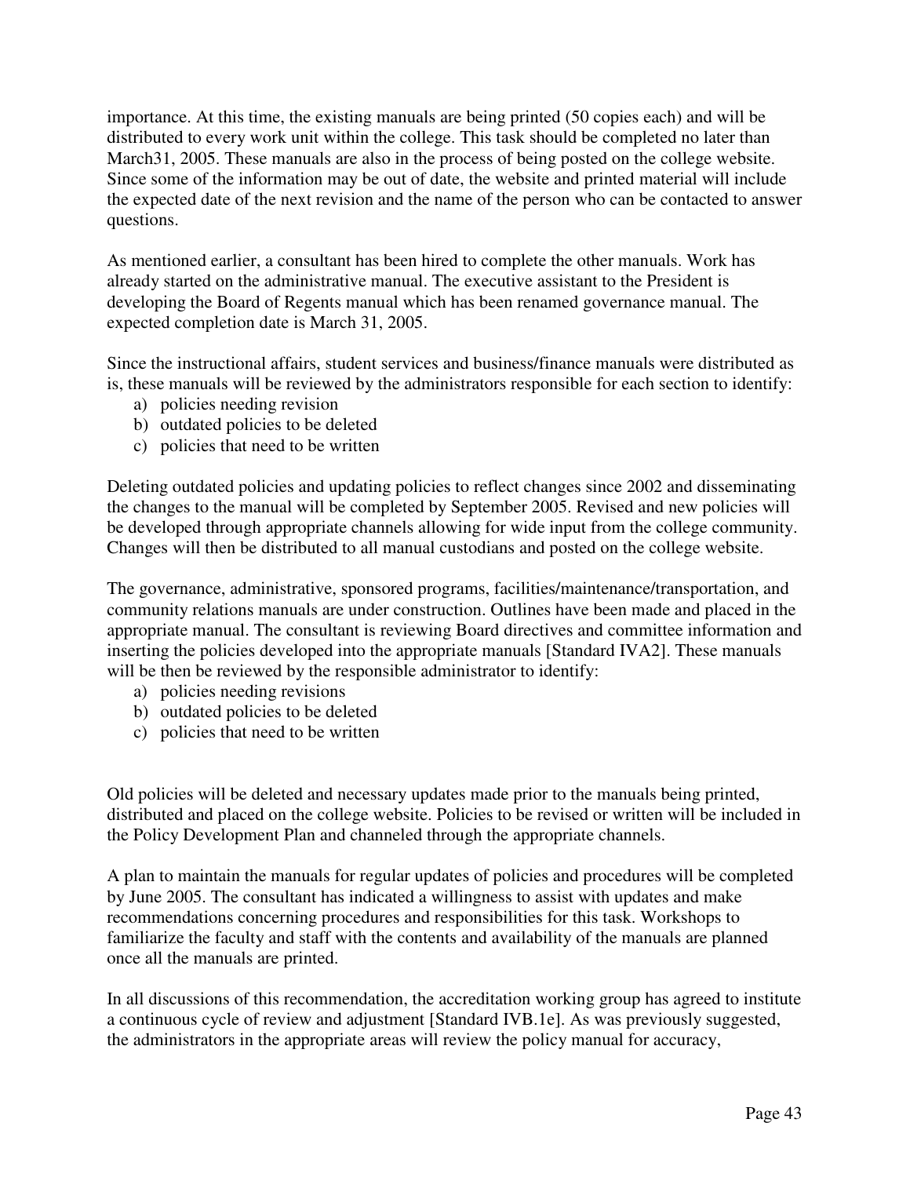importance. At this time, the existing manuals are being printed (50 copies each) and will be distributed to every work unit within the college. This task should be completed no later than March31, 2005. These manuals are also in the process of being posted on the college website. Since some of the information may be out of date, the website and printed material will include the expected date of the next revision and the name of the person who can be contacted to answer questions.

As mentioned earlier, a consultant has been hired to complete the other manuals. Work has already started on the administrative manual. The executive assistant to the President is developing the Board of Regents manual which has been renamed governance manual. The expected completion date is March 31, 2005.

Since the instructional affairs, student services and business/finance manuals were distributed as is, these manuals will be reviewed by the administrators responsible for each section to identify:

a) policies needing revision
b) outdated policies to be deleted
c) policies that need to be written

Deleting outdated policies and updating policies to reflect changes since 2002 and disseminating the changes to the manual will be completed by September 2005. Revised and new policies will be developed through appropriate channels allowing for wide input from the college community. Changes will then be distributed to all manual custodians and posted on the college website.

The governance, administrative, sponsored programs, facilities/maintenance/transportation, and community relations manuals are under construction. Outlines have been made and placed in the appropriate manual. The consultant is reviewing Board directives and committee information and inserting the policies developed into the appropriate manuals [Standard IVA2]. These manuals will be then be reviewed by the responsible administrator to identify:

a) policies needing revisions
b) outdated policies to be deleted
c) policies that need to be written

Old policies will be deleted and necessary updates made prior to the manuals being printed, distributed and placed on the college website. Policies to be revised or written will be included in the Policy Development Plan and channeled through the appropriate channels.

A plan to maintain the manuals for regular updates of policies and procedures will be completed by June 2005. The consultant has indicated a willingness to assist with updates and make recommendations concerning procedures and responsibilities for this task. Workshops to familiarize the faculty and staff with the contents and availability of the manuals are planned once all the manuals are printed.

In all discussions of this recommendation, the accreditation working group has agreed to institute a continuous cycle of review and adjustment [Standard IVB.1e]. As was previously suggested, the administrators in the appropriate areas will review the policy manual for accuracy,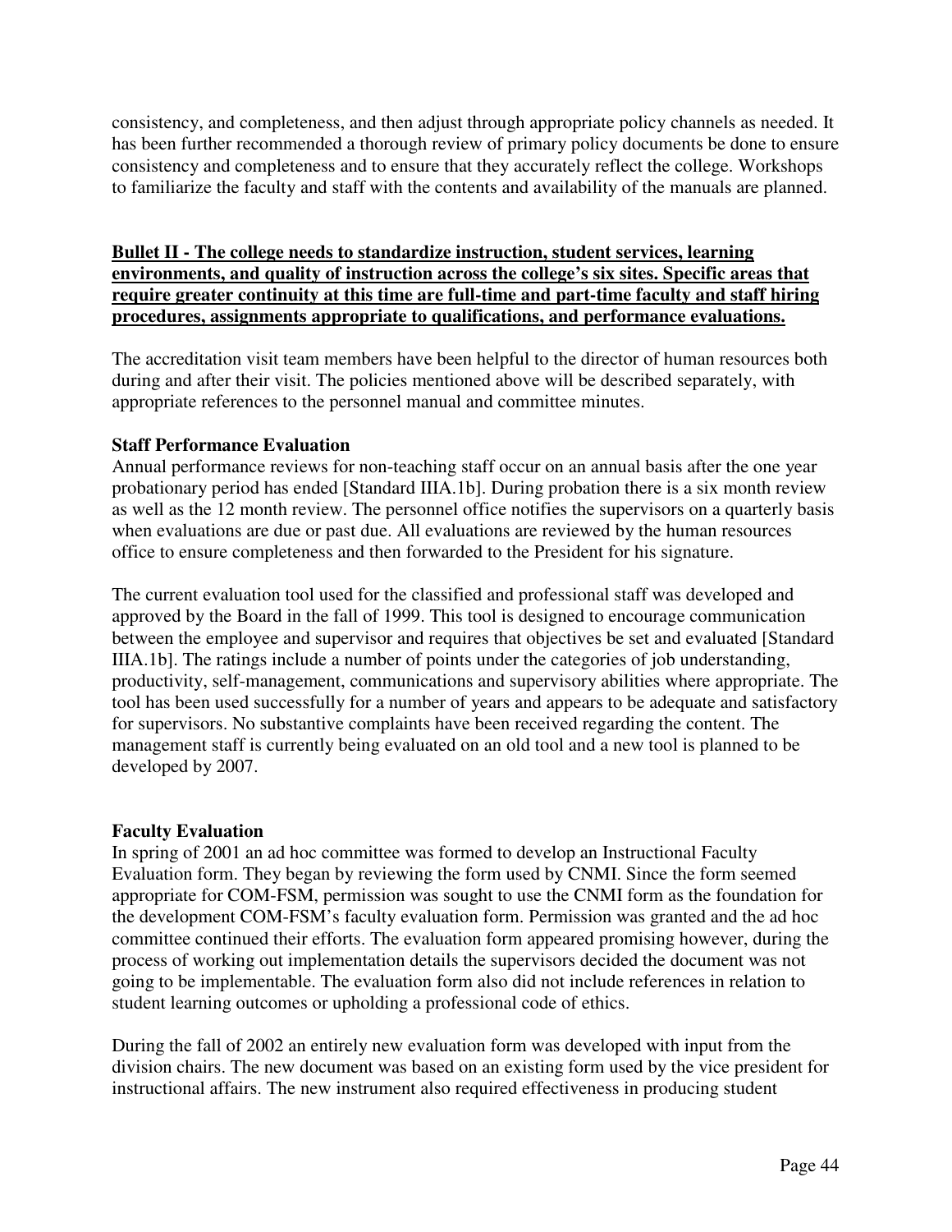consistency, and completeness, and then adjust through appropriate policy channels as needed. It has been further recommended a thorough review of primary policy documents be done to ensure consistency and completeness and to ensure that they accurately reflect the college. Workshops to familiarize the faculty and staff with the contents and availability of the manuals are planned.

**Bullet II - The college needs to standardize instruction, student services, learning environments, and quality of instruction across the college's six sites. Specific areas that require greater continuity at this time are full-time and part-time faculty and staff hiring procedures, assignments appropriate to qualifications, and performance evaluations.**

The accreditation visit team members have been helpful to the director of human resources both during and after their visit. The policies mentioned above will be described separately, with appropriate references to the personnel manual and committee minutes.

**Staff Performance Evaluation**

Annual performance reviews for non-teaching staff occur on an annual basis after the one year probationary period has ended [Standard IIIA.1b]. During probation there is a six month review as well as the 12 month review. The personnel office notifies the supervisors on a quarterly basis when evaluations are due or past due. All evaluations are reviewed by the human resources office to ensure completeness and then forwarded to the President for his signature.

The current evaluation tool used for the classified and professional staff was developed and approved by the Board in the fall of 1999. This tool is designed to encourage communication between the employee and supervisor and requires that objectives be set and evaluated [Standard IIIA.1b]. The ratings include a number of points under the categories of job understanding, productivity, self-management, communications and supervisory abilities where appropriate. The tool has been used successfully for a number of years and appears to be adequate and satisfactory for supervisors. No substantive complaints have been received regarding the content. The management staff is currently being evaluated on an old tool and a new tool is planned to be developed by 2007.

**Faculty Evaluation**

In spring of 2001 an ad hoc committee was formed to develop an Instructional Faculty Evaluation form. They began by reviewing the form used by CNMI. Since the form seemed appropriate for COM-FSM, permission was sought to use the CNMI form as the foundation for the development COM-FSM's faculty evaluation form. Permission was granted and the ad hoc committee continued their efforts. The evaluation form appeared promising however, during the process of working out implementation details the supervisors decided the document was not going to be implementable. The evaluation form also did not include references in relation to student learning outcomes or upholding a professional code of ethics.

During the fall of 2002 an entirely new evaluation form was developed with input from the division chairs. The new document was based on an existing form used by the vice president for instructional affairs. The new instrument also required effectiveness in producing student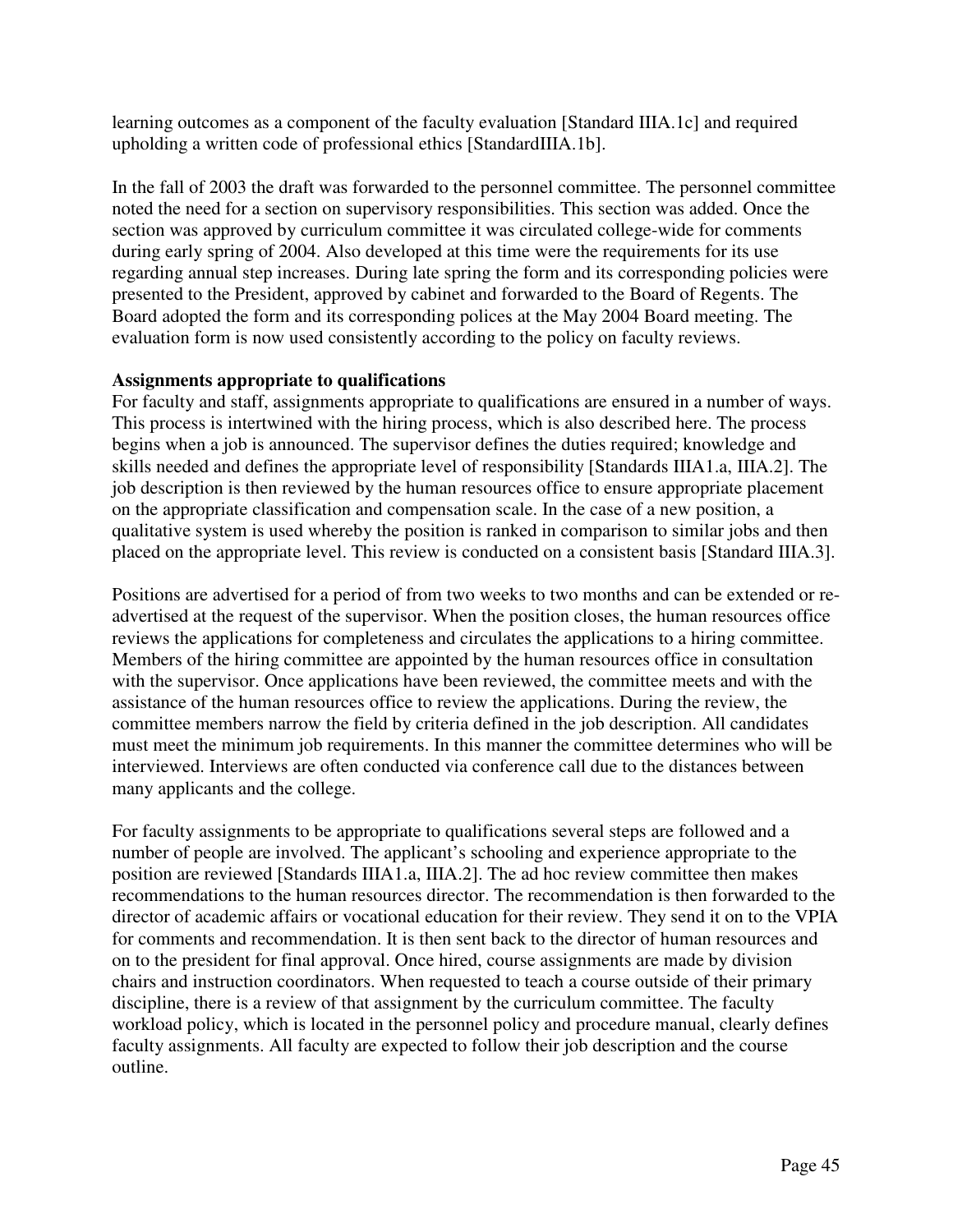learning outcomes as a component of the faculty evaluation [Standard IIIA.1c] and required upholding a written code of professional ethics [StandardIIIA.1b].

In the fall of 2003 the draft was forwarded to the personnel committee. The personnel committee noted the need for a section on supervisory responsibilities. This section was added. Once the section was approved by curriculum committee it was circulated college-wide for comments during early spring of 2004. Also developed at this time were the requirements for its use regarding annual step increases. During late spring the form and its corresponding policies were presented to the President, approved by cabinet and forwarded to the Board of Regents. The Board adopted the form and its corresponding polices at the May 2004 Board meeting. The evaluation form is now used consistently according to the policy on faculty reviews.

**Assignments appropriate to qualifications**

For faculty and staff, assignments appropriate to qualifications are ensured in a number of ways. This process is intertwined with the hiring process, which is also described here. The process begins when a job is announced. The supervisor defines the duties required; knowledge and skills needed and defines the appropriate level of responsibility [Standards IIIA1.a, IIIA.2]. The job description is then reviewed by the human resources office to ensure appropriate placement on the appropriate classification and compensation scale. In the case of a new position, a qualitative system is used whereby the position is ranked in comparison to similar jobs and then placed on the appropriate level. This review is conducted on a consistent basis [Standard IIIA.3].

Positions are advertised for a period of from two weeks to two months and can be extended or re-advertised at the request of the supervisor. When the position closes, the human resources office reviews the applications for completeness and circulates the applications to a hiring committee. Members of the hiring committee are appointed by the human resources office in consultation with the supervisor. Once applications have been reviewed, the committee meets and with the assistance of the human resources office to review the applications. During the review, the committee members narrow the field by criteria defined in the job description. All candidates must meet the minimum job requirements. In this manner the committee determines who will be interviewed. Interviews are often conducted via conference call due to the distances between many applicants and the college.

For faculty assignments to be appropriate to qualifications several steps are followed and a number of people are involved. The applicant's schooling and experience appropriate to the position are reviewed [Standards IIIA1.a, IIIA.2]. The ad hoc review committee then makes recommendations to the human resources director. The recommendation is then forwarded to the director of academic affairs or vocational education for their review. They send it on to the VPIA for comments and recommendation. It is then sent back to the director of human resources and on to the president for final approval. Once hired, course assignments are made by division chairs and instruction coordinators. When requested to teach a course outside of their primary discipline, there is a review of that assignment by the curriculum committee. The faculty workload policy, which is located in the personnel policy and procedure manual, clearly defines faculty assignments. All faculty are expected to follow their job description and the course outline.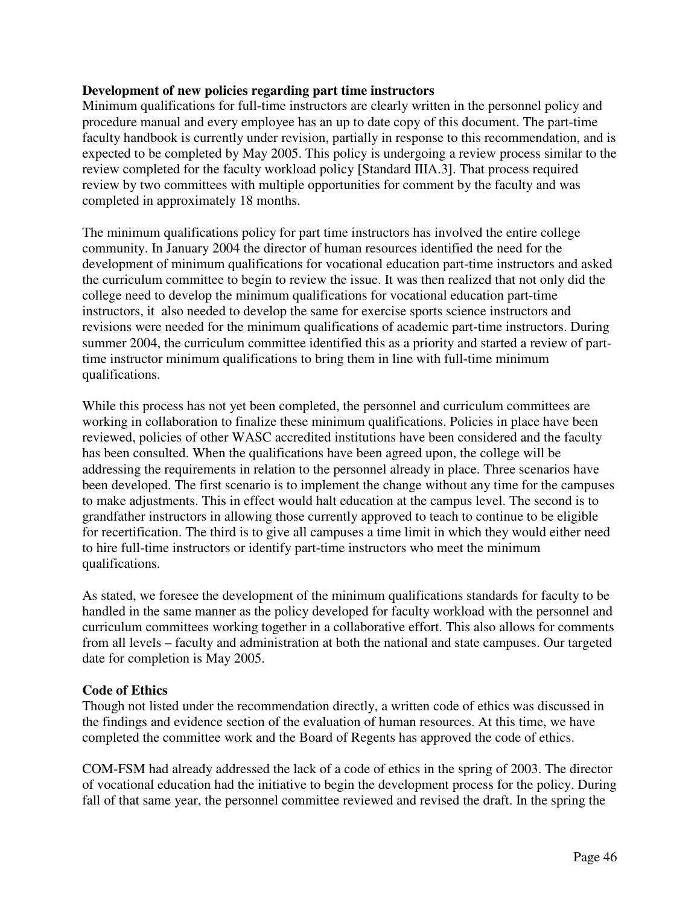**Development of new policies regarding part time instructors**

Minimum qualifications for full-time instructors are clearly written in the personnel policy and procedure manual and every employee has an up to date copy of this document. The part-time faculty handbook is currently under revision, partially in response to this recommendation, and is expected to be completed by May 2005. This policy is undergoing a review process similar to the review completed for the faculty workload policy [Standard IIIA.3]. That process required review by two committees with multiple opportunities for comment by the faculty and was completed in approximately 18 months.

The minimum qualifications policy for part time instructors has involved the entire college community. In January 2004 the director of human resources identified the need for the development of minimum qualifications for vocational education part-time instructors and asked the curriculum committee to begin to review the issue. It was then realized that not only did the college need to develop the minimum qualifications for vocational education part-time instructors, it also needed to develop the same for exercise sports science instructors and revisions were needed for the minimum qualifications of academic part-time instructors. During summer 2004, the curriculum committee identified this as a priority and started a review of part-time instructor minimum qualifications to bring them in line with full-time minimum qualifications.

While this process has not yet been completed, the personnel and curriculum committees are working in collaboration to finalize these minimum qualifications. Policies in place have been reviewed, policies of other WASC accredited institutions have been considered and the faculty has been consulted. When the qualifications have been agreed upon, the college will be addressing the requirements in relation to the personnel already in place. Three scenarios have been developed. The first scenario is to implement the change without any time for the campuses to make adjustments. This in effect would halt education at the campus level. The second is to grandfather instructors in allowing those currently approved to teach to continue to be eligible for recertification. The third is to give all campuses a time limit in which they would either need to hire full-time instructors or identify part-time instructors who meet the minimum qualifications.

As stated, we foresee the development of the minimum qualifications standards for faculty to be handled in the same manner as the policy developed for faculty workload with the personnel and curriculum committees working together in a collaborative effort. This also allows for comments from all levels – faculty and administration at both the national and state campuses. Our targeted date for completion is May 2005.

**Code of Ethics**

Though not listed under the recommendation directly, a written code of ethics was discussed in the findings and evidence section of the evaluation of human resources. At this time, we have completed the committee work and the Board of Regents has approved the code of ethics.

COM-FSM had already addressed the lack of a code of ethics in the spring of 2003. The director of vocational education had the initiative to begin the development process for the policy. During fall of that same year, the personnel committee reviewed and revised the draft. In the spring the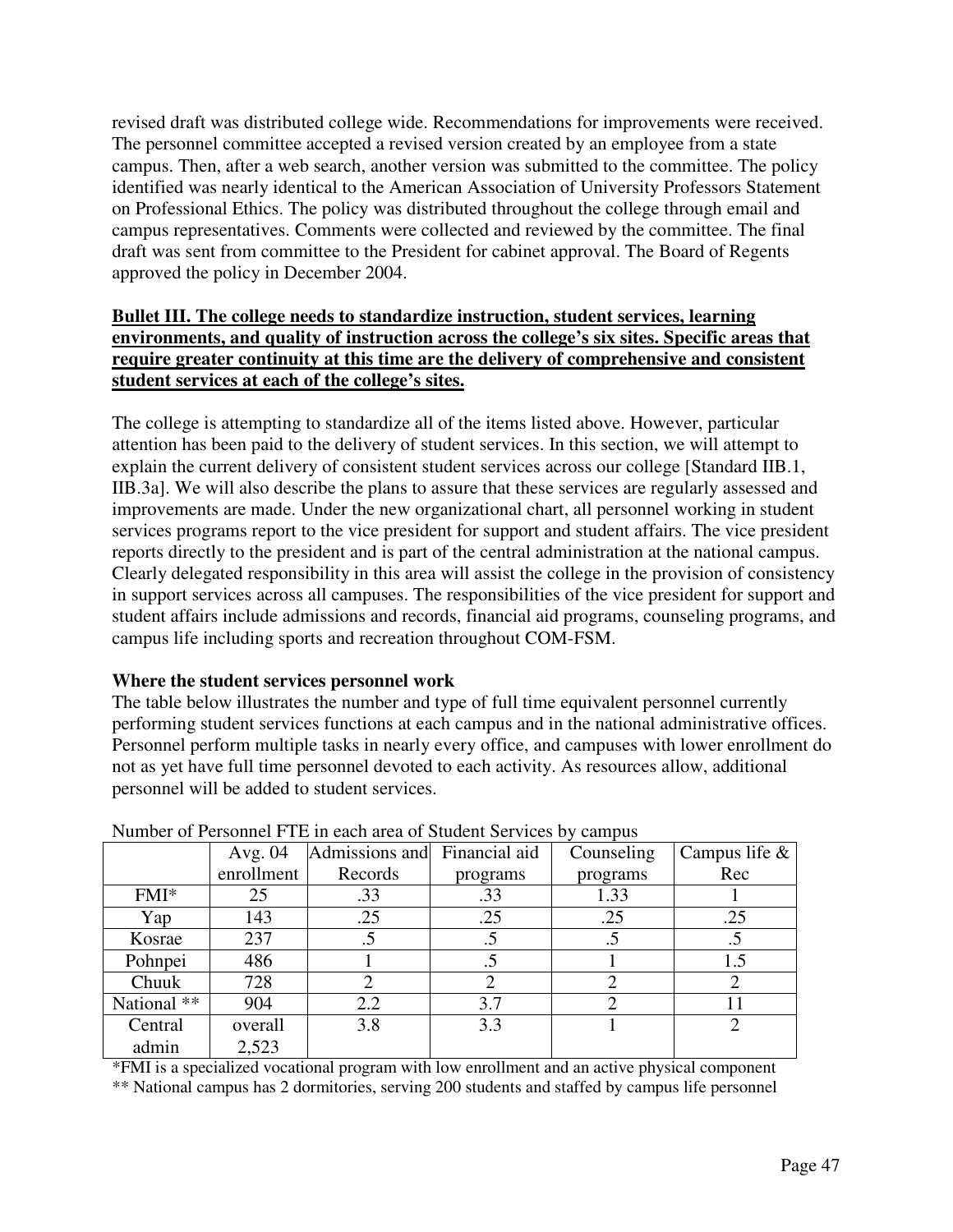revised draft was distributed college wide. Recommendations for improvements were received. The personnel committee accepted a revised version created by an employee from a state campus. Then, after a web search, another version was submitted to the committee. The policy identified was nearly identical to the American Association of University Professors Statement on Professional Ethics. The policy was distributed throughout the college through email and campus representatives. Comments were collected and reviewed by the committee. The final draft was sent from committee to the President for cabinet approval. The Board of Regents approved the policy in December 2004.

**Bullet III. The college needs to standardize instruction, student services, learning environments, and quality of instruction across the college's six sites. Specific areas that require greater continuity at this time are the delivery of comprehensive and consistent student services at each of the college's sites.**

The college is attempting to standardize all of the items listed above. However, particular attention has been paid to the delivery of student services. In this section, we will attempt to explain the current delivery of consistent student services across our college [Standard IIB.1, IIB.3a]. We will also describe the plans to assure that these services are regularly assessed and improvements are made. Under the new organizational chart, all personnel working in student services programs report to the vice president for support and student affairs. The vice president reports directly to the president and is part of the central administration at the national campus. Clearly delegated responsibility in this area will assist the college in the provision of consistency in support services across all campuses. The responsibilities of the vice president for support and student affairs include admissions and records, financial aid programs, counseling programs, and campus life including sports and recreation throughout COM-FSM.

**Where the student services personnel work**

The table below illustrates the number and type of full time equivalent personnel currently performing student services functions at each campus and in the national administrative offices. Personnel perform multiple tasks in nearly every office, and campuses with lower enrollment do not as yet have full time personnel devoted to each activity. As resources allow, additional personnel will be added to student services.

Number of Personnel FTE in each area of Student Services by campus

| | Avg. 04 enrollment | Admissions and Records | Financial aid programs | Counseling programs | Campus life & Rec |
|---|---|---|---|---|---|
| FMI* | 25 | .33 | .33 | 1.33 | 1 |
| Yap | 143 | .25 | .25 | .25 | .25 |
| Kosrae | 237 | .5 | .5 | .5 | .5 |
| Pohnpei | 486 | 1 | .5 | 1 | 1.5 |
| Chuuk | 728 | 2 | 2 | 2 | 2 |
| National ** | 904 | 2.2 | 3.7 | 2 | 11 |
| Central admin | overall 2,523 | 3.8 | 3.3 | 1 | 2 |

*FMI is a specialized vocational program with low enrollment and an active physical component

** National campus has 2 dormitories, serving 200 students and staffed by campus life personnel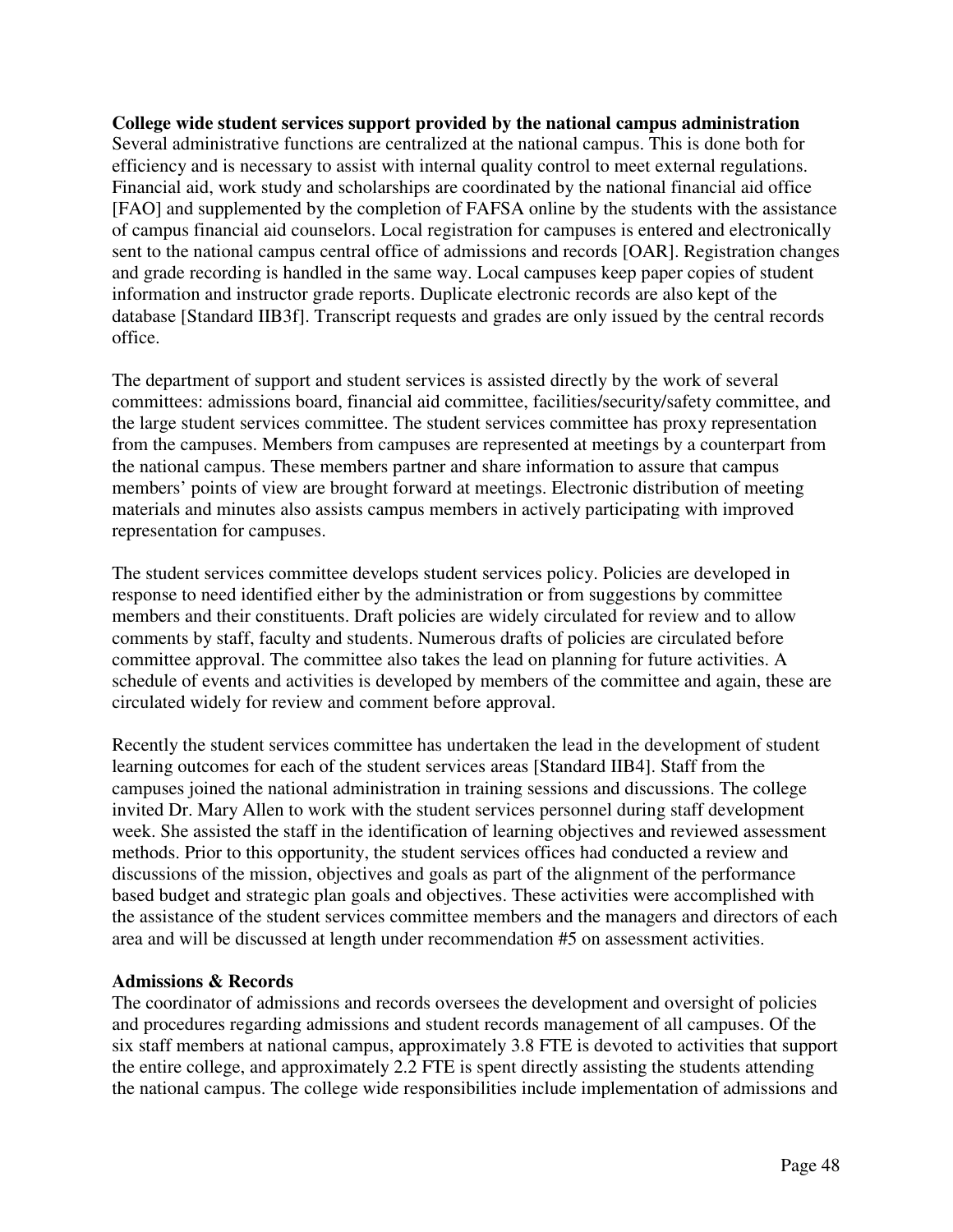**College wide student services support provided by the national campus administration**
Several administrative functions are centralized at the national campus. This is done both for efficiency and is necessary to assist with internal quality control to meet external regulations. Financial aid, work study and scholarships are coordinated by the national financial aid office [FAO] and supplemented by the completion of FAFSA online by the students with the assistance of campus financial aid counselors. Local registration for campuses is entered and electronically sent to the national campus central office of admissions and records [OAR]. Registration changes and grade recording is handled in the same way. Local campuses keep paper copies of student information and instructor grade reports. Duplicate electronic records are also kept of the database [Standard IIB3f]. Transcript requests and grades are only issued by the central records office.

The department of support and student services is assisted directly by the work of several committees: admissions board, financial aid committee, facilities/security/safety committee, and the large student services committee. The student services committee has proxy representation from the campuses. Members from campuses are represented at meetings by a counterpart from the national campus. These members partner and share information to assure that campus members' points of view are brought forward at meetings. Electronic distribution of meeting materials and minutes also assists campus members in actively participating with improved representation for campuses.

The student services committee develops student services policy. Policies are developed in response to need identified either by the administration or from suggestions by committee members and their constituents. Draft policies are widely circulated for review and to allow comments by staff, faculty and students. Numerous drafts of policies are circulated before committee approval. The committee also takes the lead on planning for future activities. A schedule of events and activities is developed by members of the committee and again, these are circulated widely for review and comment before approval.

Recently the student services committee has undertaken the lead in the development of student learning outcomes for each of the student services areas [Standard IIB4]. Staff from the campuses joined the national administration in training sessions and discussions. The college invited Dr. Mary Allen to work with the student services personnel during staff development week. She assisted the staff in the identification of learning objectives and reviewed assessment methods. Prior to this opportunity, the student services offices had conducted a review and discussions of the mission, objectives and goals as part of the alignment of the performance based budget and strategic plan goals and objectives. These activities were accomplished with the assistance of the student services committee members and the managers and directors of each area and will be discussed at length under recommendation #5 on assessment activities.

**Admissions & Records**
The coordinator of admissions and records oversees the development and oversight of policies and procedures regarding admissions and student records management of all campuses. Of the six staff members at national campus, approximately 3.8 FTE is devoted to activities that support the entire college, and approximately 2.2 FTE is spent directly assisting the students attending the national campus. The college wide responsibilities include implementation of admissions and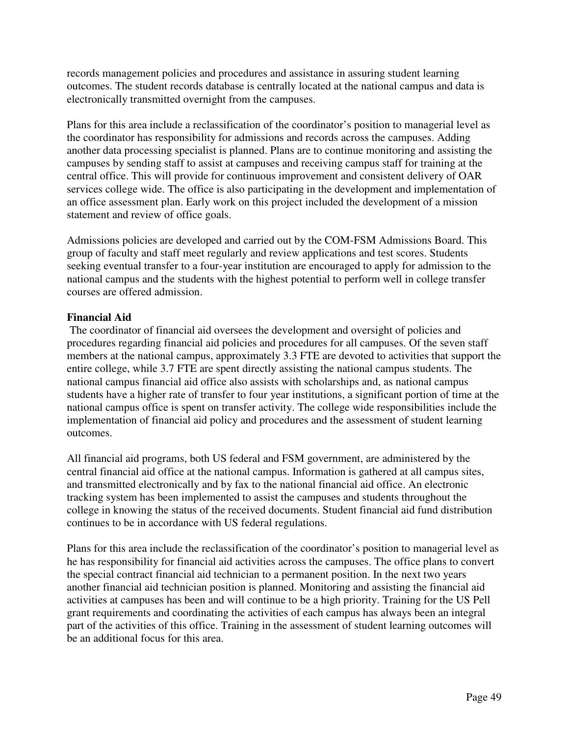records management policies and procedures and assistance in assuring student learning outcomes. The student records database is centrally located at the national campus and data is electronically transmitted overnight from the campuses.

Plans for this area include a reclassification of the coordinator's position to managerial level as the coordinator has responsibility for admissions and records across the campuses. Adding another data processing specialist is planned. Plans are to continue monitoring and assisting the campuses by sending staff to assist at campuses and receiving campus staff for training at the central office. This will provide for continuous improvement and consistent delivery of OAR services college wide. The office is also participating in the development and implementation of an office assessment plan. Early work on this project included the development of a mission statement and review of office goals.

Admissions policies are developed and carried out by the COM-FSM Admissions Board. This group of faculty and staff meet regularly and review applications and test scores. Students seeking eventual transfer to a four-year institution are encouraged to apply for admission to the national campus and the students with the highest potential to perform well in college transfer courses are offered admission.

**Financial Aid**

The coordinator of financial aid oversees the development and oversight of policies and procedures regarding financial aid policies and procedures for all campuses. Of the seven staff members at the national campus, approximately 3.3 FTE are devoted to activities that support the entire college, while 3.7 FTE are spent directly assisting the national campus students. The national campus financial aid office also assists with scholarships and, as national campus students have a higher rate of transfer to four year institutions, a significant portion of time at the national campus office is spent on transfer activity. The college wide responsibilities include the implementation of financial aid policy and procedures and the assessment of student learning outcomes.

All financial aid programs, both US federal and FSM government, are administered by the central financial aid office at the national campus. Information is gathered at all campus sites, and transmitted electronically and by fax to the national financial aid office. An electronic tracking system has been implemented to assist the campuses and students throughout the college in knowing the status of the received documents. Student financial aid fund distribution continues to be in accordance with US federal regulations.

Plans for this area include the reclassification of the coordinator's position to managerial level as he has responsibility for financial aid activities across the campuses. The office plans to convert the special contract financial aid technician to a permanent position. In the next two years another financial aid technician position is planned. Monitoring and assisting the financial aid activities at campuses has been and will continue to be a high priority. Training for the US Pell grant requirements and coordinating the activities of each campus has always been an integral part of the activities of this office. Training in the assessment of student learning outcomes will be an additional focus for this area.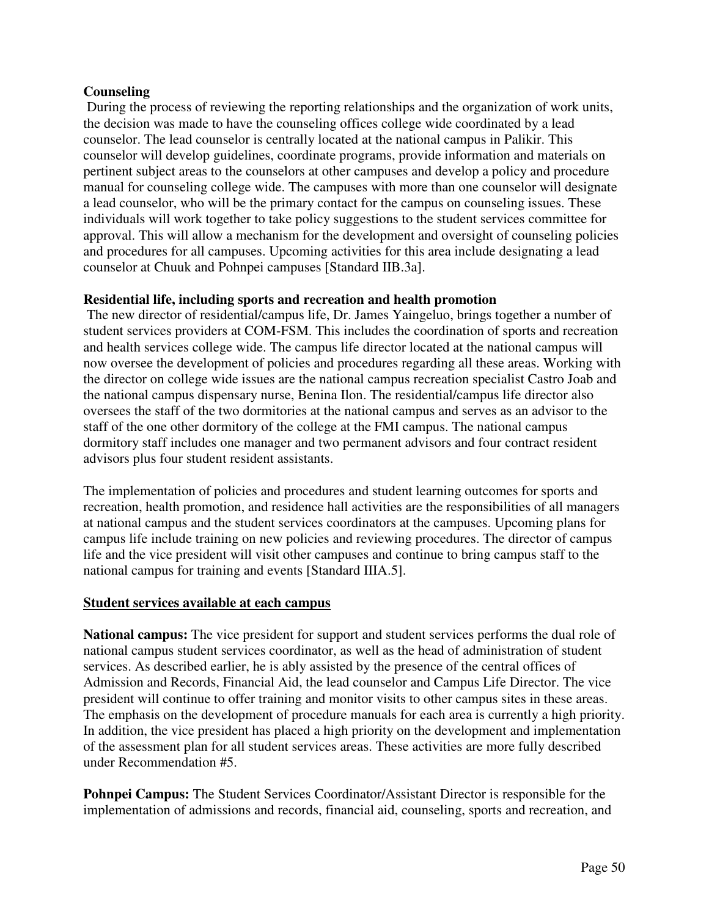**Counseling**

During the process of reviewing the reporting relationships and the organization of work units, the decision was made to have the counseling offices college wide coordinated by a lead counselor. The lead counselor is centrally located at the national campus in Palikir. This counselor will develop guidelines, coordinate programs, provide information and materials on pertinent subject areas to the counselors at other campuses and develop a policy and procedure manual for counseling college wide. The campuses with more than one counselor will designate a lead counselor, who will be the primary contact for the campus on counseling issues. These individuals will work together to take policy suggestions to the student services committee for approval. This will allow a mechanism for the development and oversight of counseling policies and procedures for all campuses. Upcoming activities for this area include designating a lead counselor at Chuuk and Pohnpei campuses [Standard IIB.3a].

**Residential life, including sports and recreation and health promotion**

The new director of residential/campus life, Dr. James Yaingeluo, brings together a number of student services providers at COM-FSM. This includes the coordination of sports and recreation and health services college wide. The campus life director located at the national campus will now oversee the development of policies and procedures regarding all these areas. Working with the director on college wide issues are the national campus recreation specialist Castro Joab and the national campus dispensary nurse, Benina Ilon. The residential/campus life director also oversees the staff of the two dormitories at the national campus and serves as an advisor to the staff of the one other dormitory of the college at the FMI campus. The national campus dormitory staff includes one manager and two permanent advisors and four contract resident advisors plus four student resident assistants.

The implementation of policies and procedures and student learning outcomes for sports and recreation, health promotion, and residence hall activities are the responsibilities of all managers at national campus and the student services coordinators at the campuses. Upcoming plans for campus life include training on new policies and reviewing procedures. The director of campus life and the vice president will visit other campuses and continue to bring campus staff to the national campus for training and events [Standard IIIA.5].

**Student services available at each campus**

**National campus:** The vice president for support and student services performs the dual role of national campus student services coordinator, as well as the head of administration of student services. As described earlier, he is ably assisted by the presence of the central offices of Admission and Records, Financial Aid, the lead counselor and Campus Life Director. The vice president will continue to offer training and monitor visits to other campus sites in these areas. The emphasis on the development of procedure manuals for each area is currently a high priority. In addition, the vice president has placed a high priority on the development and implementation of the assessment plan for all student services areas. These activities are more fully described under Recommendation #5.

**Pohnpei Campus:** The Student Services Coordinator/Assistant Director is responsible for the implementation of admissions and records, financial aid, counseling, sports and recreation, and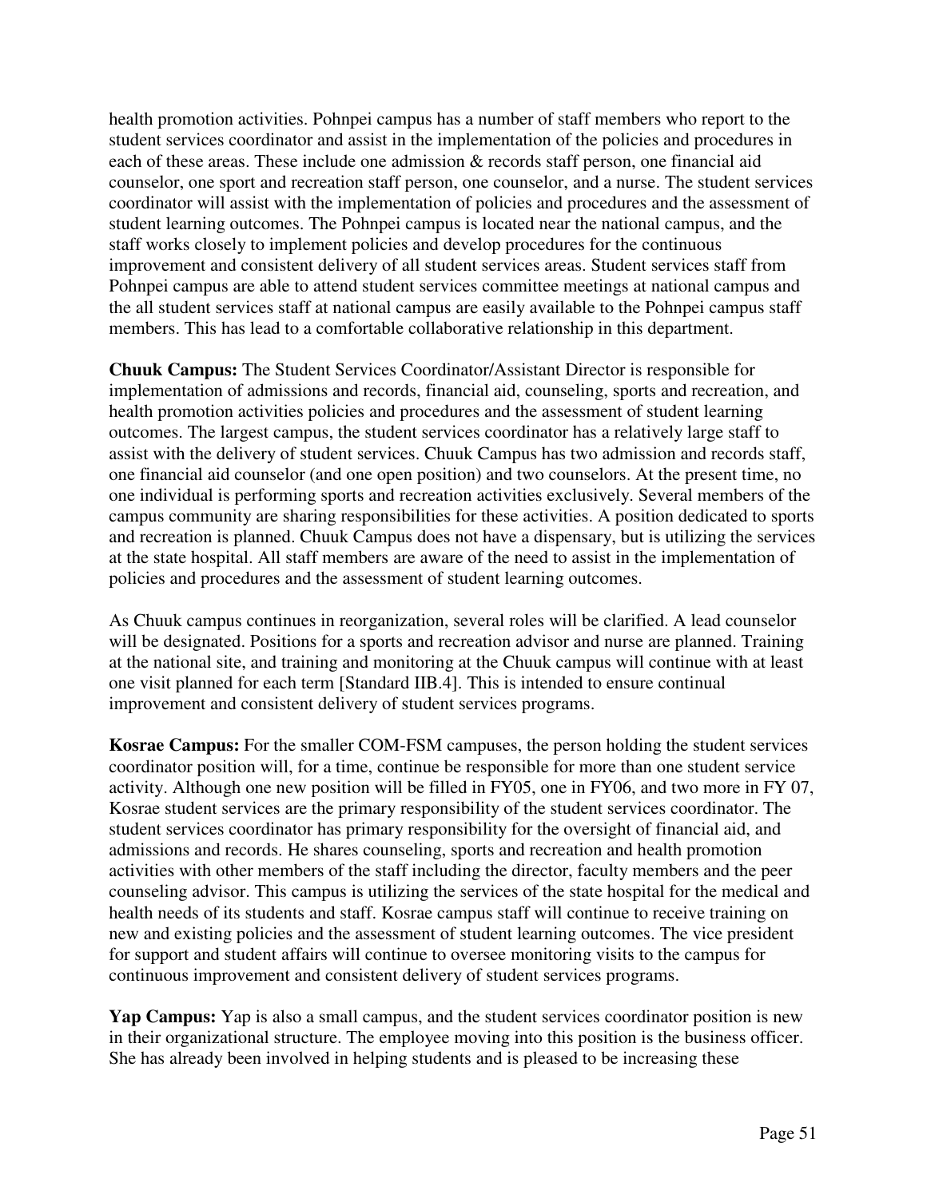health promotion activities. Pohnpei campus has a number of staff members who report to the student services coordinator and assist in the implementation of the policies and procedures in each of these areas. These include one admission & records staff person, one financial aid counselor, one sport and recreation staff person, one counselor, and a nurse. The student services coordinator will assist with the implementation of policies and procedures and the assessment of student learning outcomes. The Pohnpei campus is located near the national campus, and the staff works closely to implement policies and develop procedures for the continuous improvement and consistent delivery of all student services areas. Student services staff from Pohnpei campus are able to attend student services committee meetings at national campus and the all student services staff at national campus are easily available to the Pohnpei campus staff members. This has lead to a comfortable collaborative relationship in this department.

**Chuuk Campus:** The Student Services Coordinator/Assistant Director is responsible for implementation of admissions and records, financial aid, counseling, sports and recreation, and health promotion activities policies and procedures and the assessment of student learning outcomes. The largest campus, the student services coordinator has a relatively large staff to assist with the delivery of student services. Chuuk Campus has two admission and records staff, one financial aid counselor (and one open position) and two counselors. At the present time, no one individual is performing sports and recreation activities exclusively. Several members of the campus community are sharing responsibilities for these activities. A position dedicated to sports and recreation is planned. Chuuk Campus does not have a dispensary, but is utilizing the services at the state hospital. All staff members are aware of the need to assist in the implementation of policies and procedures and the assessment of student learning outcomes.

As Chuuk campus continues in reorganization, several roles will be clarified. A lead counselor will be designated. Positions for a sports and recreation advisor and nurse are planned. Training at the national site, and training and monitoring at the Chuuk campus will continue with at least one visit planned for each term [Standard IIB.4]. This is intended to ensure continual improvement and consistent delivery of student services programs.

**Kosrae Campus:** For the smaller COM-FSM campuses, the person holding the student services coordinator position will, for a time, continue be responsible for more than one student service activity. Although one new position will be filled in FY05, one in FY06, and two more in FY 07, Kosrae student services are the primary responsibility of the student services coordinator. The student services coordinator has primary responsibility for the oversight of financial aid, and admissions and records. He shares counseling, sports and recreation and health promotion activities with other members of the staff including the director, faculty members and the peer counseling advisor. This campus is utilizing the services of the state hospital for the medical and health needs of its students and staff. Kosrae campus staff will continue to receive training on new and existing policies and the assessment of student learning outcomes. The vice president for support and student affairs will continue to oversee monitoring visits to the campus for continuous improvement and consistent delivery of student services programs.

**Yap Campus:** Yap is also a small campus, and the student services coordinator position is new in their organizational structure. The employee moving into this position is the business officer. She has already been involved in helping students and is pleased to be increasing these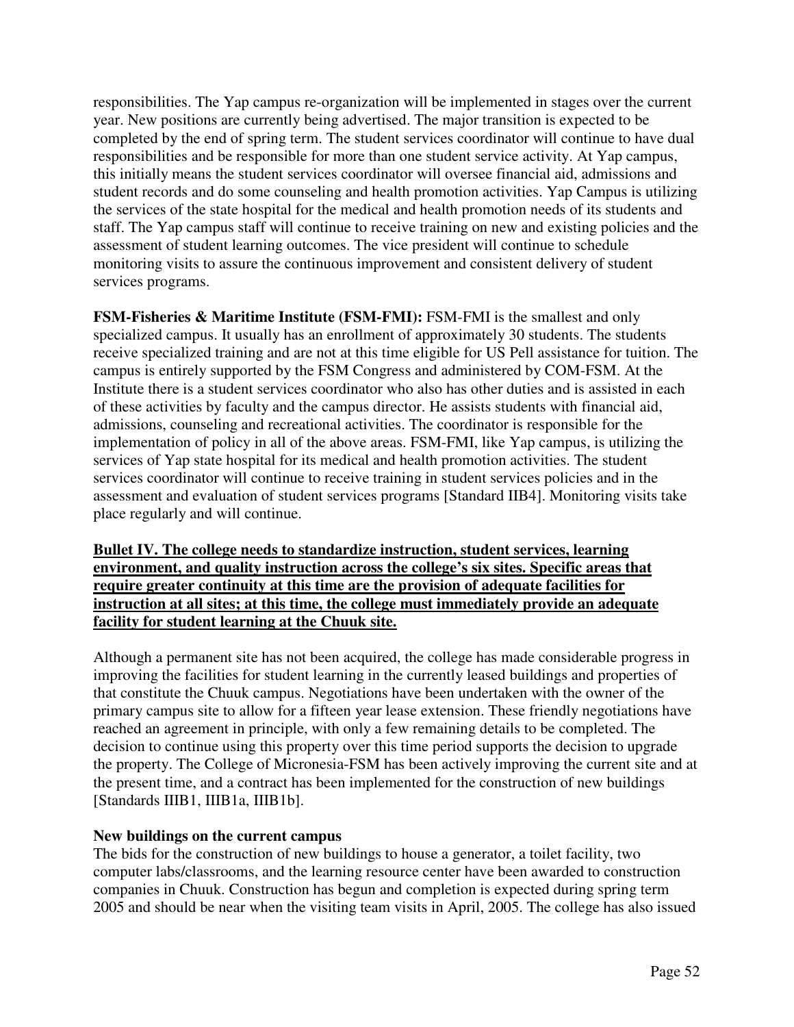responsibilities. The Yap campus re-organization will be implemented in stages over the current year. New positions are currently being advertised. The major transition is expected to be completed by the end of spring term. The student services coordinator will continue to have dual responsibilities and be responsible for more than one student service activity. At Yap campus, this initially means the student services coordinator will oversee financial aid, admissions and student records and do some counseling and health promotion activities. Yap Campus is utilizing the services of the state hospital for the medical and health promotion needs of its students and staff. The Yap campus staff will continue to receive training on new and existing policies and the assessment of student learning outcomes. The vice president will continue to schedule monitoring visits to assure the continuous improvement and consistent delivery of student services programs.

**FSM-Fisheries & Maritime Institute (FSM-FMI):** FSM-FMI is the smallest and only specialized campus. It usually has an enrollment of approximately 30 students. The students receive specialized training and are not at this time eligible for US Pell assistance for tuition. The campus is entirely supported by the FSM Congress and administered by COM-FSM. At the Institute there is a student services coordinator who also has other duties and is assisted in each of these activities by faculty and the campus director. He assists students with financial aid, admissions, counseling and recreational activities. The coordinator is responsible for the implementation of policy in all of the above areas. FSM-FMI, like Yap campus, is utilizing the services of Yap state hospital for its medical and health promotion activities. The student services coordinator will continue to receive training in student services policies and in the assessment and evaluation of student services programs [Standard IIB4]. Monitoring visits take place regularly and will continue.

**Bullet IV. The college needs to standardize instruction, student services, learning environment, and quality instruction across the college's six sites. Specific areas that require greater continuity at this time are the provision of adequate facilities for instruction at all sites; at this time, the college must immediately provide an adequate facility for student learning at the Chuuk site.**

Although a permanent site has not been acquired, the college has made considerable progress in improving the facilities for student learning in the currently leased buildings and properties of that constitute the Chuuk campus. Negotiations have been undertaken with the owner of the primary campus site to allow for a fifteen year lease extension. These friendly negotiations have reached an agreement in principle, with only a few remaining details to be completed. The decision to continue using this property over this time period supports the decision to upgrade the property. The College of Micronesia-FSM has been actively improving the current site and at the present time, and a contract has been implemented for the construction of new buildings [Standards IIIB1, IIIB1a, IIIB1b].

**New buildings on the current campus**

The bids for the construction of new buildings to house a generator, a toilet facility, two computer labs/classrooms, and the learning resource center have been awarded to construction companies in Chuuk. Construction has begun and completion is expected during spring term 2005 and should be near when the visiting team visits in April, 2005. The college has also issued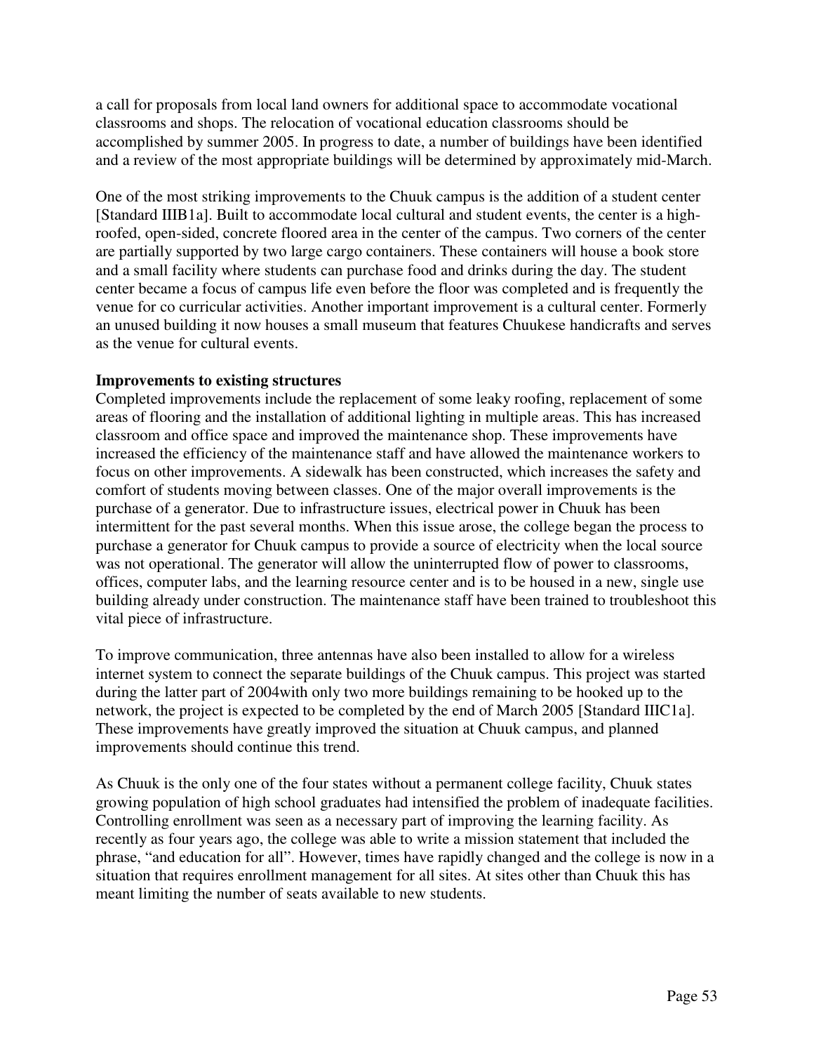a call for proposals from local land owners for additional space to accommodate vocational classrooms and shops. The relocation of vocational education classrooms should be accomplished by summer 2005. In progress to date, a number of buildings have been identified and a review of the most appropriate buildings will be determined by approximately mid-March.

One of the most striking improvements to the Chuuk campus is the addition of a student center [Standard IIIB1a]. Built to accommodate local cultural and student events, the center is a high-roofed, open-sided, concrete floored area in the center of the campus. Two corners of the center are partially supported by two large cargo containers. These containers will house a book store and a small facility where students can purchase food and drinks during the day. The student center became a focus of campus life even before the floor was completed and is frequently the venue for co curricular activities. Another important improvement is a cultural center. Formerly an unused building it now houses a small museum that features Chuukese handicrafts and serves as the venue for cultural events.

**Improvements to existing structures**

Completed improvements include the replacement of some leaky roofing, replacement of some areas of flooring and the installation of additional lighting in multiple areas. This has increased classroom and office space and improved the maintenance shop. These improvements have increased the efficiency of the maintenance staff and have allowed the maintenance workers to focus on other improvements. A sidewalk has been constructed, which increases the safety and comfort of students moving between classes. One of the major overall improvements is the purchase of a generator. Due to infrastructure issues, electrical power in Chuuk has been intermittent for the past several months. When this issue arose, the college began the process to purchase a generator for Chuuk campus to provide a source of electricity when the local source was not operational. The generator will allow the uninterrupted flow of power to classrooms, offices, computer labs, and the learning resource center and is to be housed in a new, single use building already under construction. The maintenance staff have been trained to troubleshoot this vital piece of infrastructure.

To improve communication, three antennas have also been installed to allow for a wireless internet system to connect the separate buildings of the Chuuk campus. This project was started during the latter part of 2004with only two more buildings remaining to be hooked up to the network, the project is expected to be completed by the end of March 2005 [Standard IIIC1a]. These improvements have greatly improved the situation at Chuuk campus, and planned improvements should continue this trend.

As Chuuk is the only one of the four states without a permanent college facility, Chuuk states growing population of high school graduates had intensified the problem of inadequate facilities. Controlling enrollment was seen as a necessary part of improving the learning facility. As recently as four years ago, the college was able to write a mission statement that included the phrase, "and education for all". However, times have rapidly changed and the college is now in a situation that requires enrollment management for all sites. At sites other than Chuuk this has meant limiting the number of seats available to new students.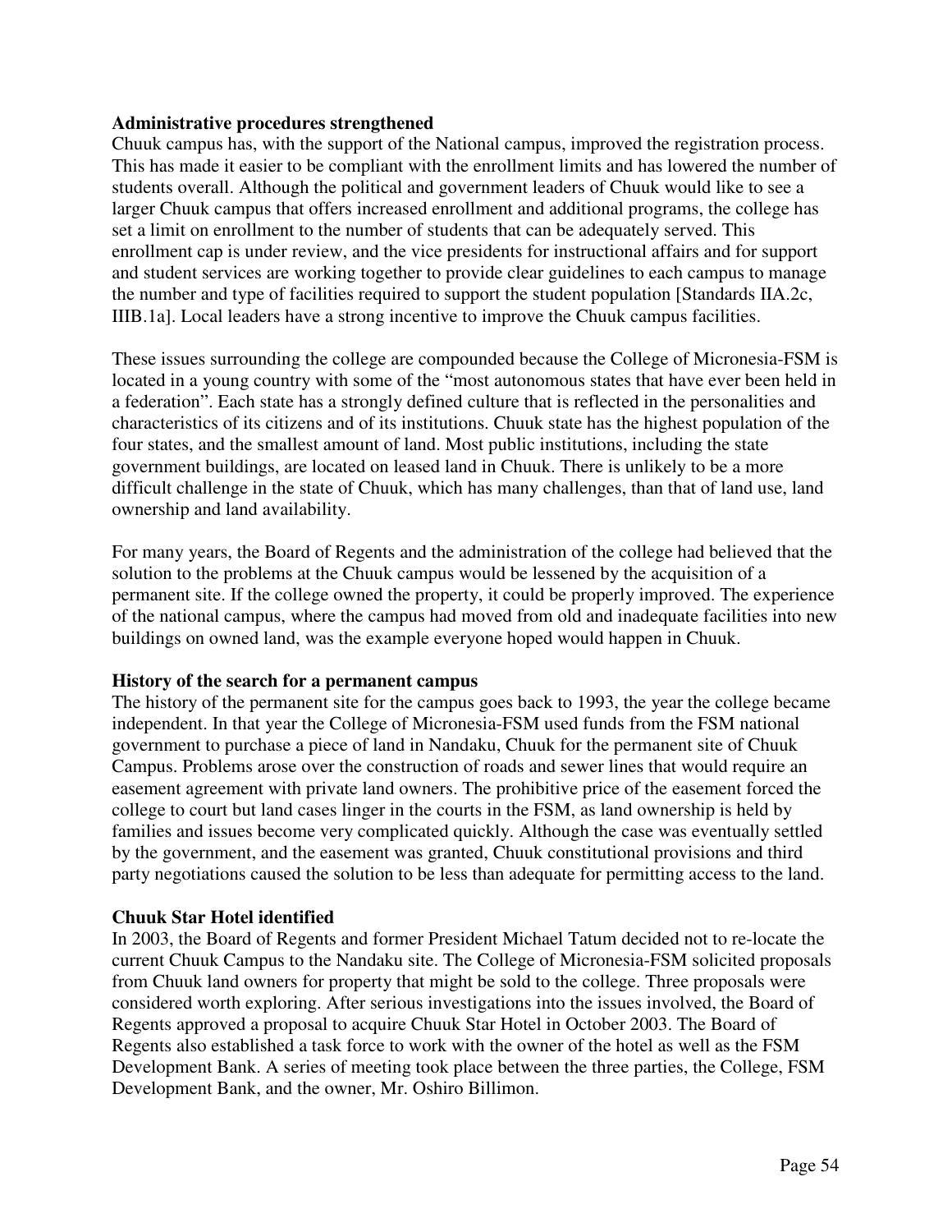**Administrative procedures strengthened**

Chuuk campus has, with the support of the National campus, improved the registration process. This has made it easier to be compliant with the enrollment limits and has lowered the number of students overall. Although the political and government leaders of Chuuk would like to see a larger Chuuk campus that offers increased enrollment and additional programs, the college has set a limit on enrollment to the number of students that can be adequately served. This enrollment cap is under review, and the vice presidents for instructional affairs and for support and student services are working together to provide clear guidelines to each campus to manage the number and type of facilities required to support the student population [Standards IIA.2c, IIIB.1a]. Local leaders have a strong incentive to improve the Chuuk campus facilities.

These issues surrounding the college are compounded because the College of Micronesia-FSM is located in a young country with some of the "most autonomous states that have ever been held in a federation". Each state has a strongly defined culture that is reflected in the personalities and characteristics of its citizens and of its institutions. Chuuk state has the highest population of the four states, and the smallest amount of land. Most public institutions, including the state government buildings, are located on leased land in Chuuk. There is unlikely to be a more difficult challenge in the state of Chuuk, which has many challenges, than that of land use, land ownership and land availability.

For many years, the Board of Regents and the administration of the college had believed that the solution to the problems at the Chuuk campus would be lessened by the acquisition of a permanent site. If the college owned the property, it could be properly improved. The experience of the national campus, where the campus had moved from old and inadequate facilities into new buildings on owned land, was the example everyone hoped would happen in Chuuk.

**History of the search for a permanent campus**

The history of the permanent site for the campus goes back to 1993, the year the college became independent. In that year the College of Micronesia-FSM used funds from the FSM national government to purchase a piece of land in Nandaku, Chuuk for the permanent site of Chuuk Campus. Problems arose over the construction of roads and sewer lines that would require an easement agreement with private land owners. The prohibitive price of the easement forced the college to court but land cases linger in the courts in the FSM, as land ownership is held by families and issues become very complicated quickly. Although the case was eventually settled by the government, and the easement was granted, Chuuk constitutional provisions and third party negotiations caused the solution to be less than adequate for permitting access to the land.

**Chuuk Star Hotel identified**

In 2003, the Board of Regents and former President Michael Tatum decided not to re-locate the current Chuuk Campus to the Nandaku site. The College of Micronesia-FSM solicited proposals from Chuuk land owners for property that might be sold to the college. Three proposals were considered worth exploring. After serious investigations into the issues involved, the Board of Regents approved a proposal to acquire Chuuk Star Hotel in October 2003. The Board of Regents also established a task force to work with the owner of the hotel as well as the FSM Development Bank. A series of meeting took place between the three parties, the College, FSM Development Bank, and the owner, Mr. Oshiro Billimon.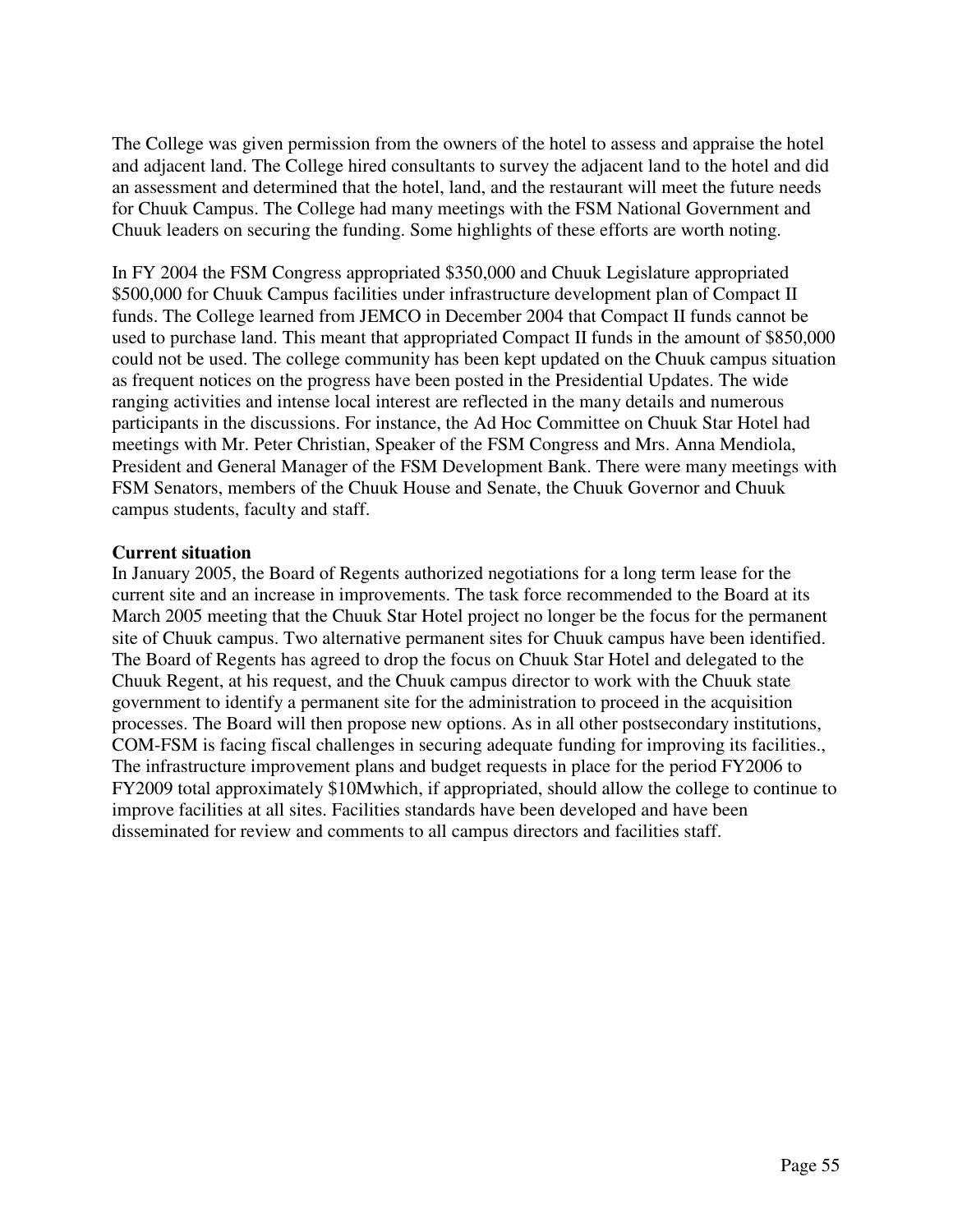The College was given permission from the owners of the hotel to assess and appraise the hotel and adjacent land. The College hired consultants to survey the adjacent land to the hotel and did an assessment and determined that the hotel, land, and the restaurant will meet the future needs for Chuuk Campus. The College had many meetings with the FSM National Government and Chuuk leaders on securing the funding. Some highlights of these efforts are worth noting.

In FY 2004 the FSM Congress appropriated $350,000 and Chuuk Legislature appropriated $500,000 for Chuuk Campus facilities under infrastructure development plan of Compact II funds. The College learned from JEMCO in December 2004 that Compact II funds cannot be used to purchase land. This meant that appropriated Compact II funds in the amount of $850,000 could not be used. The college community has been kept updated on the Chuuk campus situation as frequent notices on the progress have been posted in the Presidential Updates. The wide ranging activities and intense local interest are reflected in the many details and numerous participants in the discussions. For instance, the Ad Hoc Committee on Chuuk Star Hotel had meetings with Mr. Peter Christian, Speaker of the FSM Congress and Mrs. Anna Mendiola, President and General Manager of the FSM Development Bank. There were many meetings with FSM Senators, members of the Chuuk House and Senate, the Chuuk Governor and Chuuk campus students, faculty and staff.

**Current situation**

In January 2005, the Board of Regents authorized negotiations for a long term lease for the current site and an increase in improvements. The task force recommended to the Board at its March 2005 meeting that the Chuuk Star Hotel project no longer be the focus for the permanent site of Chuuk campus. Two alternative permanent sites for Chuuk campus have been identified. The Board of Regents has agreed to drop the focus on Chuuk Star Hotel and delegated to the Chuuk Regent, at his request, and the Chuuk campus director to work with the Chuuk state government to identify a permanent site for the administration to proceed in the acquisition processes. The Board will then propose new options. As in all other postsecondary institutions, COM-FSM is facing fiscal challenges in securing adequate funding for improving its facilities., The infrastructure improvement plans and budget requests in place for the period FY2006 to FY2009 total approximately $10Mwhich, if appropriated, should allow the college to continue to improve facilities at all sites. Facilities standards have been developed and have been disseminated for review and comments to all campus directors and facilities staff.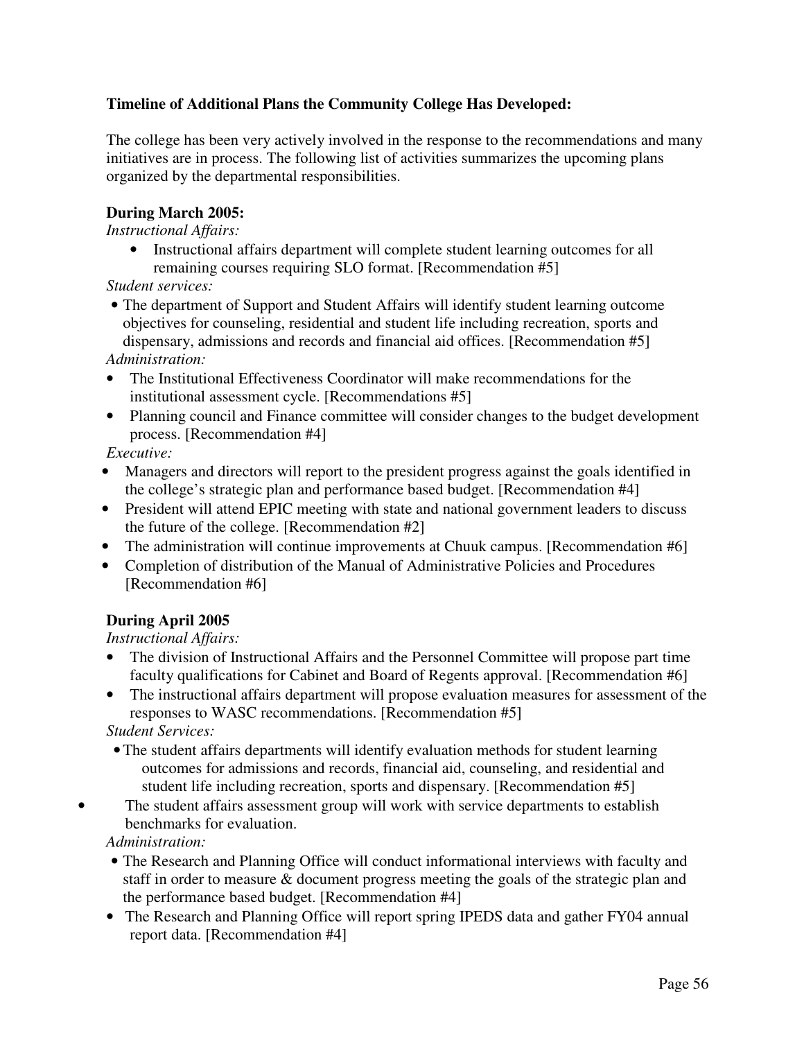**Timeline of Additional Plans the Community College Has Developed:**

The college has been very actively involved in the response to the recommendations and many initiatives are in process. The following list of activities summarizes the upcoming plans organized by the departmental responsibilities.

**During March 2005:**

*Instructional Affairs:*

- Instructional affairs department will complete student learning outcomes for all remaining courses requiring SLO format. [Recommendation #5]

*Student services:*

- The department of Support and Student Affairs will identify student learning outcome objectives for counseling, residential and student life including recreation, sports and dispensary, admissions and records and financial aid offices. [Recommendation #5]

*Administration:*

- The Institutional Effectiveness Coordinator will make recommendations for the institutional assessment cycle. [Recommendations #5]
- Planning council and Finance committee will consider changes to the budget development process. [Recommendation #4]

*Executive:*

- Managers and directors will report to the president progress against the goals identified in the college's strategic plan and performance based budget. [Recommendation #4]
- President will attend EPIC meeting with state and national government leaders to discuss the future of the college. [Recommendation #2]
- The administration will continue improvements at Chuuk campus. [Recommendation #6]
- Completion of distribution of the Manual of Administrative Policies and Procedures [Recommendation #6]

**During April 2005**

*Instructional Affairs:*

- The division of Instructional Affairs and the Personnel Committee will propose part time faculty qualifications for Cabinet and Board of Regents approval. [Recommendation #6]
- The instructional affairs department will propose evaluation measures for assessment of the responses to WASC recommendations. [Recommendation #5]

*Student Services:*

- The student affairs departments will identify evaluation methods for student learning outcomes for admissions and records, financial aid, counseling, and residential and student life including recreation, sports and dispensary. [Recommendation #5]
- The student affairs assessment group will work with service departments to establish benchmarks for evaluation.

*Administration:*

- The Research and Planning Office will conduct informational interviews with faculty and staff in order to measure & document progress meeting the goals of the strategic plan and the performance based budget. [Recommendation #4]
- The Research and Planning Office will report spring IPEDS data and gather FY04 annual report data. [Recommendation #4]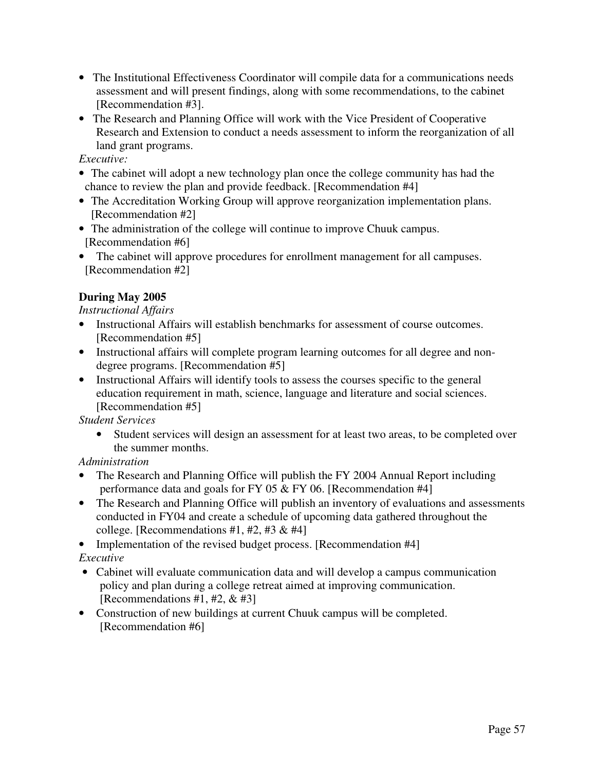- The Institutional Effectiveness Coordinator will compile data for a communications needs assessment and will present findings, along with some recommendations, to the cabinet [Recommendation #3].
- The Research and Planning Office will work with the Vice President of Cooperative Research and Extension to conduct a needs assessment to inform the reorganization of all land grant programs.

*Executive:*

- The cabinet will adopt a new technology plan once the college community has had the chance to review the plan and provide feedback. [Recommendation #4]
- The Accreditation Working Group will approve reorganization implementation plans. [Recommendation #2]
- The administration of the college will continue to improve Chuuk campus. [Recommendation #6]
- The cabinet will approve procedures for enrollment management for all campuses. [Recommendation #2]

**During May 2005**

*Instructional Affairs*

- Instructional Affairs will establish benchmarks for assessment of course outcomes. [Recommendation #5]
- Instructional affairs will complete program learning outcomes for all degree and non-degree programs. [Recommendation #5]
- Instructional Affairs will identify tools to assess the courses specific to the general education requirement in math, science, language and literature and social sciences. [Recommendation #5]

*Student Services*

- Student services will design an assessment for at least two areas, to be completed over the summer months.

*Administration*

- The Research and Planning Office will publish the FY 2004 Annual Report including performance data and goals for FY 05 & FY 06. [Recommendation #4]
- The Research and Planning Office will publish an inventory of evaluations and assessments conducted in FY04 and create a schedule of upcoming data gathered throughout the college. [Recommendations #1, #2, #3 & #4]
- Implementation of the revised budget process. [Recommendation #4]

*Executive*

- Cabinet will evaluate communication data and will develop a campus communication policy and plan during a college retreat aimed at improving communication. [Recommendations #1, #2, & #3]
- Construction of new buildings at current Chuuk campus will be completed. [Recommendation #6]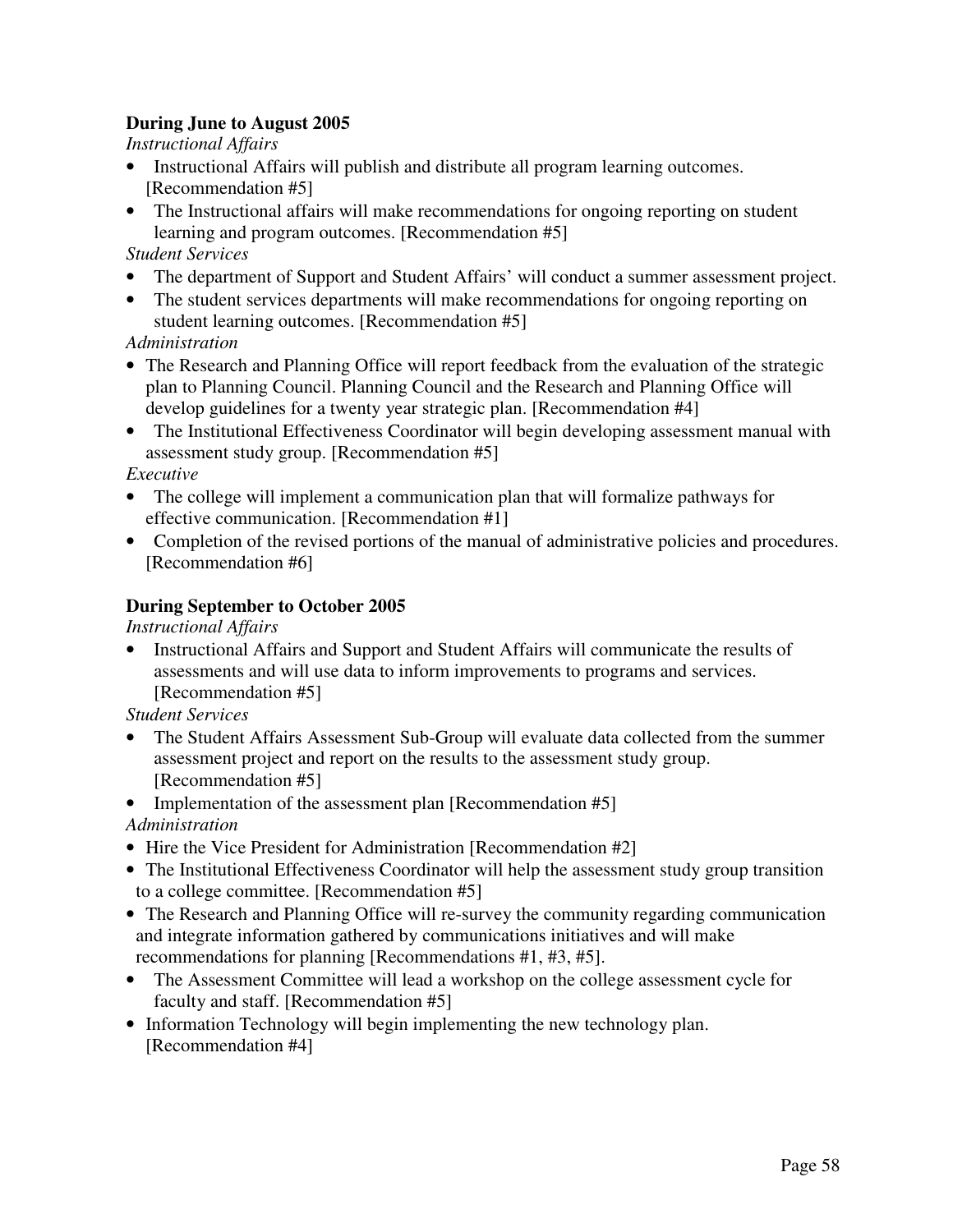**During June to August 2005**

*Instructional Affairs*

- Instructional Affairs will publish and distribute all program learning outcomes. [Recommendation #5]
- The Instructional affairs will make recommendations for ongoing reporting on student learning and program outcomes. [Recommendation #5]

*Student Services*

- The department of Support and Student Affairs' will conduct a summer assessment project.
- The student services departments will make recommendations for ongoing reporting on student learning outcomes. [Recommendation #5]

*Administration*

- The Research and Planning Office will report feedback from the evaluation of the strategic plan to Planning Council. Planning Council and the Research and Planning Office will develop guidelines for a twenty year strategic plan. [Recommendation #4]
- The Institutional Effectiveness Coordinator will begin developing assessment manual with assessment study group. [Recommendation #5]

*Executive*

- The college will implement a communication plan that will formalize pathways for effective communication. [Recommendation #1]
- Completion of the revised portions of the manual of administrative policies and procedures. [Recommendation #6]

**During September to October 2005**

*Instructional Affairs*

- Instructional Affairs and Support and Student Affairs will communicate the results of assessments and will use data to inform improvements to programs and services. [Recommendation #5]

*Student Services*

- The Student Affairs Assessment Sub-Group will evaluate data collected from the summer assessment project and report on the results to the assessment study group. [Recommendation #5]
- Implementation of the assessment plan [Recommendation #5]

*Administration*

- Hire the Vice President for Administration [Recommendation #2]
- The Institutional Effectiveness Coordinator will help the assessment study group transition to a college committee. [Recommendation #5]
- The Research and Planning Office will re-survey the community regarding communication and integrate information gathered by communications initiatives and will make recommendations for planning [Recommendations #1, #3, #5].
- The Assessment Committee will lead a workshop on the college assessment cycle for faculty and staff. [Recommendation #5]
- Information Technology will begin implementing the new technology plan. [Recommendation #4]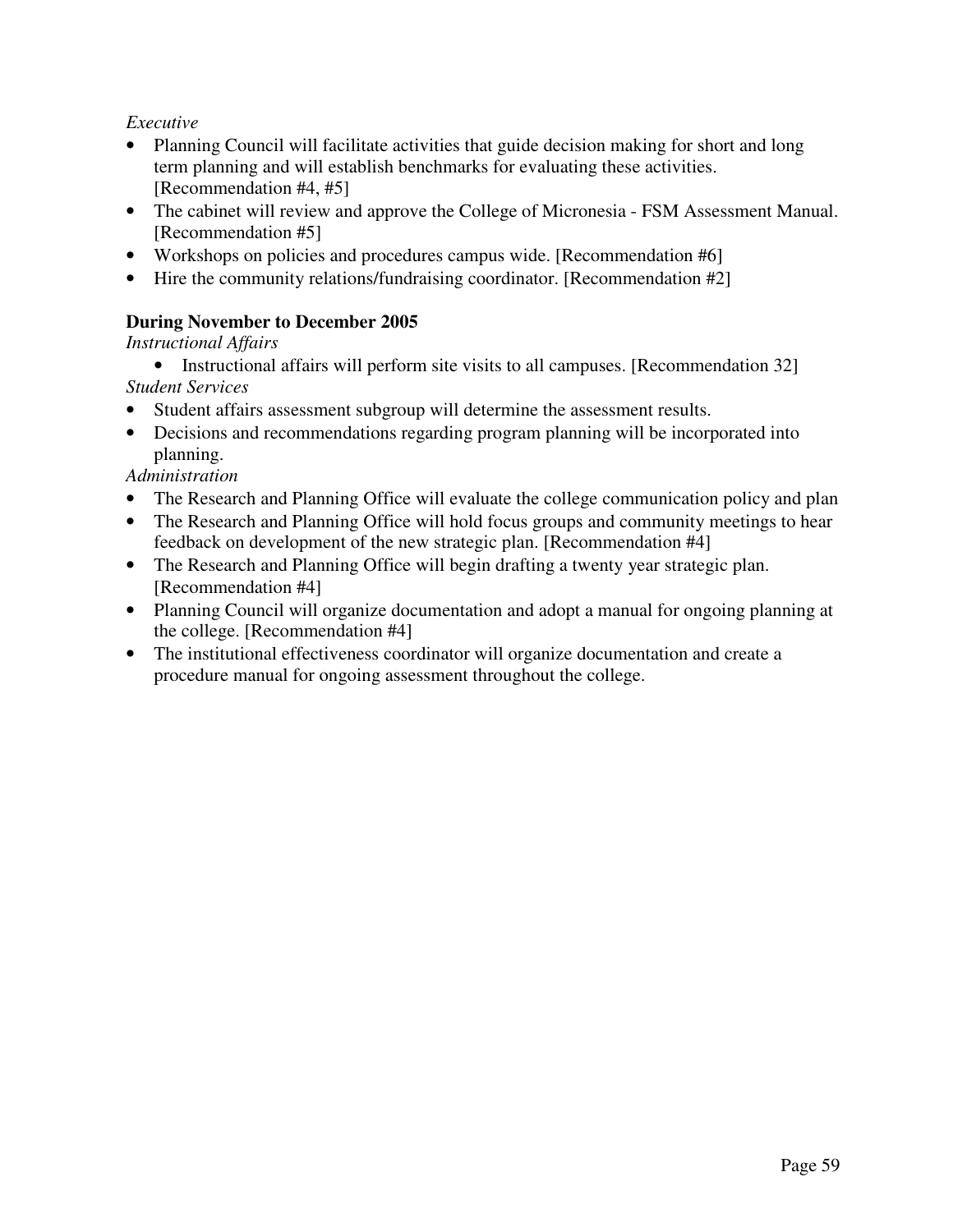*Executive*

- Planning Council will facilitate activities that guide decision making for short and long term planning and will establish benchmarks for evaluating these activities. [Recommendation #4, #5]
- The cabinet will review and approve the College of Micronesia - FSM Assessment Manual. [Recommendation #5]
- Workshops on policies and procedures campus wide. [Recommendation #6]
- Hire the community relations/fundraising coordinator. [Recommendation #2]

**During November to December 2005**

*Instructional Affairs*

- Instructional affairs will perform site visits to all campuses. [Recommendation 32]

*Student Services*

- Student affairs assessment subgroup will determine the assessment results.
- Decisions and recommendations regarding program planning will be incorporated into planning.

*Administration*

- The Research and Planning Office will evaluate the college communication policy and plan
- The Research and Planning Office will hold focus groups and community meetings to hear feedback on development of the new strategic plan. [Recommendation #4]
- The Research and Planning Office will begin drafting a twenty year strategic plan. [Recommendation #4]
- Planning Council will organize documentation and adopt a manual for ongoing planning at the college. [Recommendation #4]
- The institutional effectiveness coordinator will organize documentation and create a procedure manual for ongoing assessment throughout the college.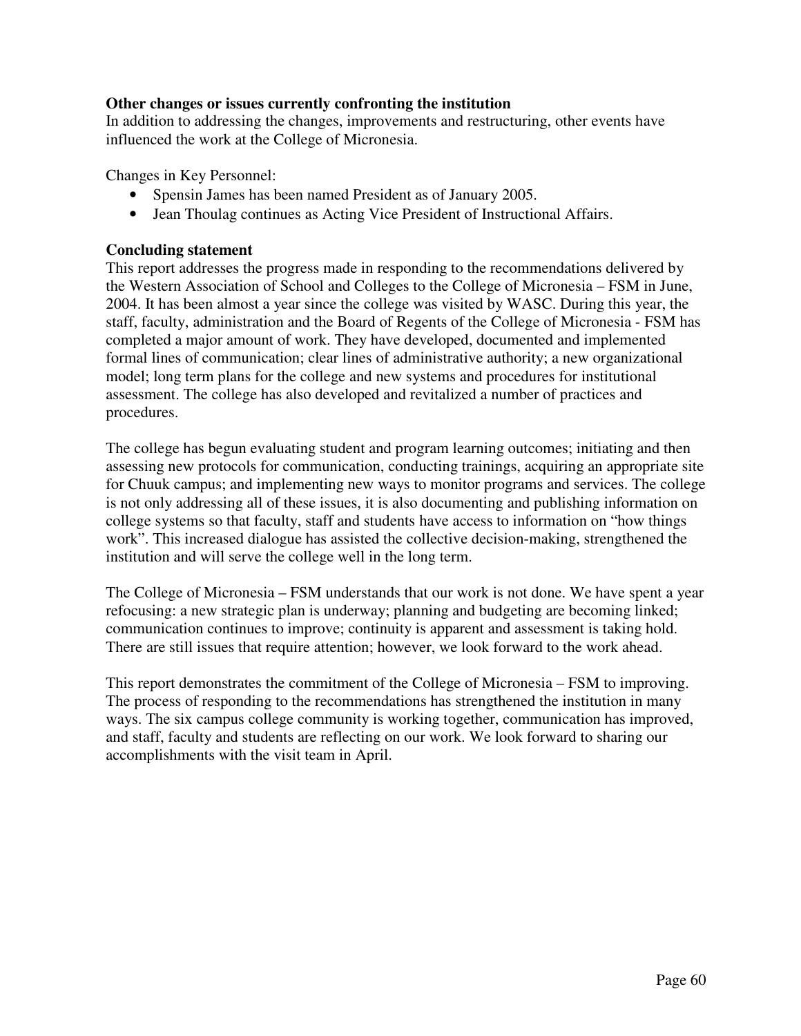**Other changes or issues currently confronting the institution**

In addition to addressing the changes, improvements and restructuring, other events have influenced the work at the College of Micronesia.

Changes in Key Personnel:

- Spensin James has been named President as of January 2005.
- Jean Thoulag continues as Acting Vice President of Instructional Affairs.

**Concluding statement**

This report addresses the progress made in responding to the recommendations delivered by the Western Association of School and Colleges to the College of Micronesia – FSM in June, 2004. It has been almost a year since the college was visited by WASC. During this year, the staff, faculty, administration and the Board of Regents of the College of Micronesia - FSM has completed a major amount of work. They have developed, documented and implemented formal lines of communication; clear lines of administrative authority; a new organizational model; long term plans for the college and new systems and procedures for institutional assessment. The college has also developed and revitalized a number of practices and procedures.

The college has begun evaluating student and program learning outcomes; initiating and then assessing new protocols for communication, conducting trainings, acquiring an appropriate site for Chuuk campus; and implementing new ways to monitor programs and services. The college is not only addressing all of these issues, it is also documenting and publishing information on college systems so that faculty, staff and students have access to information on "how things work". This increased dialogue has assisted the collective decision-making, strengthened the institution and will serve the college well in the long term.

The College of Micronesia – FSM understands that our work is not done. We have spent a year refocusing: a new strategic plan is underway; planning and budgeting are becoming linked; communication continues to improve; continuity is apparent and assessment is taking hold. There are still issues that require attention; however, we look forward to the work ahead.

This report demonstrates the commitment of the College of Micronesia – FSM to improving. The process of responding to the recommendations has strengthened the institution in many ways. The six campus college community is working together, communication has improved, and staff, faculty and students are reflecting on our work. We look forward to sharing our accomplishments with the visit team in April.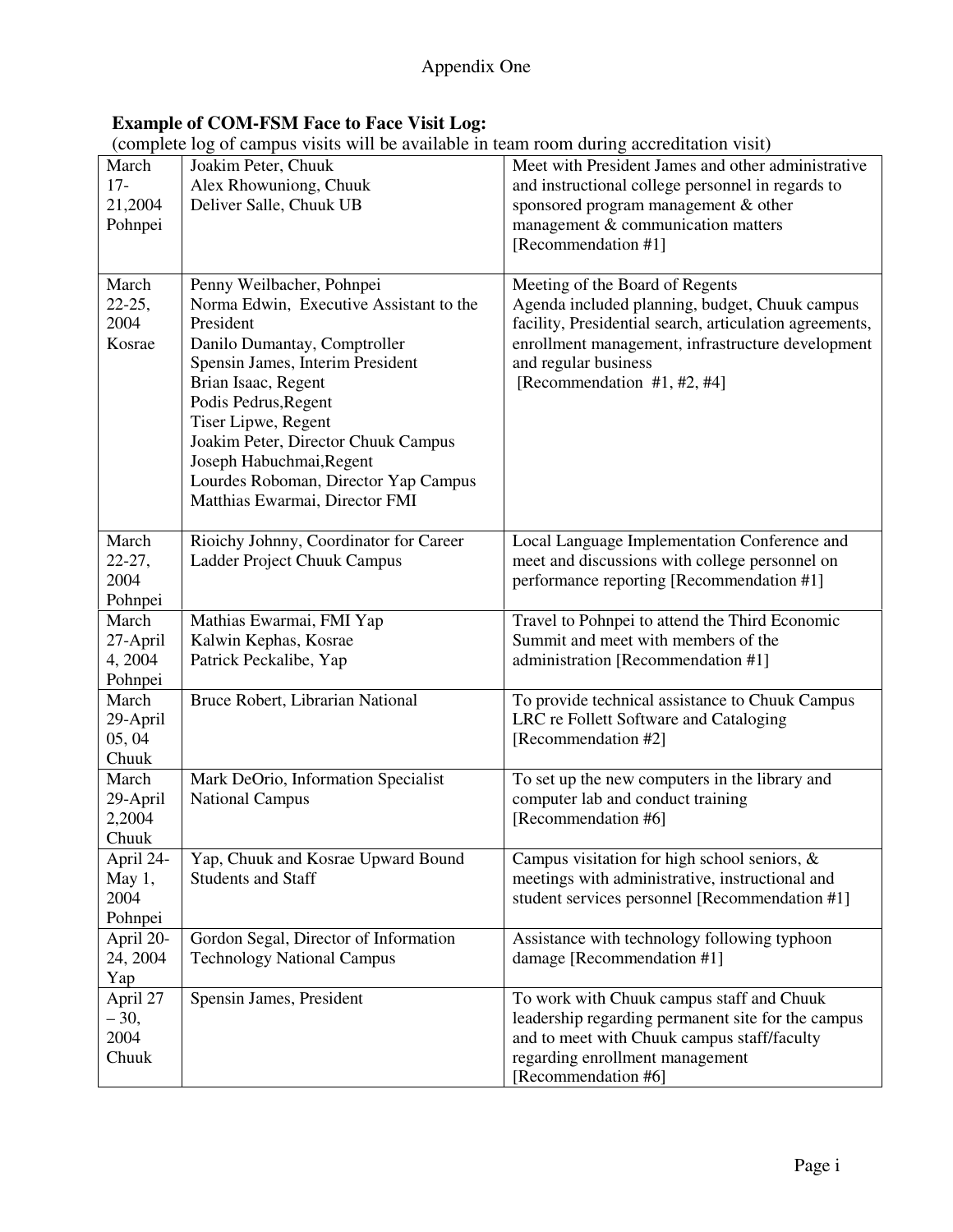Appendix One

**Example of COM-FSM Face to Face Visit Log:**
(complete log of campus visits will be available in team room during accreditation visit)

| | | |
|---|---|---|
| March 17-21,2004 Pohnpei | Joakim Peter, Chuuk<br>Alex Rhowuniong, Chuuk<br>Deliver Salle, Chuuk UB | Meet with President James and other administrative and instructional college personnel in regards to sponsored program management & other management & communication matters [Recommendation #1] |
| March 22-25, 2004 Kosrae | Penny Weilbacher, Pohnpei<br>Norma Edwin, Executive Assistant to the President<br>Danilo Dumantay, Comptroller<br>Spensin James, Interim President<br>Brian Isaac, Regent<br>Podis Pedrus,Regent<br>Tiser Lipwe, Regent<br>Joakim Peter, Director Chuuk Campus<br>Joseph Habuchmai,Regent<br>Lourdes Roboman, Director Yap Campus<br>Matthias Ewarmai, Director FMI | Meeting of the Board of Regents<br>Agenda included planning, budget, Chuuk campus facility, Presidential search, articulation agreements, enrollment management, infrastructure development and regular business<br>[Recommendation #1, #2, #4] |
| March 22-27, 2004 Pohnpei | Rioichy Johnny, Coordinator for Career Ladder Project Chuuk Campus | Local Language Implementation Conference and meet and discussions with college personnel on performance reporting [Recommendation #1] |
| March 27-April 4, 2004 Pohnpei | Mathias Ewarmai, FMI Yap<br>Kalwin Kephas, Kosrae<br>Patrick Peckalibe, Yap | Travel to Pohnpei to attend the Third Economic Summit and meet with members of the administration [Recommendation #1] |
| March 29-April 05, 04 Chuuk | Bruce Robert, Librarian National | To provide technical assistance to Chuuk Campus LRC re Follett Software and Cataloging [Recommendation #2] |
| March 29-April 2,2004 Chuuk | Mark DeOrio, Information Specialist National Campus | To set up the new computers in the library and computer lab and conduct training [Recommendation #6] |
| April 24-May 1, 2004 Pohnpei | Yap, Chuuk and Kosrae Upward Bound Students and Staff | Campus visitation for high school seniors, & meetings with administrative, instructional and student services personnel [Recommendation #1] |
| April 20-24, 2004 Yap | Gordon Segal, Director of Information Technology National Campus | Assistance with technology following typhoon damage [Recommendation #1] |
| April 27 – 30, 2004 Chuuk | Spensin James, President | To work with Chuuk campus staff and Chuuk leadership regarding permanent site for the campus and to meet with Chuuk campus staff/faculty regarding enrollment management [Recommendation #6] |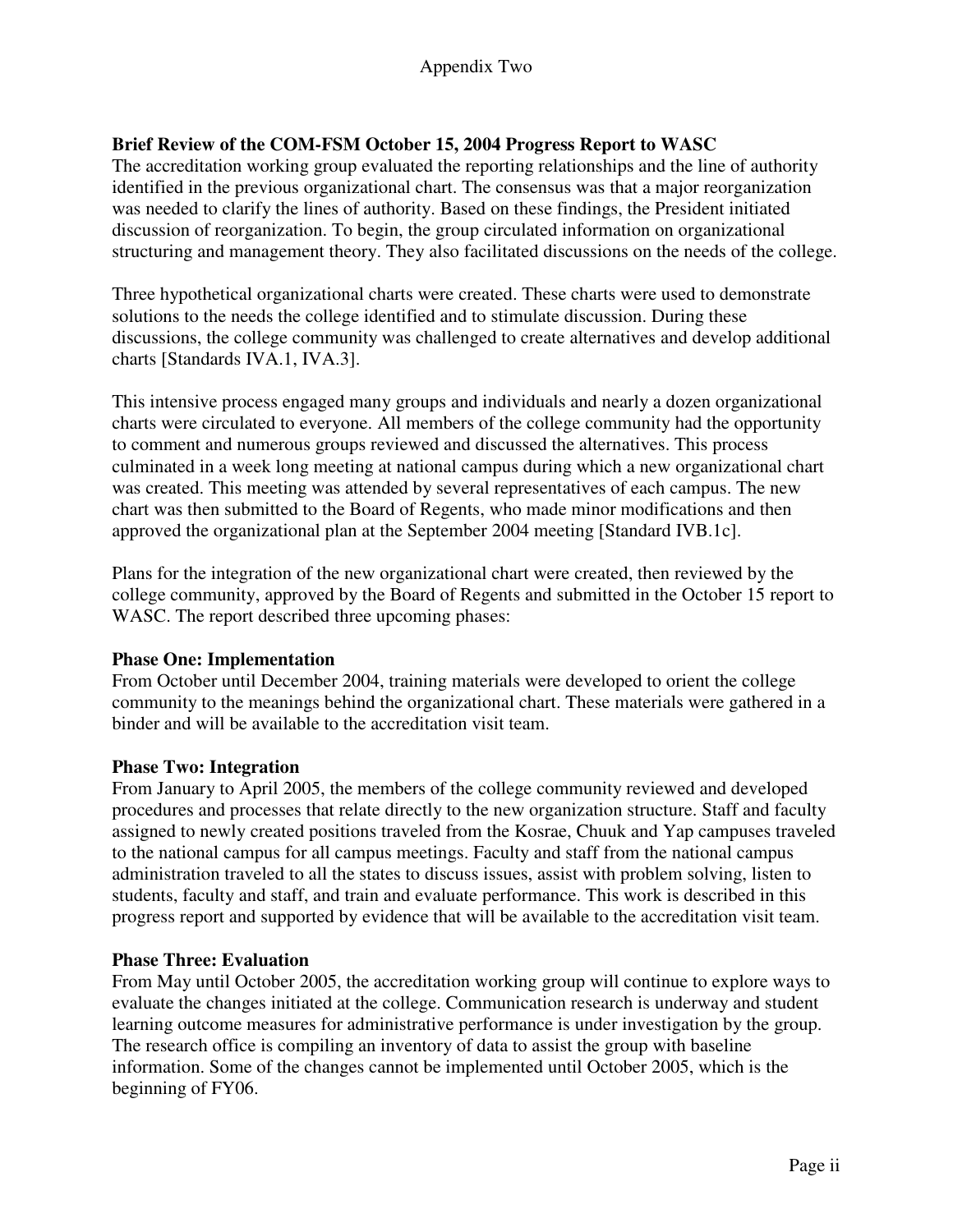Appendix Two

**Brief Review of the COM-FSM October 15, 2004 Progress Report to WASC**

The accreditation working group evaluated the reporting relationships and the line of authority identified in the previous organizational chart. The consensus was that a major reorganization was needed to clarify the lines of authority. Based on these findings, the President initiated discussion of reorganization. To begin, the group circulated information on organizational structuring and management theory. They also facilitated discussions on the needs of the college.

Three hypothetical organizational charts were created. These charts were used to demonstrate solutions to the needs the college identified and to stimulate discussion. During these discussions, the college community was challenged to create alternatives and develop additional charts [Standards IVA.1, IVA.3].

This intensive process engaged many groups and individuals and nearly a dozen organizational charts were circulated to everyone. All members of the college community had the opportunity to comment and numerous groups reviewed and discussed the alternatives. This process culminated in a week long meeting at national campus during which a new organizational chart was created. This meeting was attended by several representatives of each campus. The new chart was then submitted to the Board of Regents, who made minor modifications and then approved the organizational plan at the September 2004 meeting [Standard IVB.1c].

Plans for the integration of the new organizational chart were created, then reviewed by the college community, approved by the Board of Regents and submitted in the October 15 report to WASC. The report described three upcoming phases:

**Phase One: Implementation**

From October until December 2004, training materials were developed to orient the college community to the meanings behind the organizational chart. These materials were gathered in a binder and will be available to the accreditation visit team.

**Phase Two: Integration**

From January to April 2005, the members of the college community reviewed and developed procedures and processes that relate directly to the new organization structure. Staff and faculty assigned to newly created positions traveled from the Kosrae, Chuuk and Yap campuses traveled to the national campus for all campus meetings. Faculty and staff from the national campus administration traveled to all the states to discuss issues, assist with problem solving, listen to students, faculty and staff, and train and evaluate performance. This work is described in this progress report and supported by evidence that will be available to the accreditation visit team.

**Phase Three: Evaluation**

From May until October 2005, the accreditation working group will continue to explore ways to evaluate the changes initiated at the college. Communication research is underway and student learning outcome measures for administrative performance is under investigation by the group. The research office is compiling an inventory of data to assist the group with baseline information. Some of the changes cannot be implemented until October 2005, which is the beginning of FY06.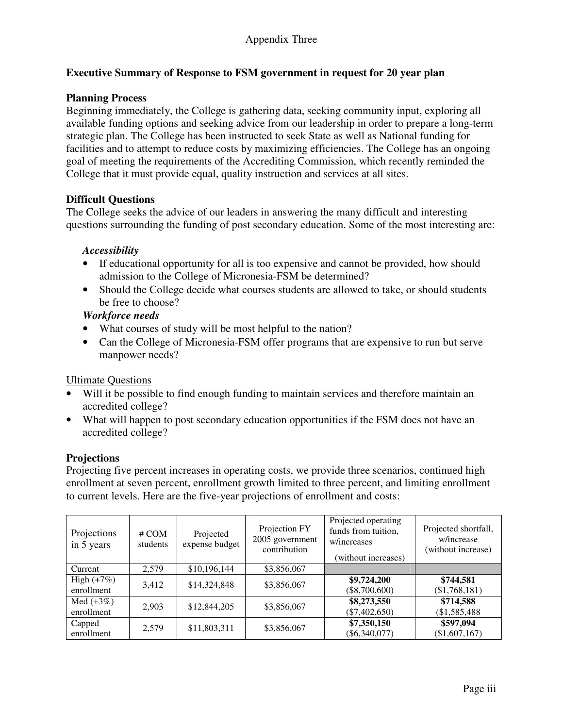Appendix Three

## Executive Summary of Response to FSM government in request for 20 year plan

### Planning Process

Beginning immediately, the College is gathering data, seeking community input, exploring all available funding options and seeking advice from our leadership in order to prepare a long-term strategic plan. The College has been instructed to seek State as well as National funding for facilities and to attempt to reduce costs by maximizing efficiencies. The College has an ongoing goal of meeting the requirements of the Accrediting Commission, which recently reminded the College that it must provide equal, quality instruction and services at all sites.

### Difficult Questions

The College seeks the advice of our leaders in answering the many difficult and interesting questions surrounding the funding of post secondary education. Some of the most interesting are:

***Accessibility***

- If educational opportunity for all is too expensive and cannot be provided, how should admission to the College of Micronesia-FSM be determined?
- Should the College decide what courses students are allowed to take, or should students be free to choose?

***Workforce needs***

- What courses of study will be most helpful to the nation?
- Can the College of Micronesia-FSM offer programs that are expensive to run but serve manpower needs?

<u>Ultimate Questions</u>

- Will it be possible to find enough funding to maintain services and therefore maintain an accredited college?
- What will happen to post secondary education opportunities if the FSM does not have an accredited college?

### Projections

Projecting five percent increases in operating costs, we provide three scenarios, continued high enrollment at seven percent, enrollment growth limited to three percent, and limiting enrollment to current levels. Here are the five-year projections of enrollment and costs:

| Projections in 5 years | # COM students | Projected expense budget | Projection FY 2005 government contribution | Projected operating funds from tuition, w/increases (without increases) | Projected shortfall, w/increase (without increase) |
|---|---|---|---|---|---|
| Current | 2,579 | $10,196,144 | $3,856,067 | | |
| High (+7%) enrollment | 3,412 | $14,324,848 | $3,856,067 | **$9,724,200** ($8,700,600) | **$744,581** ($1,768,181) |
| Med (+3%) enrollment | 2,903 | $12,844,205 | $3,856,067 | **$8,273,550** ($7,402,650) | **$714,588** ($1,585,488 |
| Capped enrollment | 2,579 | $11,803,311 | $3,856,067 | **$7,350,150** ($6,340,077) | **$597,094** ($1,607,167) |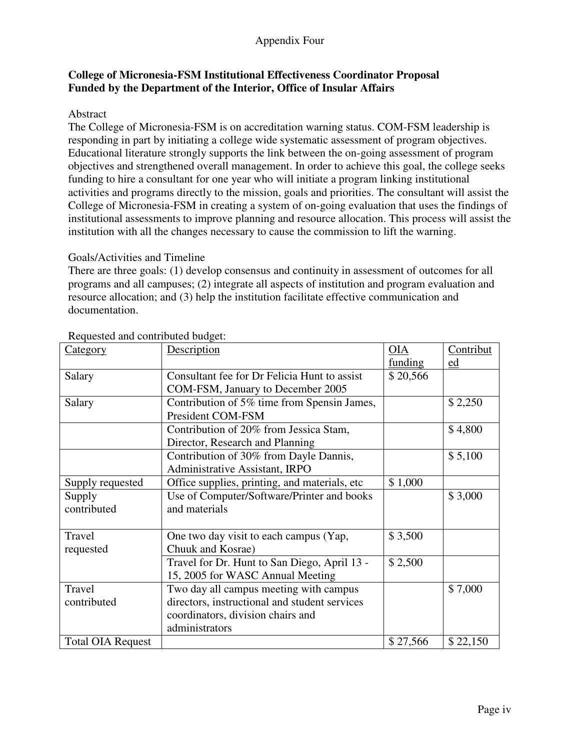Appendix Four

**College of Micronesia-FSM Institutional Effectiveness Coordinator Proposal**
**Funded by the Department of the Interior, Office of Insular Affairs**

Abstract

The College of Micronesia-FSM is on accreditation warning status. COM-FSM leadership is responding in part by initiating a college wide systematic assessment of program objectives. Educational literature strongly supports the link between the on-going assessment of program objectives and strengthened overall management. In order to achieve this goal, the college seeks funding to hire a consultant for one year who will initiate a program linking institutional activities and programs directly to the mission, goals and priorities. The consultant will assist the College of Micronesia-FSM in creating a system of on-going evaluation that uses the findings of institutional assessments to improve planning and resource allocation. This process will assist the institution with all the changes necessary to cause the commission to lift the warning.

Goals/Activities and Timeline

There are three goals: (1) develop consensus and continuity in assessment of outcomes for all programs and all campuses; (2) integrate all aspects of institution and program evaluation and resource allocation; and (3) help the institution facilitate effective communication and documentation.

Requested and contributed budget:

| Category | Description | OIA funding | Contributed |
|---|---|---|---|
| Salary | Consultant fee for Dr Felicia Hunt to assist COM-FSM, January to December 2005 | $ 20,566 | |
| Salary | Contribution of 5% time from Spensin James, President COM-FSM | | $ 2,250 |
| | Contribution of 20% from Jessica Stam, Director, Research and Planning | | $ 4,800 |
| | Contribution of 30% from Dayle Dannis, Administrative Assistant, IRPO | | $ 5,100 |
| Supply requested | Office supplies, printing, and materials, etc | $ 1,000 | |
| Supply contributed | Use of Computer/Software/Printer and books and materials | | $ 3,000 |
| Travel requested | One two day visit to each campus (Yap, Chuuk and Kosrae) | $ 3,500 | |
| | Travel for Dr. Hunt to San Diego, April 13 - 15, 2005 for WASC Annual Meeting | $ 2,500 | |
| Travel contributed | Two day all campus meeting with campus directors, instructional and student services coordinators, division chairs and administrators | | $ 7,000 |
| Total OIA Request | | $ 27,566 | $ 22,150 |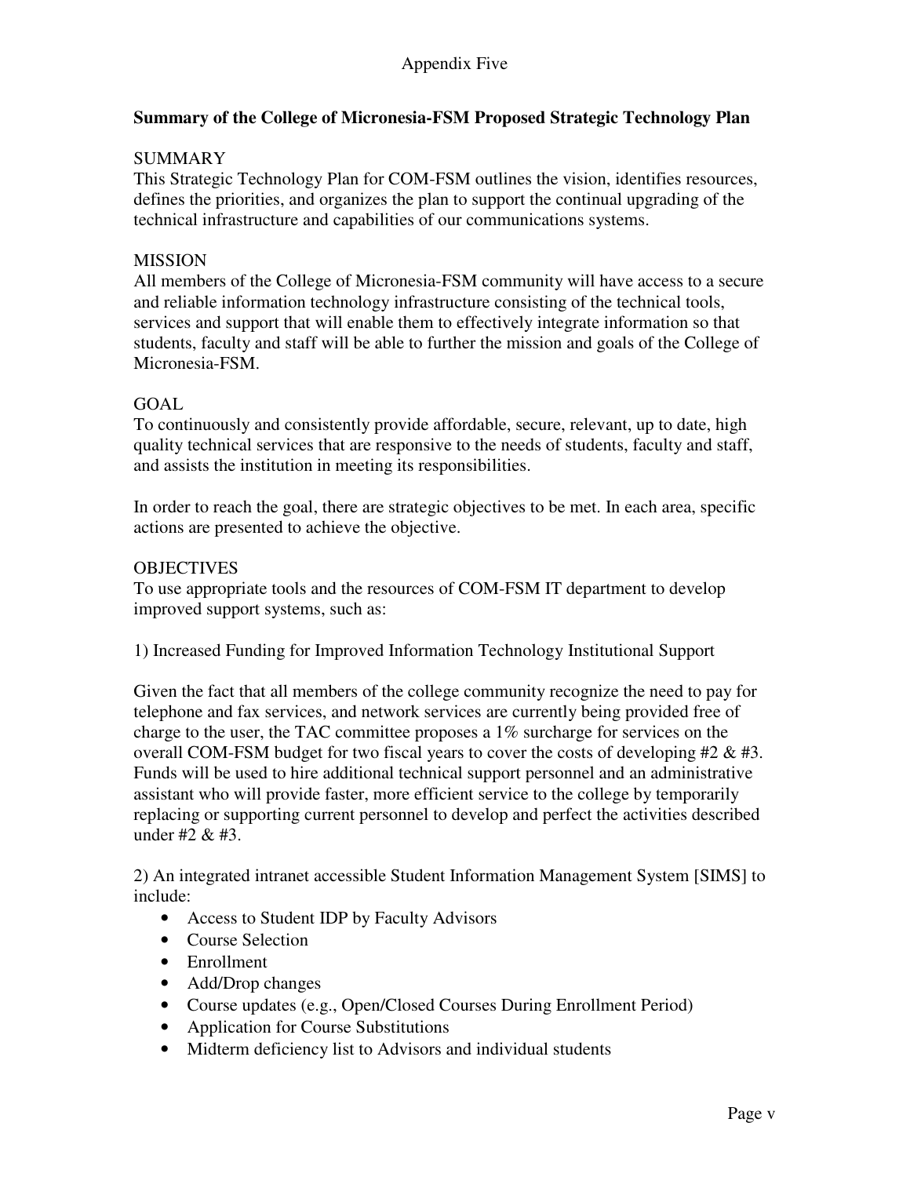Appendix Five

## Summary of the College of Micronesia-FSM Proposed Strategic Technology Plan

SUMMARY

This Strategic Technology Plan for COM-FSM outlines the vision, identifies resources, defines the priorities, and organizes the plan to support the continual upgrading of the technical infrastructure and capabilities of our communications systems.

MISSION

All members of the College of Micronesia-FSM community will have access to a secure and reliable information technology infrastructure consisting of the technical tools, services and support that will enable them to effectively integrate information so that students, faculty and staff will be able to further the mission and goals of the College of Micronesia-FSM.

GOAL

To continuously and consistently provide affordable, secure, relevant, up to date, high quality technical services that are responsive to the needs of students, faculty and staff, and assists the institution in meeting its responsibilities.

In order to reach the goal, there are strategic objectives to be met. In each area, specific actions are presented to achieve the objective.

OBJECTIVES

To use appropriate tools and the resources of COM-FSM IT department to develop improved support systems, such as:

1) Increased Funding for Improved Information Technology Institutional Support

Given the fact that all members of the college community recognize the need to pay for telephone and fax services, and network services are currently being provided free of charge to the user, the TAC committee proposes a 1% surcharge for services on the overall COM-FSM budget for two fiscal years to cover the costs of developing #2 & #3. Funds will be used to hire additional technical support personnel and an administrative assistant who will provide faster, more efficient service to the college by temporarily replacing or supporting current personnel to develop and perfect the activities described under #2 & #3.

2) An integrated intranet accessible Student Information Management System [SIMS] to include:

- Access to Student IDP by Faculty Advisors
- Course Selection
- Enrollment
- Add/Drop changes
- Course updates (e.g., Open/Closed Courses During Enrollment Period)
- Application for Course Substitutions
- Midterm deficiency list to Advisors and individual students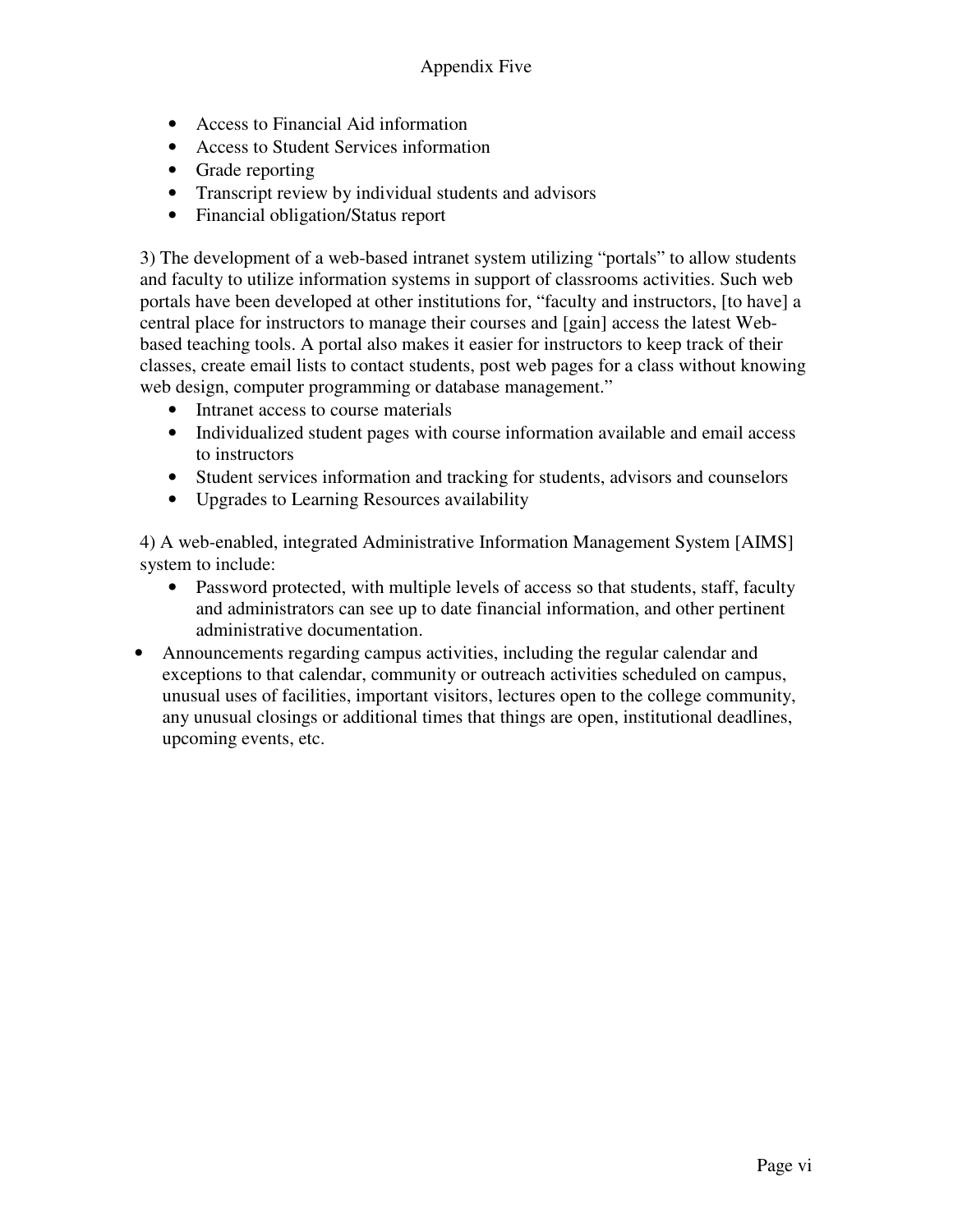- Access to Financial Aid information
- Access to Student Services information
- Grade reporting
- Transcript review by individual students and advisors
- Financial obligation/Status report

3) The development of a web-based intranet system utilizing "portals" to allow students and faculty to utilize information systems in support of classrooms activities. Such web portals have been developed at other institutions for, "faculty and instructors, [to have] a central place for instructors to manage their courses and [gain] access the latest Web-based teaching tools. A portal also makes it easier for instructors to keep track of their classes, create email lists to contact students, post web pages for a class without knowing web design, computer programming or database management."

- Intranet access to course materials
- Individualized student pages with course information available and email access to instructors
- Student services information and tracking for students, advisors and counselors
- Upgrades to Learning Resources availability

4) A web-enabled, integrated Administrative Information Management System [AIMS] system to include:

- Password protected, with multiple levels of access so that students, staff, faculty and administrators can see up to date financial information, and other pertinent administrative documentation.
- Announcements regarding campus activities, including the regular calendar and exceptions to that calendar, community or outreach activities scheduled on campus, unusual uses of facilities, important visitors, lectures open to the college community, any unusual closings or additional times that things are open, institutional deadlines, upcoming events, etc.